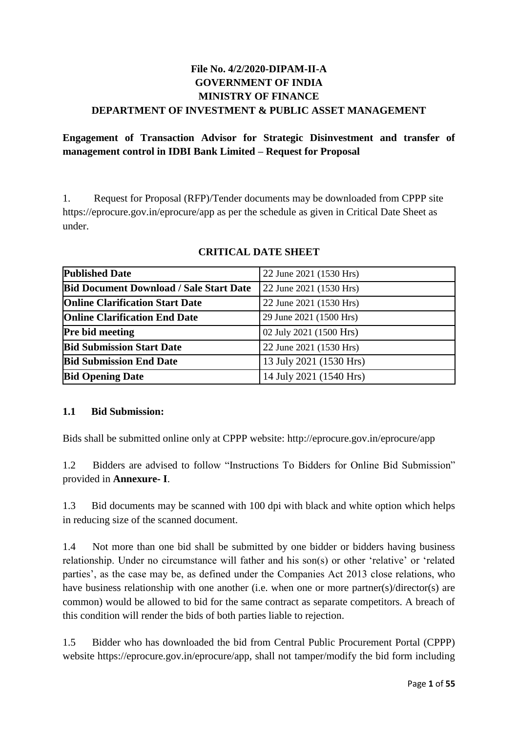**File No. 4/2/2020-DIPAM-II-A**
**GOVERNMENT OF INDIA**
**MINISTRY OF FINANCE**
**DEPARTMENT OF INVESTMENT & PUBLIC ASSET MANAGEMENT**

**Engagement of Transaction Advisor for Strategic Disinvestment and transfer of management control in IDBI Bank Limited – Request for Proposal**

1. Request for Proposal (RFP)/Tender documents may be downloaded from CPPP site https://eprocure.gov.in/eprocure/app as per the schedule as given in Critical Date Sheet as under.

**CRITICAL DATE SHEET**

| | |
|---|---|
| **Published Date** | 22 June 2021 (1530 Hrs) |
| **Bid Document Download / Sale Start Date** | 22 June 2021 (1530 Hrs) |
| **Online Clarification Start Date** | 22 June 2021 (1530 Hrs) |
| **Online Clarification End Date** | 29 June 2021 (1500 Hrs) |
| **Pre bid meeting** | 02 July 2021 (1500 Hrs) |
| **Bid Submission Start Date** | 22 June 2021 (1530 Hrs) |
| **Bid Submission End Date** | 13 July 2021 (1530 Hrs) |
| **Bid Opening Date** | 14 July 2021 (1540 Hrs) |

**1.1 Bid Submission:**

Bids shall be submitted online only at CPPP website: http://eprocure.gov.in/eprocure/app

1.2 Bidders are advised to follow "Instructions To Bidders for Online Bid Submission" provided in **Annexure- I**.

1.3 Bid documents may be scanned with 100 dpi with black and white option which helps in reducing size of the scanned document.

1.4 Not more than one bid shall be submitted by one bidder or bidders having business relationship. Under no circumstance will father and his son(s) or other 'relative' or 'related parties', as the case may be, as defined under the Companies Act 2013 close relations, who have business relationship with one another (i.e. when one or more partner(s)/director(s) are common) would be allowed to bid for the same contract as separate competitors. A breach of this condition will render the bids of both parties liable to rejection.

1.5 Bidder who has downloaded the bid from Central Public Procurement Portal (CPPP) website https://eprocure.gov.in/eprocure/app, shall not tamper/modify the bid form including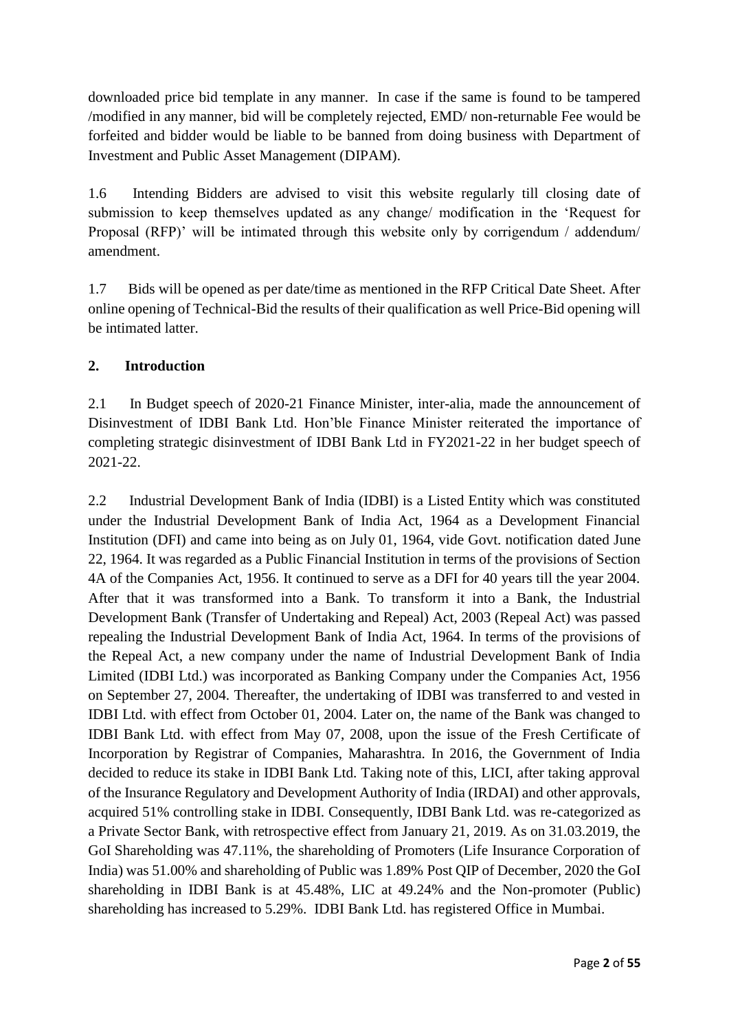downloaded price bid template in any manner. In case if the same is found to be tampered /modified in any manner, bid will be completely rejected, EMD/ non-returnable Fee would be forfeited and bidder would be liable to be banned from doing business with Department of Investment and Public Asset Management (DIPAM).

1.6 Intending Bidders are advised to visit this website regularly till closing date of submission to keep themselves updated as any change/ modification in the 'Request for Proposal (RFP)' will be intimated through this website only by corrigendum / addendum/ amendment.

1.7 Bids will be opened as per date/time as mentioned in the RFP Critical Date Sheet. After online opening of Technical-Bid the results of their qualification as well Price-Bid opening will be intimated latter.

## 2. Introduction

2.1 In Budget speech of 2020-21 Finance Minister, inter-alia, made the announcement of Disinvestment of IDBI Bank Ltd. Hon'ble Finance Minister reiterated the importance of completing strategic disinvestment of IDBI Bank Ltd in FY2021-22 in her budget speech of 2021-22.

2.2 Industrial Development Bank of India (IDBI) is a Listed Entity which was constituted under the Industrial Development Bank of India Act, 1964 as a Development Financial Institution (DFI) and came into being as on July 01, 1964, vide Govt. notification dated June 22, 1964. It was regarded as a Public Financial Institution in terms of the provisions of Section 4A of the Companies Act, 1956. It continued to serve as a DFI for 40 years till the year 2004. After that it was transformed into a Bank. To transform it into a Bank, the Industrial Development Bank (Transfer of Undertaking and Repeal) Act, 2003 (Repeal Act) was passed repealing the Industrial Development Bank of India Act, 1964. In terms of the provisions of the Repeal Act, a new company under the name of Industrial Development Bank of India Limited (IDBI Ltd.) was incorporated as Banking Company under the Companies Act, 1956 on September 27, 2004. Thereafter, the undertaking of IDBI was transferred to and vested in IDBI Ltd. with effect from October 01, 2004. Later on, the name of the Bank was changed to IDBI Bank Ltd. with effect from May 07, 2008, upon the issue of the Fresh Certificate of Incorporation by Registrar of Companies, Maharashtra. In 2016, the Government of India decided to reduce its stake in IDBI Bank Ltd. Taking note of this, LICI, after taking approval of the Insurance Regulatory and Development Authority of India (IRDAI) and other approvals, acquired 51% controlling stake in IDBI. Consequently, IDBI Bank Ltd. was re-categorized as a Private Sector Bank, with retrospective effect from January 21, 2019. As on 31.03.2019, the GoI Shareholding was 47.11%, the shareholding of Promoters (Life Insurance Corporation of India) was 51.00% and shareholding of Public was 1.89% Post QIP of December, 2020 the GoI shareholding in IDBI Bank is at 45.48%, LIC at 49.24% and the Non-promoter (Public) shareholding has increased to 5.29%. IDBI Bank Ltd. has registered Office in Mumbai.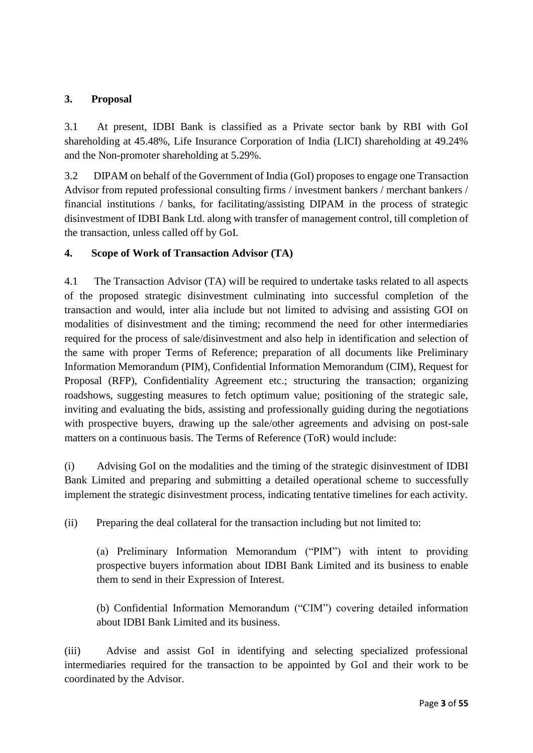## 3. Proposal

3.1 At present, IDBI Bank is classified as a Private sector bank by RBI with GoI shareholding at 45.48%, Life Insurance Corporation of India (LICI) shareholding at 49.24% and the Non-promoter shareholding at 5.29%.

3.2 DIPAM on behalf of the Government of India (GoI) proposes to engage one Transaction Advisor from reputed professional consulting firms / investment bankers / merchant bankers / financial institutions / banks, for facilitating/assisting DIPAM in the process of strategic disinvestment of IDBI Bank Ltd. along with transfer of management control, till completion of the transaction, unless called off by GoI.

## 4. Scope of Work of Transaction Advisor (TA)

4.1 The Transaction Advisor (TA) will be required to undertake tasks related to all aspects of the proposed strategic disinvestment culminating into successful completion of the transaction and would, inter alia include but not limited to advising and assisting GOI on modalities of disinvestment and the timing; recommend the need for other intermediaries required for the process of sale/disinvestment and also help in identification and selection of the same with proper Terms of Reference; preparation of all documents like Preliminary Information Memorandum (PIM), Confidential Information Memorandum (CIM), Request for Proposal (RFP), Confidentiality Agreement etc.; structuring the transaction; organizing roadshows, suggesting measures to fetch optimum value; positioning of the strategic sale, inviting and evaluating the bids, assisting and professionally guiding during the negotiations with prospective buyers, drawing up the sale/other agreements and advising on post-sale matters on a continuous basis. The Terms of Reference (ToR) would include:

(i) Advising GoI on the modalities and the timing of the strategic disinvestment of IDBI Bank Limited and preparing and submitting a detailed operational scheme to successfully implement the strategic disinvestment process, indicating tentative timelines for each activity.

(ii) Preparing the deal collateral for the transaction including but not limited to:

(a) Preliminary Information Memorandum ("PIM") with intent to providing prospective buyers information about IDBI Bank Limited and its business to enable them to send in their Expression of Interest.

(b) Confidential Information Memorandum ("CIM") covering detailed information about IDBI Bank Limited and its business.

(iii) Advise and assist GoI in identifying and selecting specialized professional intermediaries required for the transaction to be appointed by GoI and their work to be coordinated by the Advisor.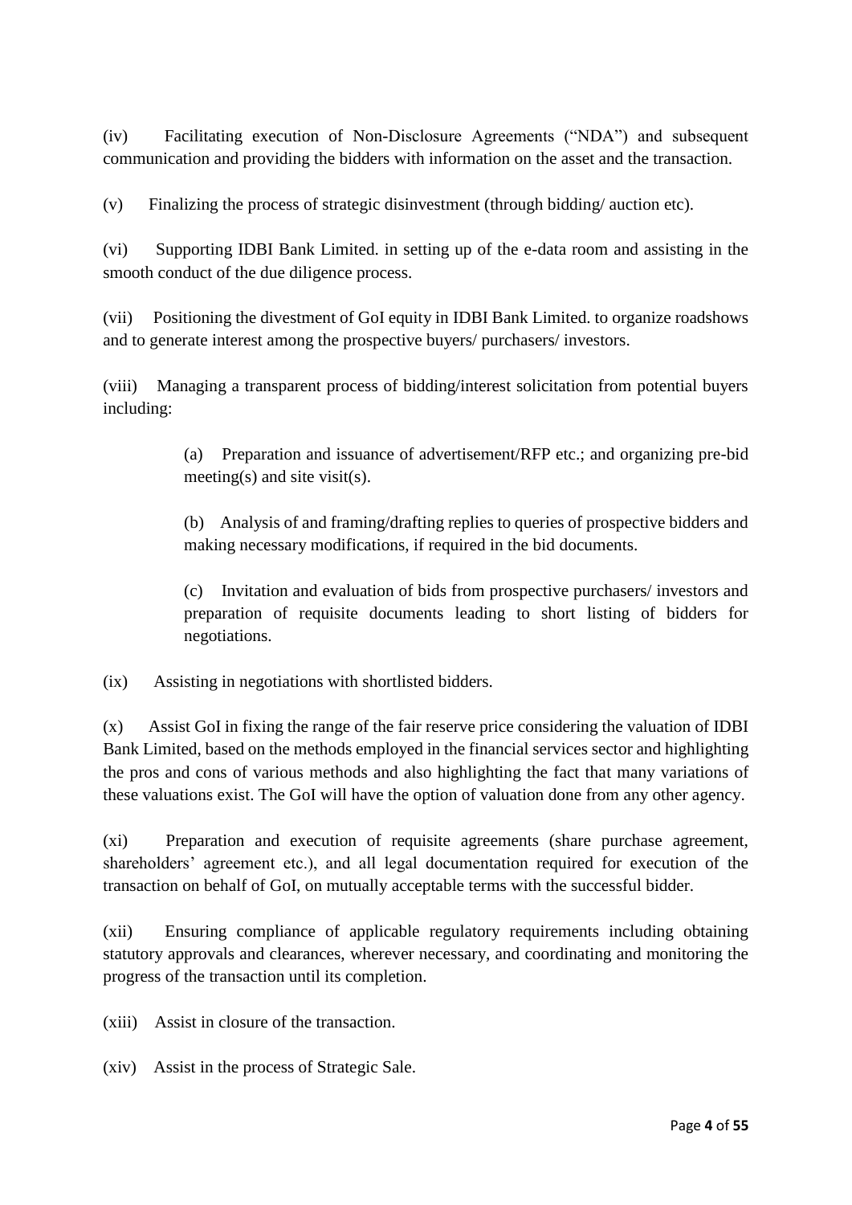(iv) Facilitating execution of Non-Disclosure Agreements ("NDA") and subsequent communication and providing the bidders with information on the asset and the transaction.

(v) Finalizing the process of strategic disinvestment (through bidding/ auction etc).

(vi) Supporting IDBI Bank Limited. in setting up of the e-data room and assisting in the smooth conduct of the due diligence process.

(vii) Positioning the divestment of GoI equity in IDBI Bank Limited. to organize roadshows and to generate interest among the prospective buyers/ purchasers/ investors.

(viii) Managing a transparent process of bidding/interest solicitation from potential buyers including:

> (a) Preparation and issuance of advertisement/RFP etc.; and organizing pre-bid meeting(s) and site visit(s).
>
> (b) Analysis of and framing/drafting replies to queries of prospective bidders and making necessary modifications, if required in the bid documents.
>
> (c) Invitation and evaluation of bids from prospective purchasers/ investors and preparation of requisite documents leading to short listing of bidders for negotiations.

(ix) Assisting in negotiations with shortlisted bidders.

(x) Assist GoI in fixing the range of the fair reserve price considering the valuation of IDBI Bank Limited, based on the methods employed in the financial services sector and highlighting the pros and cons of various methods and also highlighting the fact that many variations of these valuations exist. The GoI will have the option of valuation done from any other agency.

(xi) Preparation and execution of requisite agreements (share purchase agreement, shareholders' agreement etc.), and all legal documentation required for execution of the transaction on behalf of GoI, on mutually acceptable terms with the successful bidder.

(xii) Ensuring compliance of applicable regulatory requirements including obtaining statutory approvals and clearances, wherever necessary, and coordinating and monitoring the progress of the transaction until its completion.

(xiii) Assist in closure of the transaction.

(xiv) Assist in the process of Strategic Sale.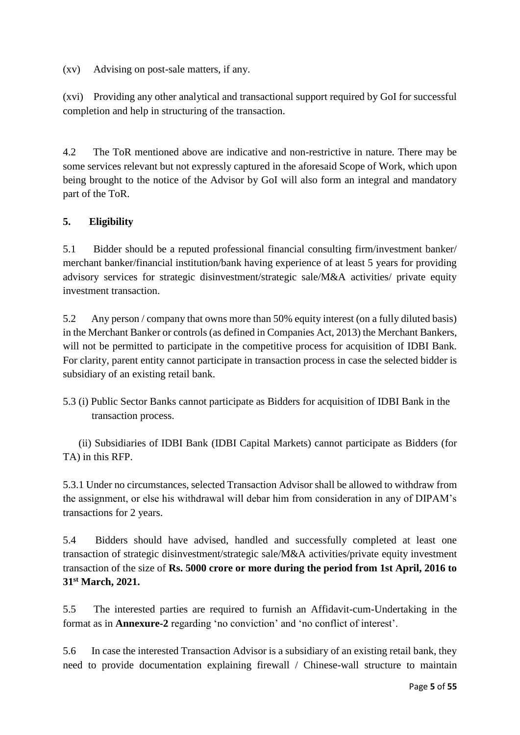(xv) Advising on post-sale matters, if any.

(xvi) Providing any other analytical and transactional support required by GoI for successful completion and help in structuring of the transaction.

4.2 The ToR mentioned above are indicative and non-restrictive in nature. There may be some services relevant but not expressly captured in the aforesaid Scope of Work, which upon being brought to the notice of the Advisor by GoI will also form an integral and mandatory part of the ToR.

## 5. Eligibility

5.1 Bidder should be a reputed professional financial consulting firm/investment banker/ merchant banker/financial institution/bank having experience of at least 5 years for providing advisory services for strategic disinvestment/strategic sale/M&A activities/ private equity investment transaction.

5.2 Any person / company that owns more than 50% equity interest (on a fully diluted basis) in the Merchant Banker or controls (as defined in Companies Act, 2013) the Merchant Bankers, will not be permitted to participate in the competitive process for acquisition of IDBI Bank. For clarity, parent entity cannot participate in transaction process in case the selected bidder is subsidiary of an existing retail bank.

5.3 (i) Public Sector Banks cannot participate as Bidders for acquisition of IDBI Bank in the transaction process.

(ii) Subsidiaries of IDBI Bank (IDBI Capital Markets) cannot participate as Bidders (for TA) in this RFP.

5.3.1 Under no circumstances, selected Transaction Advisor shall be allowed to withdraw from the assignment, or else his withdrawal will debar him from consideration in any of DIPAM's transactions for 2 years.

5.4 Bidders should have advised, handled and successfully completed at least one transaction of strategic disinvestment/strategic sale/M&A activities/private equity investment transaction of the size of **Rs. 5000 crore or more during the period from 1st April, 2016 to 31st March, 2021.**

5.5 The interested parties are required to furnish an Affidavit-cum-Undertaking in the format as in **Annexure-2** regarding 'no conviction' and 'no conflict of interest'.

5.6 In case the interested Transaction Advisor is a subsidiary of an existing retail bank, they need to provide documentation explaining firewall / Chinese-wall structure to maintain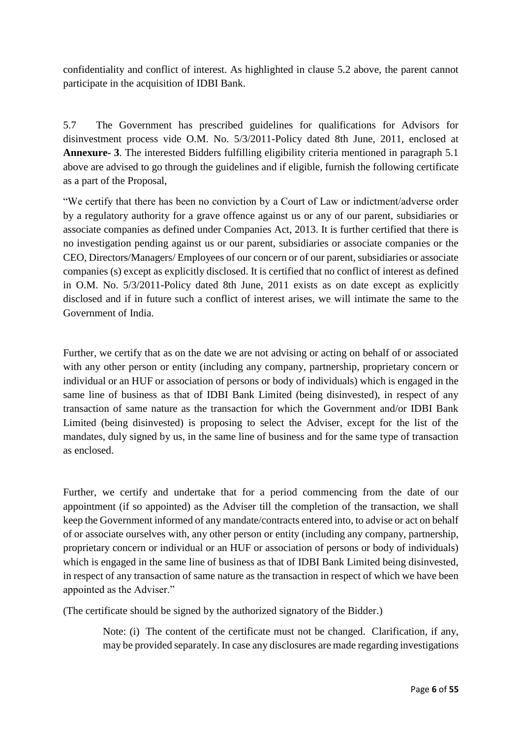confidentiality and conflict of interest. As highlighted in clause 5.2 above, the parent cannot participate in the acquisition of IDBI Bank.

5.7 The Government has prescribed guidelines for qualifications for Advisors for disinvestment process vide O.M. No. 5/3/2011-Policy dated 8th June, 2011, enclosed at **Annexure- 3**. The interested Bidders fulfilling eligibility criteria mentioned in paragraph 5.1 above are advised to go through the guidelines and if eligible, furnish the following certificate as a part of the Proposal,

"We certify that there has been no conviction by a Court of Law or indictment/adverse order by a regulatory authority for a grave offence against us or any of our parent, subsidiaries or associate companies as defined under Companies Act, 2013. It is further certified that there is no investigation pending against us or our parent, subsidiaries or associate companies or the CEO, Directors/Managers/ Employees of our concern or of our parent, subsidiaries or associate companies (s) except as explicitly disclosed. It is certified that no conflict of interest as defined in O.M. No. 5/3/2011-Policy dated 8th June, 2011 exists as on date except as explicitly disclosed and if in future such a conflict of interest arises, we will intimate the same to the Government of India.

Further, we certify that as on the date we are not advising or acting on behalf of or associated with any other person or entity (including any company, partnership, proprietary concern or individual or an HUF or association of persons or body of individuals) which is engaged in the same line of business as that of IDBI Bank Limited (being disinvested), in respect of any transaction of same nature as the transaction for which the Government and/or IDBI Bank Limited (being disinvested) is proposing to select the Adviser, except for the list of the mandates, duly signed by us, in the same line of business and for the same type of transaction as enclosed.

Further, we certify and undertake that for a period commencing from the date of our appointment (if so appointed) as the Adviser till the completion of the transaction, we shall keep the Government informed of any mandate/contracts entered into, to advise or act on behalf of or associate ourselves with, any other person or entity (including any company, partnership, proprietary concern or individual or an HUF or association of persons or body of individuals) which is engaged in the same line of business as that of IDBI Bank Limited being disinvested, in respect of any transaction of same nature as the transaction in respect of which we have been appointed as the Adviser."

(The certificate should be signed by the authorized signatory of the Bidder.)

Note: (i) The content of the certificate must not be changed. Clarification, if any, may be provided separately. In case any disclosures are made regarding investigations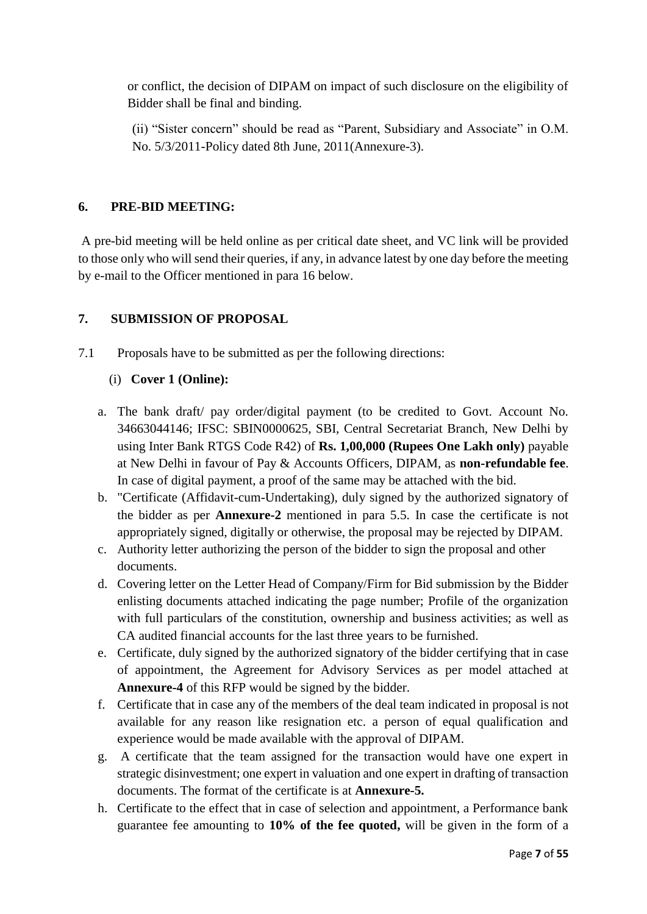or conflict, the decision of DIPAM on impact of such disclosure on the eligibility of Bidder shall be final and binding.

(ii) "Sister concern" should be read as "Parent, Subsidiary and Associate" in O.M. No. 5/3/2011-Policy dated 8th June, 2011(Annexure-3).

## 6. PRE-BID MEETING:

A pre-bid meeting will be held online as per critical date sheet, and VC link will be provided to those only who will send their queries, if any, in advance latest by one day before the meeting by e-mail to the Officer mentioned in para 16 below.

## 7. SUBMISSION OF PROPOSAL

7.1 Proposals have to be submitted as per the following directions:

(i) **Cover 1 (Online):**

a. The bank draft/ pay order/digital payment (to be credited to Govt. Account No. 34663044146; IFSC: SBIN0000625, SBI, Central Secretariat Branch, New Delhi by using Inter Bank RTGS Code R42) of **Rs. 1,00,000 (Rupees One Lakh only)** payable at New Delhi in favour of Pay & Accounts Officers, DIPAM, as **non-refundable fee**. In case of digital payment, a proof of the same may be attached with the bid.

b. "Certificate (Affidavit-cum-Undertaking), duly signed by the authorized signatory of the bidder as per **Annexure-2** mentioned in para 5.5. In case the certificate is not appropriately signed, digitally or otherwise, the proposal may be rejected by DIPAM.

c. Authority letter authorizing the person of the bidder to sign the proposal and other documents.

d. Covering letter on the Letter Head of Company/Firm for Bid submission by the Bidder enlisting documents attached indicating the page number; Profile of the organization with full particulars of the constitution, ownership and business activities; as well as CA audited financial accounts for the last three years to be furnished.

e. Certificate, duly signed by the authorized signatory of the bidder certifying that in case of appointment, the Agreement for Advisory Services as per model attached at **Annexure-4** of this RFP would be signed by the bidder.

f. Certificate that in case any of the members of the deal team indicated in proposal is not available for any reason like resignation etc. a person of equal qualification and experience would be made available with the approval of DIPAM.

g. A certificate that the team assigned for the transaction would have one expert in strategic disinvestment; one expert in valuation and one expert in drafting of transaction documents. The format of the certificate is at **Annexure-5.**

h. Certificate to the effect that in case of selection and appointment, a Performance bank guarantee fee amounting to **10% of the fee quoted,** will be given in the form of a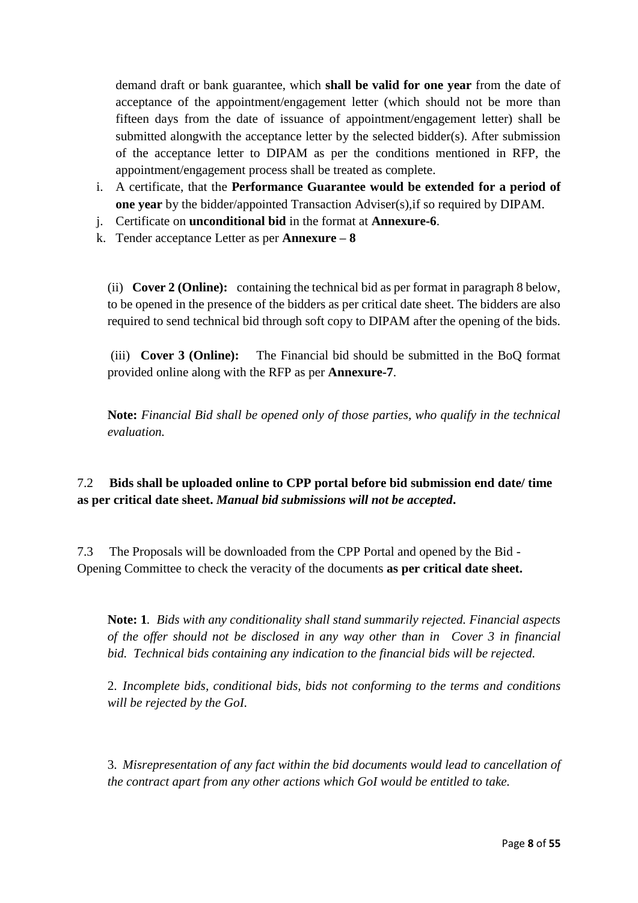demand draft or bank guarantee, which **shall be valid for one year** from the date of acceptance of the appointment/engagement letter (which should not be more than fifteen days from the date of issuance of appointment/engagement letter) shall be submitted alongwith the acceptance letter by the selected bidder(s). After submission of the acceptance letter to DIPAM as per the conditions mentioned in RFP, the appointment/engagement process shall be treated as complete.

i. A certificate, that the **Performance Guarantee would be extended for a period of one year** by the bidder/appointed Transaction Adviser(s),if so required by DIPAM.
j. Certificate on **unconditional bid** in the format at **Annexure-6**.
k. Tender acceptance Letter as per **Annexure – 8**

(ii) **Cover 2 (Online):** containing the technical bid as per format in paragraph 8 below, to be opened in the presence of the bidders as per critical date sheet. The bidders are also required to send technical bid through soft copy to DIPAM after the opening of the bids.

(iii) **Cover 3 (Online):** The Financial bid should be submitted in the BoQ format provided online along with the RFP as per **Annexure-7**.

**Note:** *Financial Bid shall be opened only of those parties, who qualify in the technical evaluation.*

7.2 **Bids shall be uploaded online to CPP portal before bid submission end date/ time as per critical date sheet.** ***Manual bid submissions will not be accepted*.**

7.3 The Proposals will be downloaded from the CPP Portal and opened by the Bid - Opening Committee to check the veracity of the documents **as per critical date sheet.**

**Note: 1**. *Bids with any conditionality shall stand summarily rejected. Financial aspects of the offer should not be disclosed in any way other than in Cover 3 in financial bid. Technical bids containing any indication to the financial bids will be rejected.*

2. *Incomplete bids, conditional bids, bids not conforming to the terms and conditions will be rejected by the GoI.*

3. *Misrepresentation of any fact within the bid documents would lead to cancellation of the contract apart from any other actions which GoI would be entitled to take.*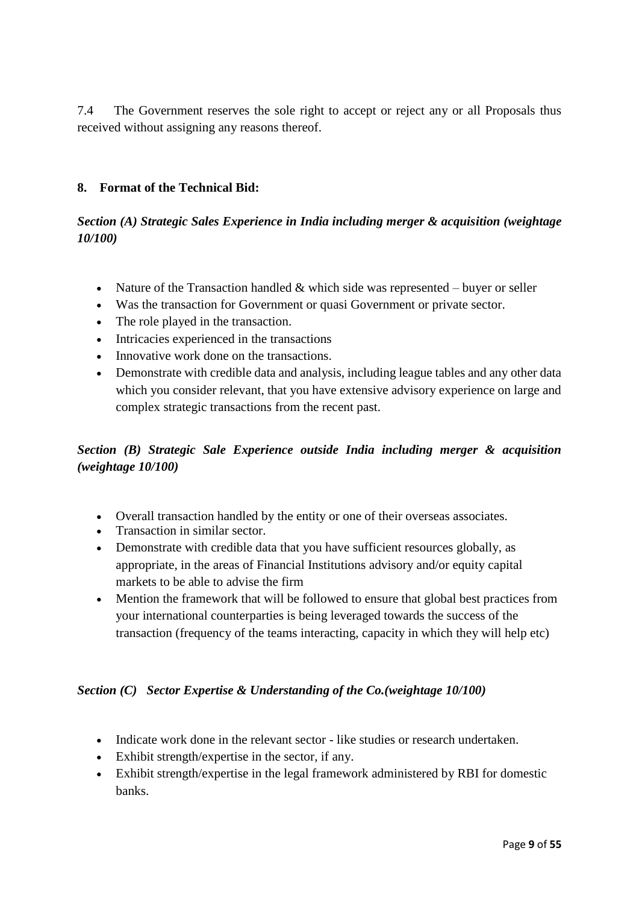7.4 The Government reserves the sole right to accept or reject any or all Proposals thus received without assigning any reasons thereof.

## 8. Format of the Technical Bid:

***Section (A) Strategic Sales Experience in India including merger & acquisition (weightage 10/100)***

- Nature of the Transaction handled & which side was represented – buyer or seller
- Was the transaction for Government or quasi Government or private sector.
- The role played in the transaction.
- Intricacies experienced in the transactions
- Innovative work done on the transactions.
- Demonstrate with credible data and analysis, including league tables and any other data which you consider relevant, that you have extensive advisory experience on large and complex strategic transactions from the recent past.

***Section (B) Strategic Sale Experience outside India including merger & acquisition (weightage 10/100)***

- Overall transaction handled by the entity or one of their overseas associates.
- Transaction in similar sector.
- Demonstrate with credible data that you have sufficient resources globally, as appropriate, in the areas of Financial Institutions advisory and/or equity capital markets to be able to advise the firm
- Mention the framework that will be followed to ensure that global best practices from your international counterparties is being leveraged towards the success of the transaction (frequency of the teams interacting, capacity in which they will help etc)

***Section (C) Sector Expertise & Understanding of the Co.(weightage 10/100)***

- Indicate work done in the relevant sector - like studies or research undertaken.
- Exhibit strength/expertise in the sector, if any.
- Exhibit strength/expertise in the legal framework administered by RBI for domestic banks.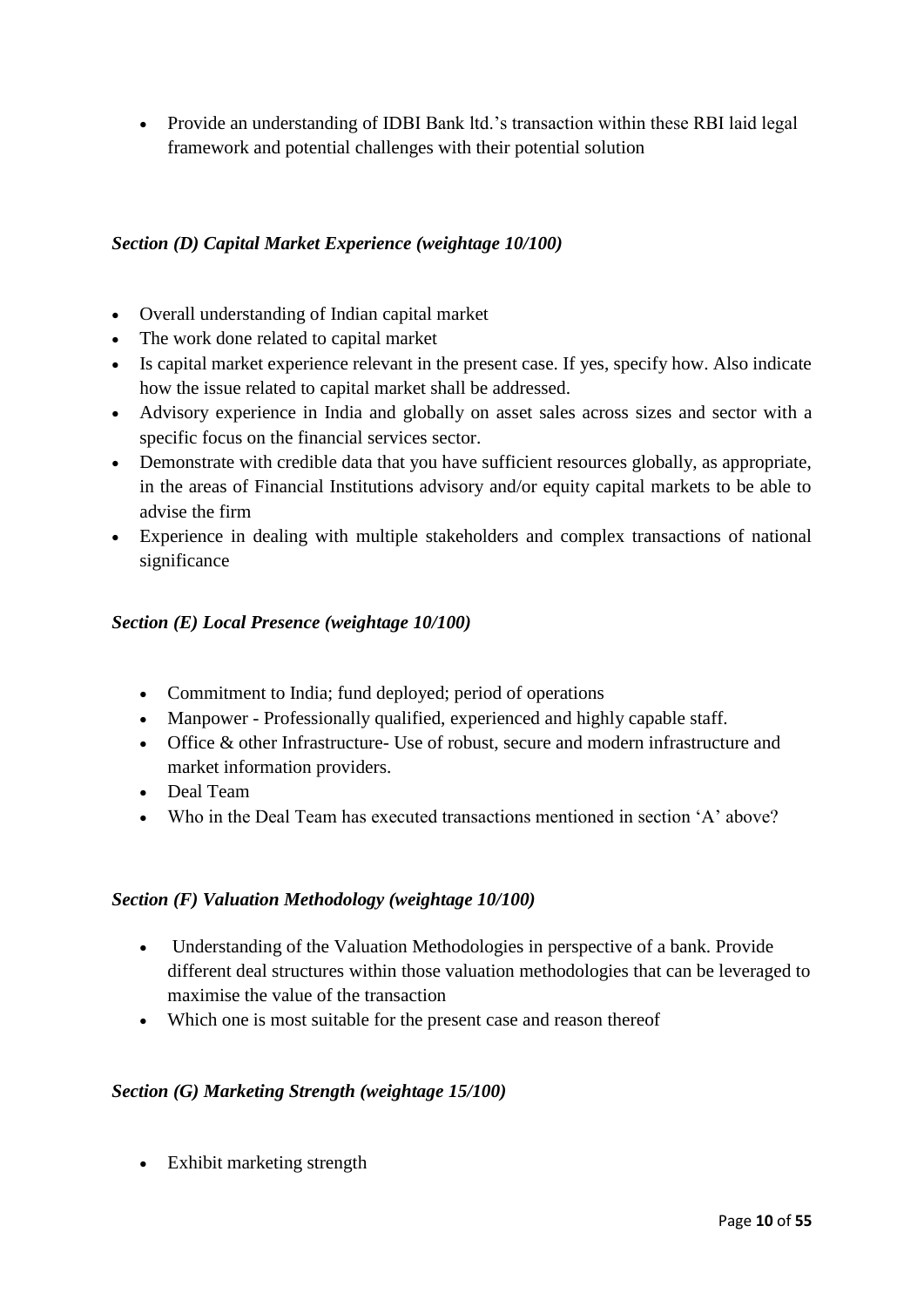- Provide an understanding of IDBI Bank ltd.'s transaction within these RBI laid legal framework and potential challenges with their potential solution

### *Section (D) Capital Market Experience (weightage 10/100)*

- Overall understanding of Indian capital market
- The work done related to capital market
- Is capital market experience relevant in the present case. If yes, specify how. Also indicate how the issue related to capital market shall be addressed.
- Advisory experience in India and globally on asset sales across sizes and sector with a specific focus on the financial services sector.
- Demonstrate with credible data that you have sufficient resources globally, as appropriate, in the areas of Financial Institutions advisory and/or equity capital markets to be able to advise the firm
- Experience in dealing with multiple stakeholders and complex transactions of national significance

### *Section (E) Local Presence (weightage 10/100)*

- Commitment to India; fund deployed; period of operations
- Manpower - Professionally qualified, experienced and highly capable staff.
- Office & other Infrastructure- Use of robust, secure and modern infrastructure and market information providers.
- Deal Team
- Who in the Deal Team has executed transactions mentioned in section 'A' above?

### *Section (F) Valuation Methodology (weightage 10/100)*

- Understanding of the Valuation Methodologies in perspective of a bank. Provide different deal structures within those valuation methodologies that can be leveraged to maximise the value of the transaction
- Which one is most suitable for the present case and reason thereof

### *Section (G) Marketing Strength (weightage 15/100)*

- Exhibit marketing strength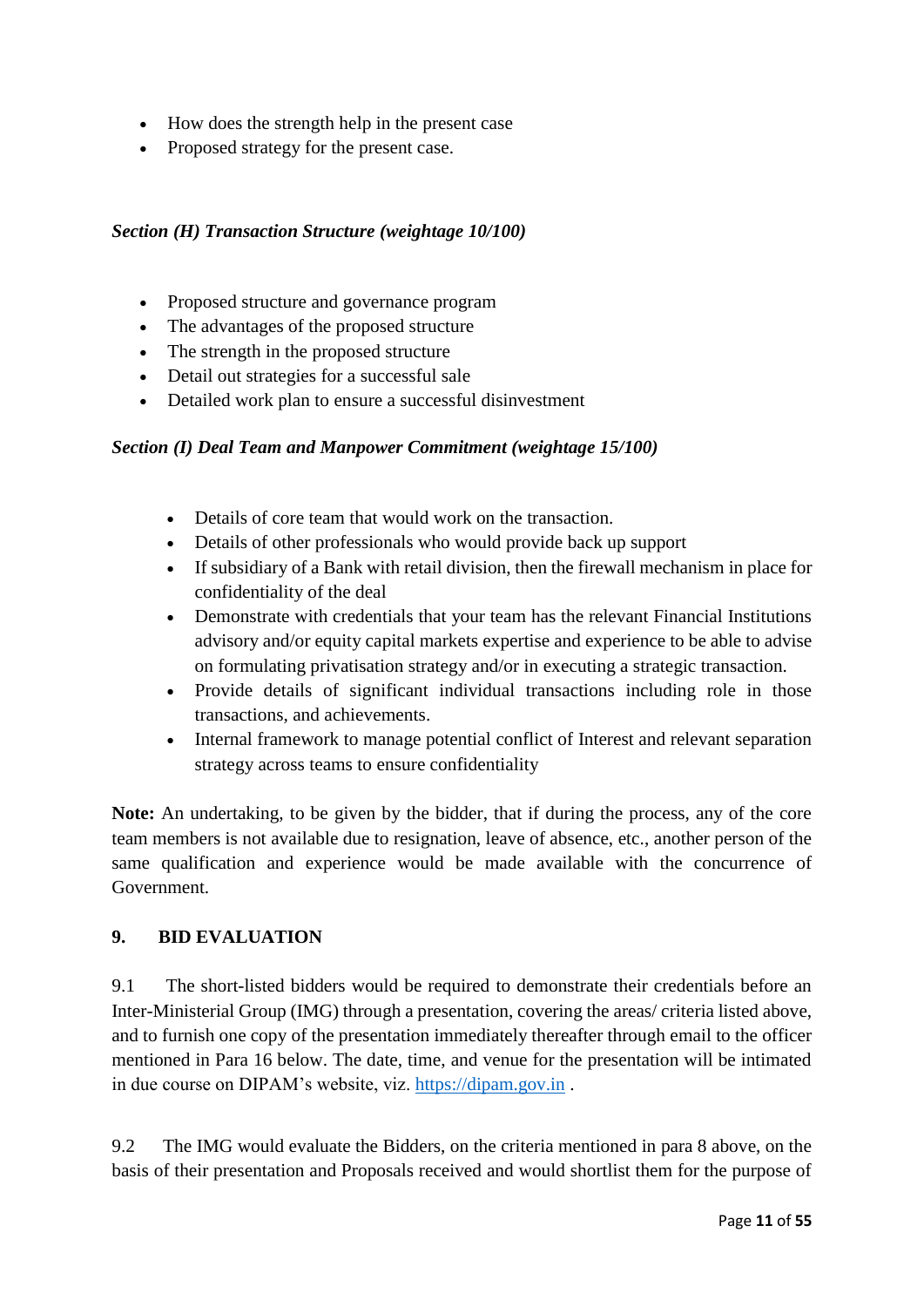- How does the strength help in the present case
- Proposed strategy for the present case.

***Section (H) Transaction Structure (weightage 10/100)***

- Proposed structure and governance program
- The advantages of the proposed structure
- The strength in the proposed structure
- Detail out strategies for a successful sale
- Detailed work plan to ensure a successful disinvestment

***Section (I) Deal Team and Manpower Commitment (weightage 15/100)***

- Details of core team that would work on the transaction.
- Details of other professionals who would provide back up support
- If subsidiary of a Bank with retail division, then the firewall mechanism in place for confidentiality of the deal
- Demonstrate with credentials that your team has the relevant Financial Institutions advisory and/or equity capital markets expertise and experience to be able to advise on formulating privatisation strategy and/or in executing a strategic transaction.
- Provide details of significant individual transactions including role in those transactions, and achievements.
- Internal framework to manage potential conflict of Interest and relevant separation strategy across teams to ensure confidentiality

**Note:** An undertaking, to be given by the bidder, that if during the process, any of the core team members is not available due to resignation, leave of absence, etc., another person of the same qualification and experience would be made available with the concurrence of Government.

## 9. BID EVALUATION

9.1 The short-listed bidders would be required to demonstrate their credentials before an Inter-Ministerial Group (IMG) through a presentation, covering the areas/ criteria listed above, and to furnish one copy of the presentation immediately thereafter through email to the officer mentioned in Para 16 below. The date, time, and venue for the presentation will be intimated in due course on DIPAM's website, viz. https://dipam.gov.in .

9.2 The IMG would evaluate the Bidders, on the criteria mentioned in para 8 above, on the basis of their presentation and Proposals received and would shortlist them for the purpose of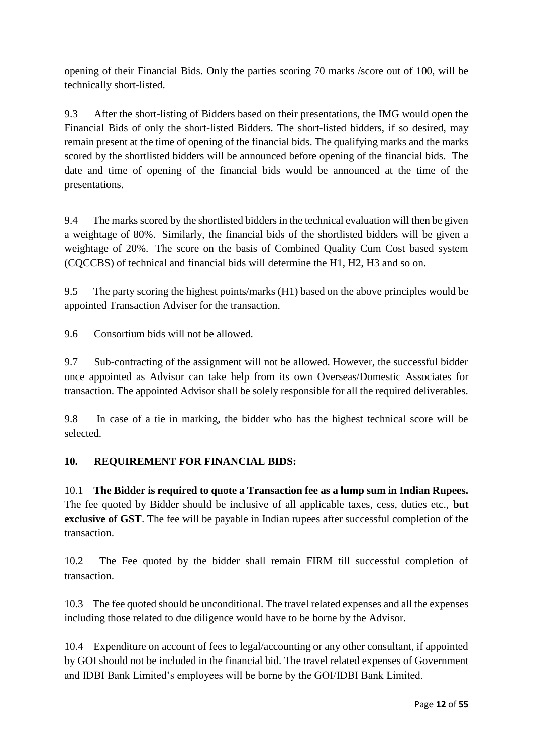opening of their Financial Bids. Only the parties scoring 70 marks /score out of 100, will be technically short-listed.

9.3 After the short-listing of Bidders based on their presentations, the IMG would open the Financial Bids of only the short-listed Bidders. The short-listed bidders, if so desired, may remain present at the time of opening of the financial bids. The qualifying marks and the marks scored by the shortlisted bidders will be announced before opening of the financial bids. The date and time of opening of the financial bids would be announced at the time of the presentations.

9.4 The marks scored by the shortlisted bidders in the technical evaluation will then be given a weightage of 80%. Similarly, the financial bids of the shortlisted bidders will be given a weightage of 20%. The score on the basis of Combined Quality Cum Cost based system (CQCCBS) of technical and financial bids will determine the H1, H2, H3 and so on.

9.5 The party scoring the highest points/marks (H1) based on the above principles would be appointed Transaction Adviser for the transaction.

9.6 Consortium bids will not be allowed.

9.7 Sub-contracting of the assignment will not be allowed. However, the successful bidder once appointed as Advisor can take help from its own Overseas/Domestic Associates for transaction. The appointed Advisor shall be solely responsible for all the required deliverables.

9.8 In case of a tie in marking, the bidder who has the highest technical score will be selected.

## 10. REQUIREMENT FOR FINANCIAL BIDS:

10.1 **The Bidder is required to quote a Transaction fee as a lump sum in Indian Rupees.** The fee quoted by Bidder should be inclusive of all applicable taxes, cess, duties etc., **but exclusive of GST**. The fee will be payable in Indian rupees after successful completion of the transaction.

10.2 The Fee quoted by the bidder shall remain FIRM till successful completion of transaction.

10.3 The fee quoted should be unconditional. The travel related expenses and all the expenses including those related to due diligence would have to be borne by the Advisor.

10.4 Expenditure on account of fees to legal/accounting or any other consultant, if appointed by GOI should not be included in the financial bid. The travel related expenses of Government and IDBI Bank Limited's employees will be borne by the GOI/IDBI Bank Limited.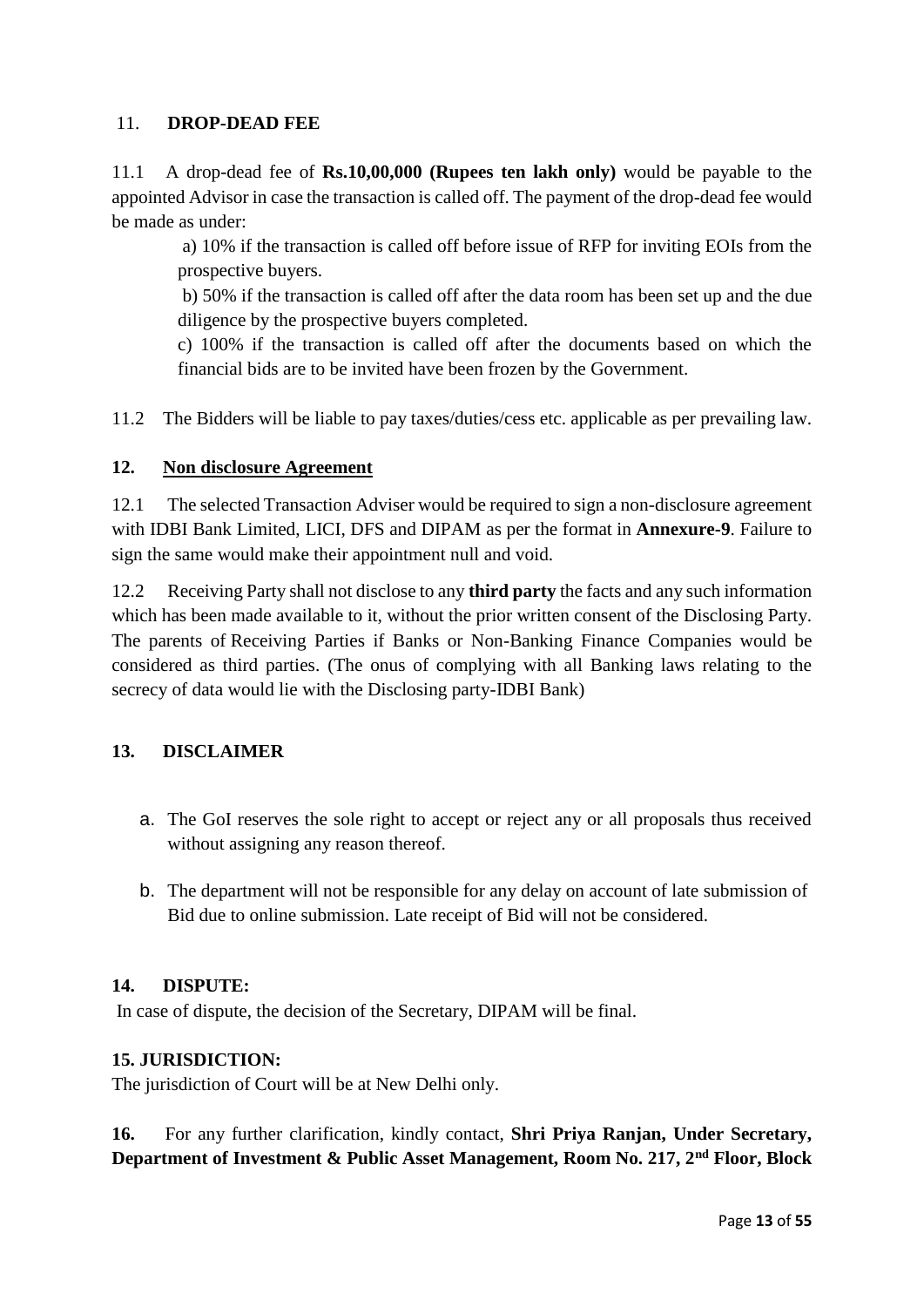## 11. **DROP-DEAD FEE**

11.1 A drop-dead fee of **Rs.10,00,000 (Rupees ten lakh only)** would be payable to the appointed Advisor in case the transaction is called off. The payment of the drop-dead fee would be made as under:

a) 10% if the transaction is called off before issue of RFP for inviting EOIs from the prospective buyers.

b) 50% if the transaction is called off after the data room has been set up and the due diligence by the prospective buyers completed.

c) 100% if the transaction is called off after the documents based on which the financial bids are to be invited have been frozen by the Government.

11.2 The Bidders will be liable to pay taxes/duties/cess etc. applicable as per prevailing law.

## 12. <u>Non disclosure Agreement</u>

12.1 The selected Transaction Adviser would be required to sign a non-disclosure agreement with IDBI Bank Limited, LICI, DFS and DIPAM as per the format in **Annexure-9**. Failure to sign the same would make their appointment null and void.

12.2 Receiving Party shall not disclose to any **third party** the facts and any such information which has been made available to it, without the prior written consent of the Disclosing Party. The parents of Receiving Parties if Banks or Non-Banking Finance Companies would be considered as third parties. (The onus of complying with all Banking laws relating to the secrecy of data would lie with the Disclosing party-IDBI Bank)

## 13. DISCLAIMER

a. The GoI reserves the sole right to accept or reject any or all proposals thus received without assigning any reason thereof.

b. The department will not be responsible for any delay on account of late submission of Bid due to online submission. Late receipt of Bid will not be considered.

## 14. DISPUTE:

In case of dispute, the decision of the Secretary, DIPAM will be final.

## 15. JURISDICTION:

The jurisdiction of Court will be at New Delhi only.

**16.** For any further clarification, kindly contact, **Shri Priya Ranjan, Under Secretary, Department of Investment & Public Asset Management, Room No. 217, 2nd Floor, Block**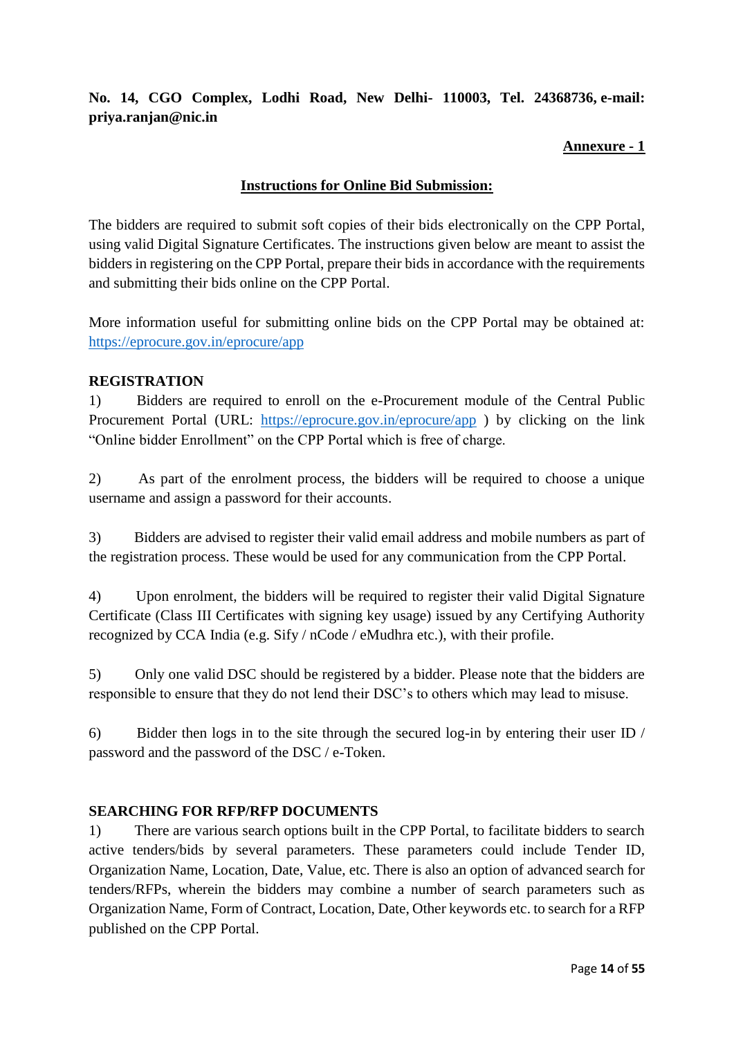**No. 14, CGO Complex, Lodhi Road, New Delhi- 110003, Tel. 24368736, e-mail: priya.ranjan@nic.in**

**Annexure - 1**

## Instructions for Online Bid Submission:

The bidders are required to submit soft copies of their bids electronically on the CPP Portal, using valid Digital Signature Certificates. The instructions given below are meant to assist the bidders in registering on the CPP Portal, prepare their bids in accordance with the requirements and submitting their bids online on the CPP Portal.

More information useful for submitting online bids on the CPP Portal may be obtained at: https://eprocure.gov.in/eprocure/app

### REGISTRATION

1) Bidders are required to enroll on the e-Procurement module of the Central Public Procurement Portal (URL: https://eprocure.gov.in/eprocure/app ) by clicking on the link "Online bidder Enrollment" on the CPP Portal which is free of charge.

2) As part of the enrolment process, the bidders will be required to choose a unique username and assign a password for their accounts.

3) Bidders are advised to register their valid email address and mobile numbers as part of the registration process. These would be used for any communication from the CPP Portal.

4) Upon enrolment, the bidders will be required to register their valid Digital Signature Certificate (Class III Certificates with signing key usage) issued by any Certifying Authority recognized by CCA India (e.g. Sify / nCode / eMudhra etc.), with their profile.

5) Only one valid DSC should be registered by a bidder. Please note that the bidders are responsible to ensure that they do not lend their DSC's to others which may lead to misuse.

6) Bidder then logs in to the site through the secured log-in by entering their user ID / password and the password of the DSC / e-Token.

### SEARCHING FOR RFP/RFP DOCUMENTS

1) There are various search options built in the CPP Portal, to facilitate bidders to search active tenders/bids by several parameters. These parameters could include Tender ID, Organization Name, Location, Date, Value, etc. There is also an option of advanced search for tenders/RFPs, wherein the bidders may combine a number of search parameters such as Organization Name, Form of Contract, Location, Date, Other keywords etc. to search for a RFP published on the CPP Portal.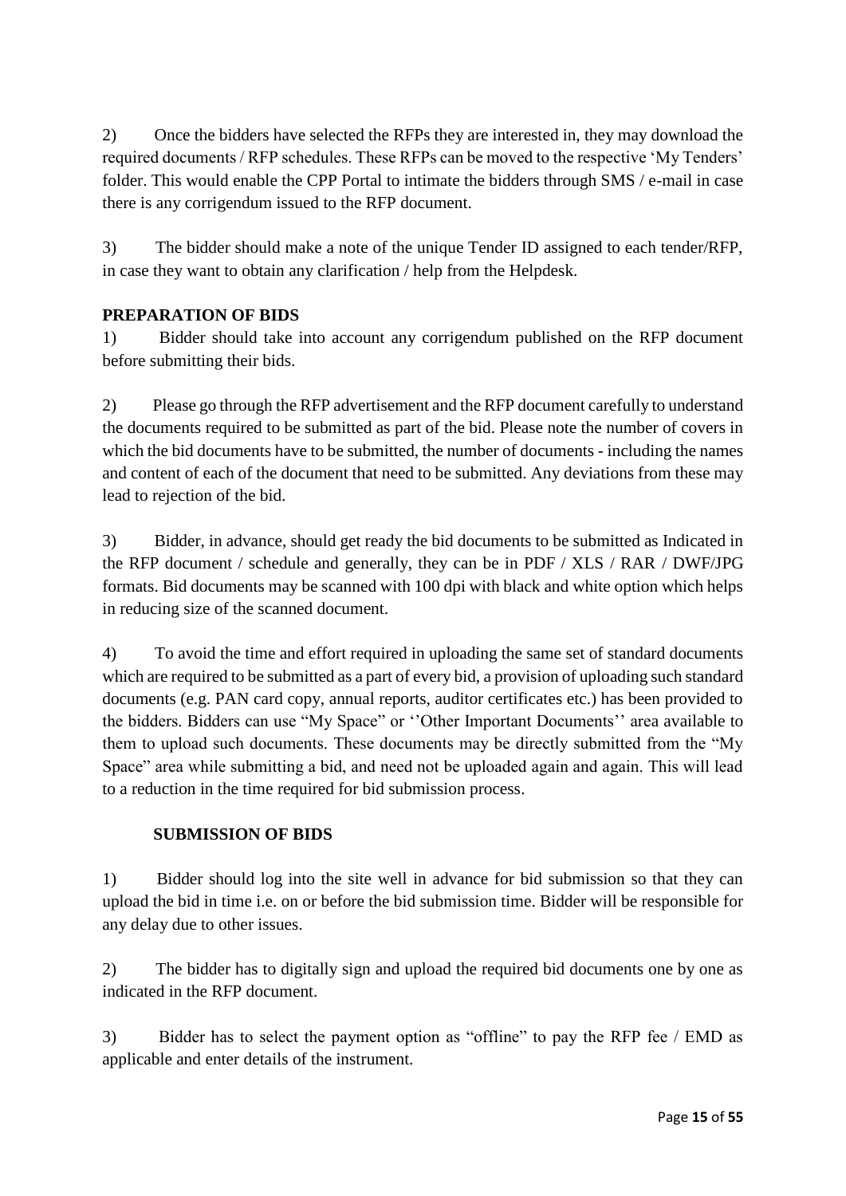2) Once the bidders have selected the RFPs they are interested in, they may download the required documents / RFP schedules. These RFPs can be moved to the respective 'My Tenders' folder. This would enable the CPP Portal to intimate the bidders through SMS / e-mail in case there is any corrigendum issued to the RFP document.

3) The bidder should make a note of the unique Tender ID assigned to each tender/RFP, in case they want to obtain any clarification / help from the Helpdesk.

**PREPARATION OF BIDS**

1) Bidder should take into account any corrigendum published on the RFP document before submitting their bids.

2) Please go through the RFP advertisement and the RFP document carefully to understand the documents required to be submitted as part of the bid. Please note the number of covers in which the bid documents have to be submitted, the number of documents - including the names and content of each of the document that need to be submitted. Any deviations from these may lead to rejection of the bid.

3) Bidder, in advance, should get ready the bid documents to be submitted as Indicated in the RFP document / schedule and generally, they can be in PDF / XLS / RAR / DWF/JPG formats. Bid documents may be scanned with 100 dpi with black and white option which helps in reducing size of the scanned document.

4) To avoid the time and effort required in uploading the same set of standard documents which are required to be submitted as a part of every bid, a provision of uploading such standard documents (e.g. PAN card copy, annual reports, auditor certificates etc.) has been provided to the bidders. Bidders can use "My Space" or ''Other Important Documents'' area available to them to upload such documents. These documents may be directly submitted from the "My Space" area while submitting a bid, and need not be uploaded again and again. This will lead to a reduction in the time required for bid submission process.

**SUBMISSION OF BIDS**

1) Bidder should log into the site well in advance for bid submission so that they can upload the bid in time i.e. on or before the bid submission time. Bidder will be responsible for any delay due to other issues.

2) The bidder has to digitally sign and upload the required bid documents one by one as indicated in the RFP document.

3) Bidder has to select the payment option as "offline" to pay the RFP fee / EMD as applicable and enter details of the instrument.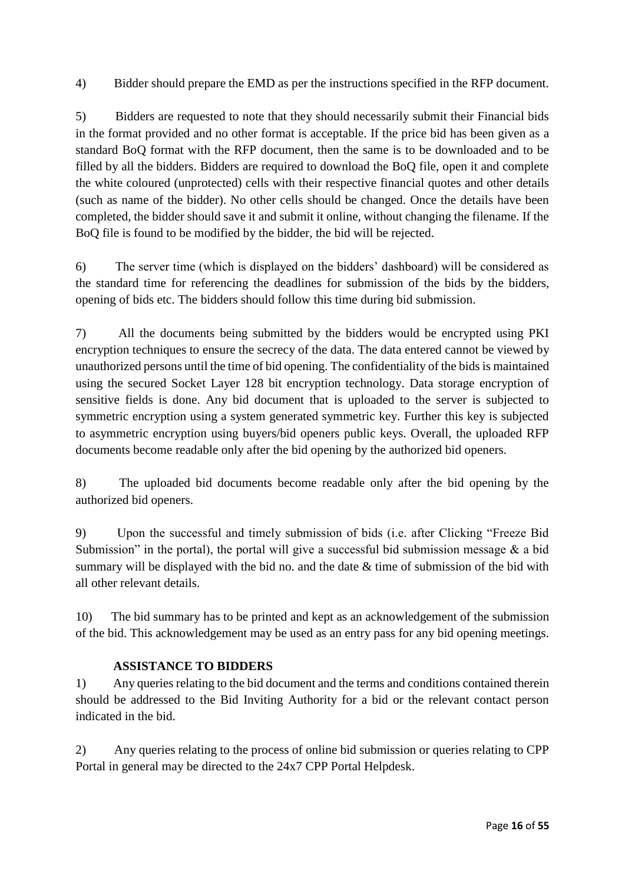4) Bidder should prepare the EMD as per the instructions specified in the RFP document.

5) Bidders are requested to note that they should necessarily submit their Financial bids in the format provided and no other format is acceptable. If the price bid has been given as a standard BoQ format with the RFP document, then the same is to be downloaded and to be filled by all the bidders. Bidders are required to download the BoQ file, open it and complete the white coloured (unprotected) cells with their respective financial quotes and other details (such as name of the bidder). No other cells should be changed. Once the details have been completed, the bidder should save it and submit it online, without changing the filename. If the BoQ file is found to be modified by the bidder, the bid will be rejected.

6) The server time (which is displayed on the bidders' dashboard) will be considered as the standard time for referencing the deadlines for submission of the bids by the bidders, opening of bids etc. The bidders should follow this time during bid submission.

7) All the documents being submitted by the bidders would be encrypted using PKI encryption techniques to ensure the secrecy of the data. The data entered cannot be viewed by unauthorized persons until the time of bid opening. The confidentiality of the bids is maintained using the secured Socket Layer 128 bit encryption technology. Data storage encryption of sensitive fields is done. Any bid document that is uploaded to the server is subjected to symmetric encryption using a system generated symmetric key. Further this key is subjected to asymmetric encryption using buyers/bid openers public keys. Overall, the uploaded RFP documents become readable only after the bid opening by the authorized bid openers.

8) The uploaded bid documents become readable only after the bid opening by the authorized bid openers.

9) Upon the successful and timely submission of bids (i.e. after Clicking "Freeze Bid Submission" in the portal), the portal will give a successful bid submission message & a bid summary will be displayed with the bid no. and the date & time of submission of the bid with all other relevant details.

10) The bid summary has to be printed and kept as an acknowledgement of the submission of the bid. This acknowledgement may be used as an entry pass for any bid opening meetings.

**ASSISTANCE TO BIDDERS**

1) Any queries relating to the bid document and the terms and conditions contained therein should be addressed to the Bid Inviting Authority for a bid or the relevant contact person indicated in the bid.

2) Any queries relating to the process of online bid submission or queries relating to CPP Portal in general may be directed to the 24x7 CPP Portal Helpdesk.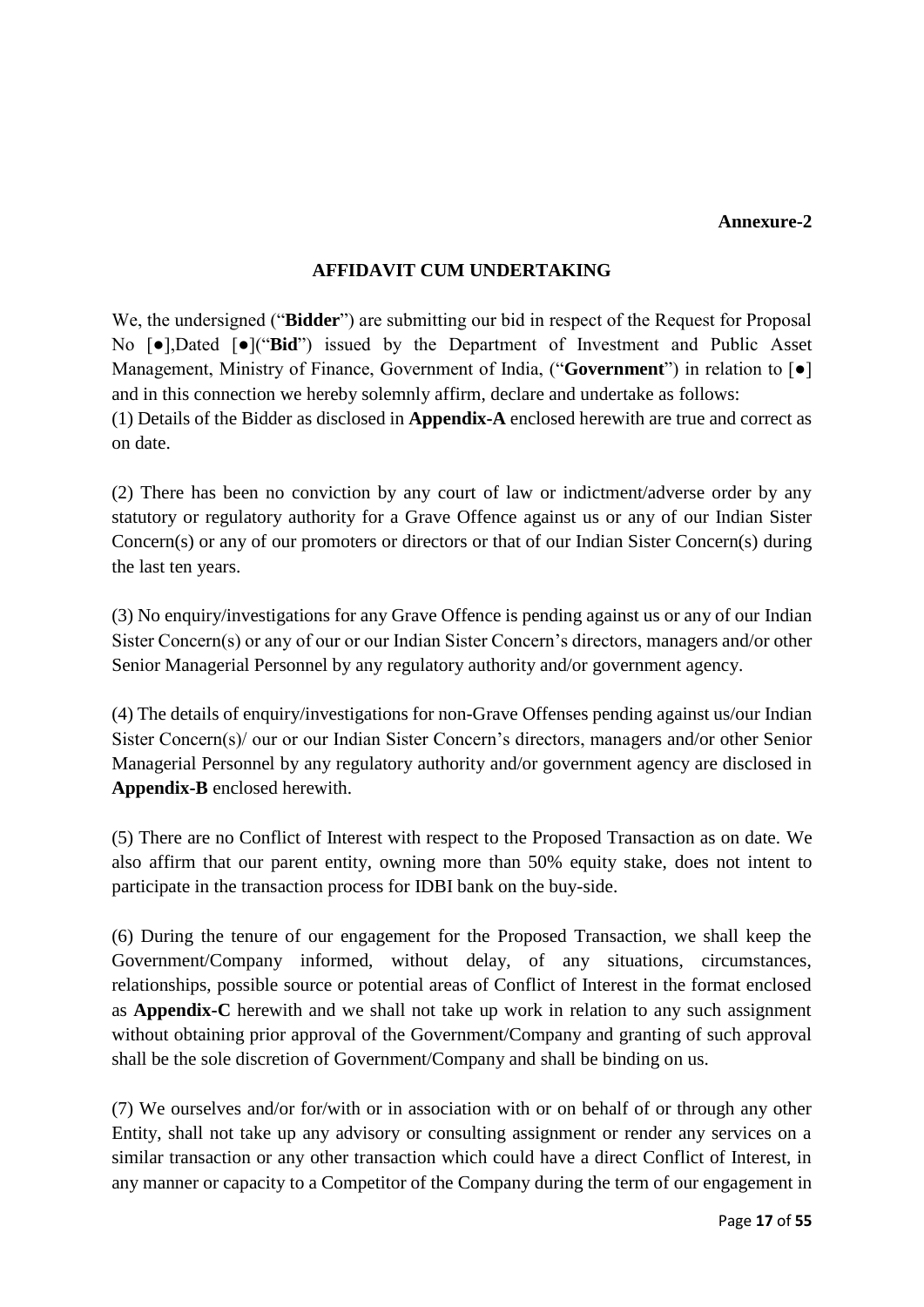**Annexure-2**

## AFFIDAVIT CUM UNDERTAKING

We, the undersigned ("**Bidder**") are submitting our bid in respect of the Request for Proposal No [●],Dated [●]("**Bid**") issued by the Department of Investment and Public Asset Management, Ministry of Finance, Government of India, ("**Government**") in relation to [●] and in this connection we hereby solemnly affirm, declare and undertake as follows:

(1) Details of the Bidder as disclosed in **Appendix-A** enclosed herewith are true and correct as on date.

(2) There has been no conviction by any court of law or indictment/adverse order by any statutory or regulatory authority for a Grave Offence against us or any of our Indian Sister Concern(s) or any of our promoters or directors or that of our Indian Sister Concern(s) during the last ten years.

(3) No enquiry/investigations for any Grave Offence is pending against us or any of our Indian Sister Concern(s) or any of our or our Indian Sister Concern's directors, managers and/or other Senior Managerial Personnel by any regulatory authority and/or government agency.

(4) The details of enquiry/investigations for non-Grave Offenses pending against us/our Indian Sister Concern(s)/ our or our Indian Sister Concern's directors, managers and/or other Senior Managerial Personnel by any regulatory authority and/or government agency are disclosed in **Appendix-B** enclosed herewith.

(5) There are no Conflict of Interest with respect to the Proposed Transaction as on date. We also affirm that our parent entity, owning more than 50% equity stake, does not intent to participate in the transaction process for IDBI bank on the buy-side.

(6) During the tenure of our engagement for the Proposed Transaction, we shall keep the Government/Company informed, without delay, of any situations, circumstances, relationships, possible source or potential areas of Conflict of Interest in the format enclosed as **Appendix-C** herewith and we shall not take up work in relation to any such assignment without obtaining prior approval of the Government/Company and granting of such approval shall be the sole discretion of Government/Company and shall be binding on us.

(7) We ourselves and/or for/with or in association with or on behalf of or through any other Entity, shall not take up any advisory or consulting assignment or render any services on a similar transaction or any other transaction which could have a direct Conflict of Interest, in any manner or capacity to a Competitor of the Company during the term of our engagement in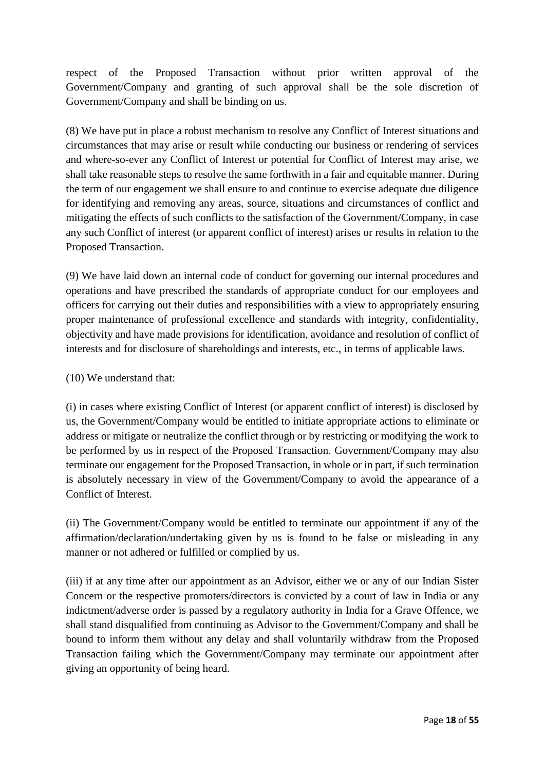respect of the Proposed Transaction without prior written approval of the Government/Company and granting of such approval shall be the sole discretion of Government/Company and shall be binding on us.

(8) We have put in place a robust mechanism to resolve any Conflict of Interest situations and circumstances that may arise or result while conducting our business or rendering of services and where-so-ever any Conflict of Interest or potential for Conflict of Interest may arise, we shall take reasonable steps to resolve the same forthwith in a fair and equitable manner. During the term of our engagement we shall ensure to and continue to exercise adequate due diligence for identifying and removing any areas, source, situations and circumstances of conflict and mitigating the effects of such conflicts to the satisfaction of the Government/Company, in case any such Conflict of interest (or apparent conflict of interest) arises or results in relation to the Proposed Transaction.

(9) We have laid down an internal code of conduct for governing our internal procedures and operations and have prescribed the standards of appropriate conduct for our employees and officers for carrying out their duties and responsibilities with a view to appropriately ensuring proper maintenance of professional excellence and standards with integrity, confidentiality, objectivity and have made provisions for identification, avoidance and resolution of conflict of interests and for disclosure of shareholdings and interests, etc., in terms of applicable laws.

(10) We understand that:

(i) in cases where existing Conflict of Interest (or apparent conflict of interest) is disclosed by us, the Government/Company would be entitled to initiate appropriate actions to eliminate or address or mitigate or neutralize the conflict through or by restricting or modifying the work to be performed by us in respect of the Proposed Transaction. Government/Company may also terminate our engagement for the Proposed Transaction, in whole or in part, if such termination is absolutely necessary in view of the Government/Company to avoid the appearance of a Conflict of Interest.

(ii) The Government/Company would be entitled to terminate our appointment if any of the affirmation/declaration/undertaking given by us is found to be false or misleading in any manner or not adhered or fulfilled or complied by us.

(iii) if at any time after our appointment as an Advisor, either we or any of our Indian Sister Concern or the respective promoters/directors is convicted by a court of law in India or any indictment/adverse order is passed by a regulatory authority in India for a Grave Offence, we shall stand disqualified from continuing as Advisor to the Government/Company and shall be bound to inform them without any delay and shall voluntarily withdraw from the Proposed Transaction failing which the Government/Company may terminate our appointment after giving an opportunity of being heard.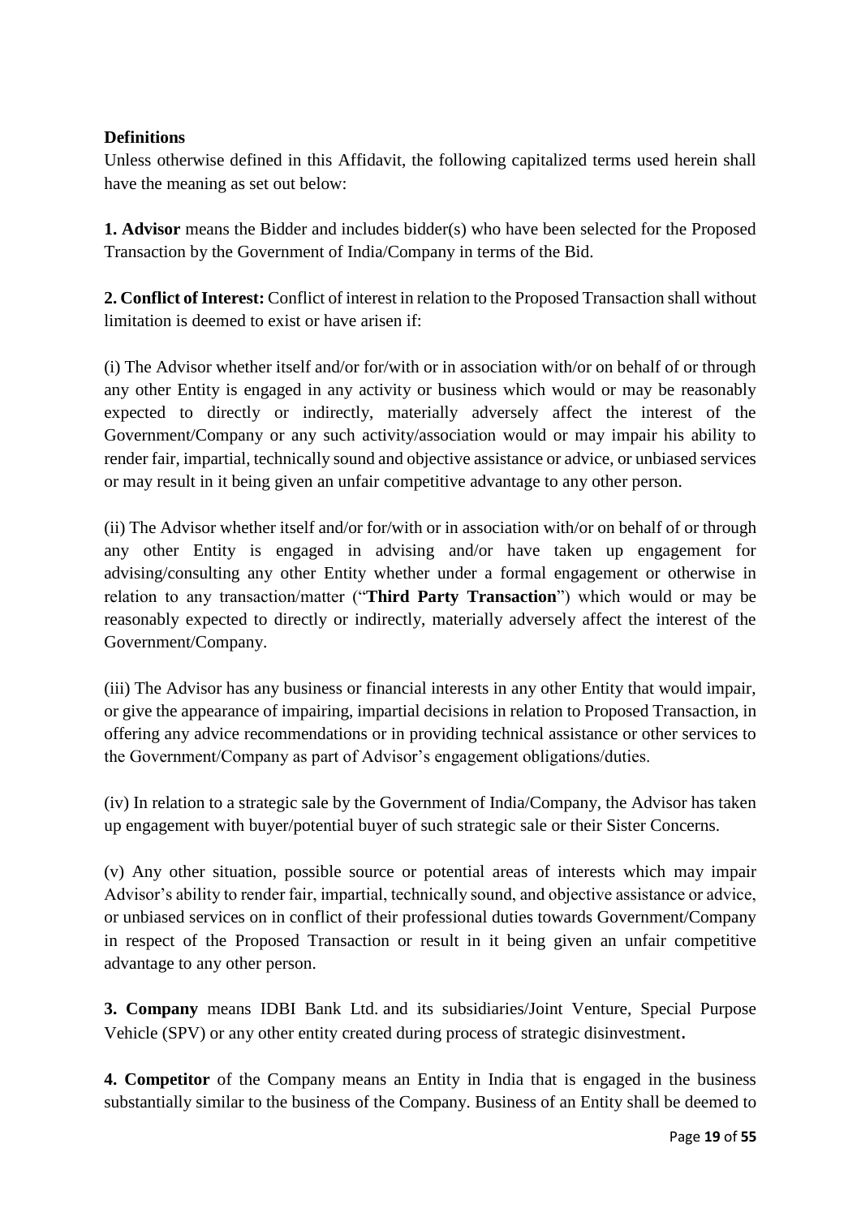**Definitions**

Unless otherwise defined in this Affidavit, the following capitalized terms used herein shall have the meaning as set out below:

**1. Advisor** means the Bidder and includes bidder(s) who have been selected for the Proposed Transaction by the Government of India/Company in terms of the Bid.

**2. Conflict of Interest:** Conflict of interest in relation to the Proposed Transaction shall without limitation is deemed to exist or have arisen if:

(i) The Advisor whether itself and/or for/with or in association with/or on behalf of or through any other Entity is engaged in any activity or business which would or may be reasonably expected to directly or indirectly, materially adversely affect the interest of the Government/Company or any such activity/association would or may impair his ability to render fair, impartial, technically sound and objective assistance or advice, or unbiased services or may result in it being given an unfair competitive advantage to any other person.

(ii) The Advisor whether itself and/or for/with or in association with/or on behalf of or through any other Entity is engaged in advising and/or have taken up engagement for advising/consulting any other Entity whether under a formal engagement or otherwise in relation to any transaction/matter ("**Third Party Transaction**") which would or may be reasonably expected to directly or indirectly, materially adversely affect the interest of the Government/Company.

(iii) The Advisor has any business or financial interests in any other Entity that would impair, or give the appearance of impairing, impartial decisions in relation to Proposed Transaction, in offering any advice recommendations or in providing technical assistance or other services to the Government/Company as part of Advisor's engagement obligations/duties.

(iv) In relation to a strategic sale by the Government of India/Company, the Advisor has taken up engagement with buyer/potential buyer of such strategic sale or their Sister Concerns.

(v) Any other situation, possible source or potential areas of interests which may impair Advisor's ability to render fair, impartial, technically sound, and objective assistance or advice, or unbiased services on in conflict of their professional duties towards Government/Company in respect of the Proposed Transaction or result in it being given an unfair competitive advantage to any other person.

**3. Company** means IDBI Bank Ltd. and its subsidiaries/Joint Venture, Special Purpose Vehicle (SPV) or any other entity created during process of strategic disinvestment.

**4. Competitor** of the Company means an Entity in India that is engaged in the business substantially similar to the business of the Company. Business of an Entity shall be deemed to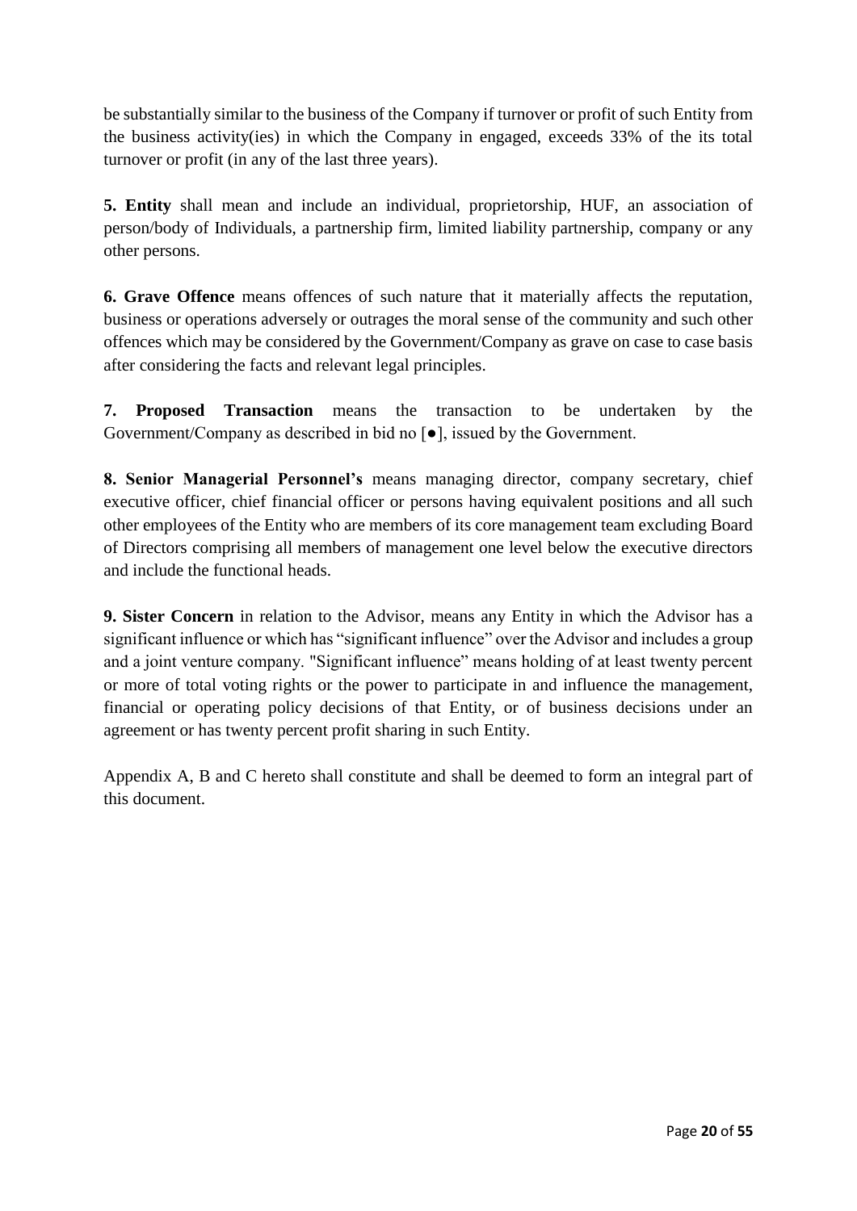be substantially similar to the business of the Company if turnover or profit of such Entity from the business activity(ies) in which the Company in engaged, exceeds 33% of the its total turnover or profit (in any of the last three years).

**5. Entity** shall mean and include an individual, proprietorship, HUF, an association of person/body of Individuals, a partnership firm, limited liability partnership, company or any other persons.

**6. Grave Offence** means offences of such nature that it materially affects the reputation, business or operations adversely or outrages the moral sense of the community and such other offences which may be considered by the Government/Company as grave on case to case basis after considering the facts and relevant legal principles.

**7. Proposed Transaction** means the transaction to be undertaken by the Government/Company as described in bid no [●], issued by the Government.

**8. Senior Managerial Personnel's** means managing director, company secretary, chief executive officer, chief financial officer or persons having equivalent positions and all such other employees of the Entity who are members of its core management team excluding Board of Directors comprising all members of management one level below the executive directors and include the functional heads.

**9. Sister Concern** in relation to the Advisor, means any Entity in which the Advisor has a significant influence or which has "significant influence" over the Advisor and includes a group and a joint venture company. "Significant influence" means holding of at least twenty percent or more of total voting rights or the power to participate in and influence the management, financial or operating policy decisions of that Entity, or of business decisions under an agreement or has twenty percent profit sharing in such Entity.

Appendix A, B and C hereto shall constitute and shall be deemed to form an integral part of this document.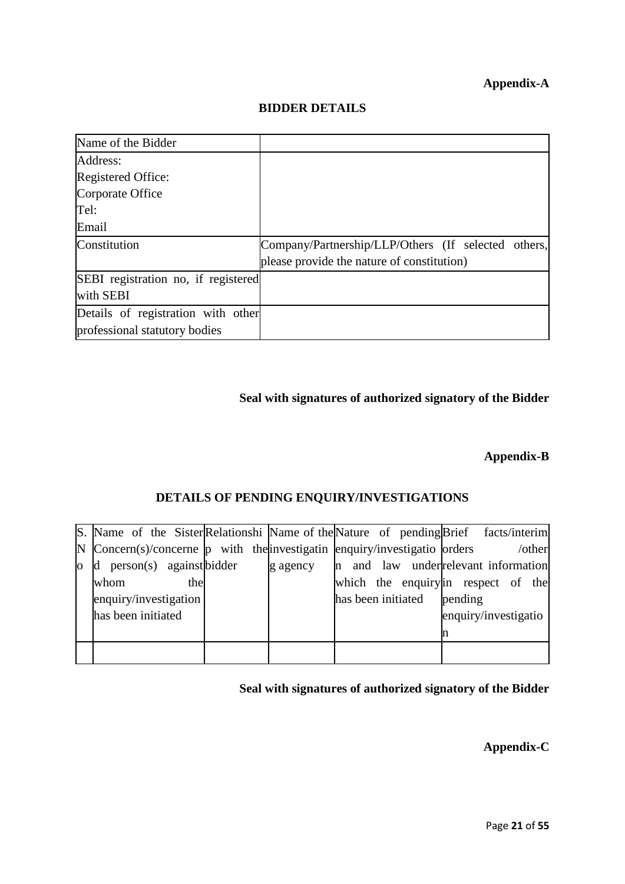**Appendix-A**

## BIDDER DETAILS

| | |
|---|---|
| Name of the Bidder | |
| Address:<br>Registered Office:<br>Corporate Office<br>Tel:<br>Email | |
| Constitution | Company/Partnership/LLP/Others (If selected others, please provide the nature of constitution) |
| SEBI registration no, if registered with SEBI | |
| Details of registration with other professional statutory bodies | |

**Seal with signatures of authorized signatory of the Bidder**

**Appendix-B**

## DETAILS OF PENDING ENQUIRY/INVESTIGATIONS

| S. No | Name of the Sister Concern(s)/concerned person(s) against whom the enquiry/investigation has been initiated | Relationship with the bidder | Name of the investigating agency | Nature of pending enquiry/investigation and law under which the enquiry has been initiated | Brief facts/interim orders /other relevant information in respect of the pending enquiry/investigation |
|---|---|---|---|---|---|
| | | | | | |

**Seal with signatures of authorized signatory of the Bidder**

**Appendix-C**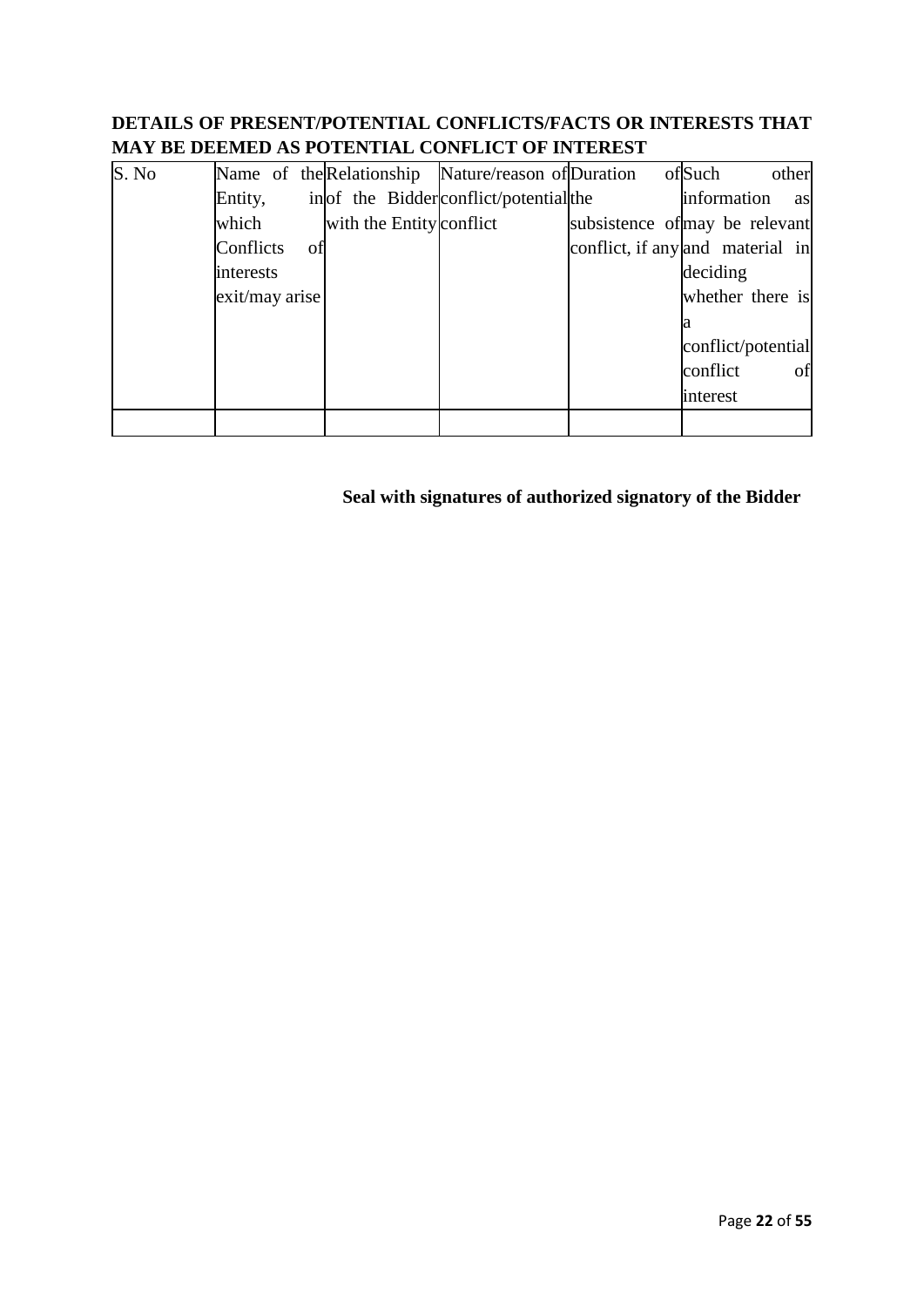**DETAILS OF PRESENT/POTENTIAL CONFLICTS/FACTS OR INTERESTS THAT MAY BE DEEMED AS POTENTIAL CONFLICT OF INTEREST**

| S. No | Name of the Entity, in which Conflicts of interests exit/may arise | Relationship of the Bidder with the Entity | Nature/reason of conflict/potential conflict | Duration of the subsistence of conflict, if any | Such other information as may be relevant and material in deciding whether there is a conflict/potential conflict of interest |
|---|---|---|---|---|---|
| | | | | | |

**Seal with signatures of authorized signatory of the Bidder**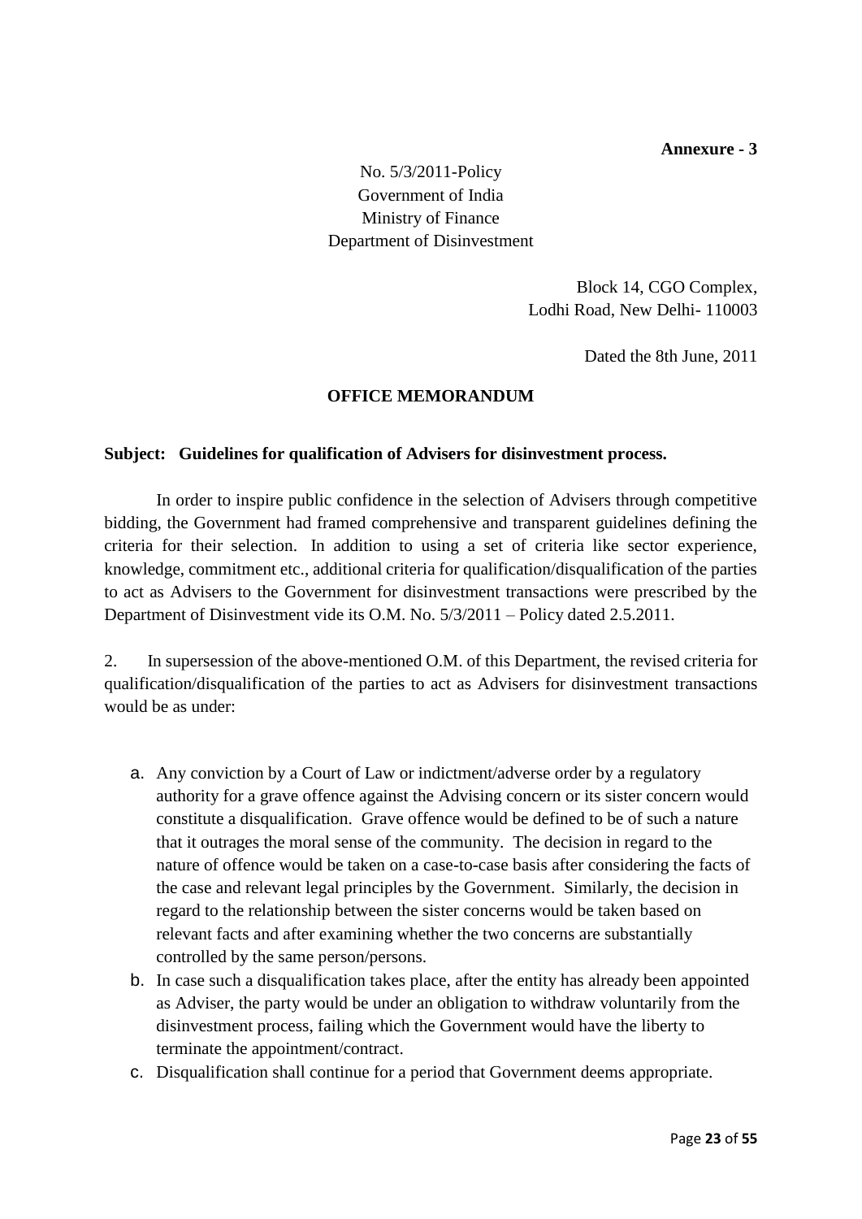**Annexure - 3**

No. 5/3/2011-Policy
Government of India
Ministry of Finance
Department of Disinvestment

Block 14, CGO Complex,
Lodhi Road, New Delhi- 110003

Dated the 8th June, 2011

**OFFICE MEMORANDUM**

**Subject: Guidelines for qualification of Advisers for disinvestment process.**

In order to inspire public confidence in the selection of Advisers through competitive bidding, the Government had framed comprehensive and transparent guidelines defining the criteria for their selection. In addition to using a set of criteria like sector experience, knowledge, commitment etc., additional criteria for qualification/disqualification of the parties to act as Advisers to the Government for disinvestment transactions were prescribed by the Department of Disinvestment vide its O.M. No. 5/3/2011 – Policy dated 2.5.2011.

2. In supersession of the above-mentioned O.M. of this Department, the revised criteria for qualification/disqualification of the parties to act as Advisers for disinvestment transactions would be as under:

a. Any conviction by a Court of Law or indictment/adverse order by a regulatory authority for a grave offence against the Advising concern or its sister concern would constitute a disqualification. Grave offence would be defined to be of such a nature that it outrages the moral sense of the community. The decision in regard to the nature of offence would be taken on a case-to-case basis after considering the facts of the case and relevant legal principles by the Government. Similarly, the decision in regard to the relationship between the sister concerns would be taken based on relevant facts and after examining whether the two concerns are substantially controlled by the same person/persons.

b. In case such a disqualification takes place, after the entity has already been appointed as Adviser, the party would be under an obligation to withdraw voluntarily from the disinvestment process, failing which the Government would have the liberty to terminate the appointment/contract.

c. Disqualification shall continue for a period that Government deems appropriate.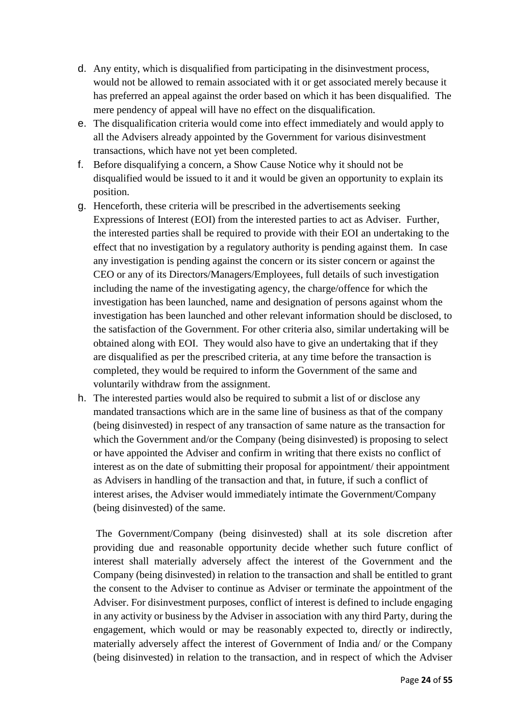d. Any entity, which is disqualified from participating in the disinvestment process, would not be allowed to remain associated with it or get associated merely because it has preferred an appeal against the order based on which it has been disqualified. The mere pendency of appeal will have no effect on the disqualification.

e. The disqualification criteria would come into effect immediately and would apply to all the Advisers already appointed by the Government for various disinvestment transactions, which have not yet been completed.

f. Before disqualifying a concern, a Show Cause Notice why it should not be disqualified would be issued to it and it would be given an opportunity to explain its position.

g. Henceforth, these criteria will be prescribed in the advertisements seeking Expressions of Interest (EOI) from the interested parties to act as Adviser. Further, the interested parties shall be required to provide with their EOI an undertaking to the effect that no investigation by a regulatory authority is pending against them. In case any investigation is pending against the concern or its sister concern or against the CEO or any of its Directors/Managers/Employees, full details of such investigation including the name of the investigating agency, the charge/offence for which the investigation has been launched, name and designation of persons against whom the investigation has been launched and other relevant information should be disclosed, to the satisfaction of the Government. For other criteria also, similar undertaking will be obtained along with EOI. They would also have to give an undertaking that if they are disqualified as per the prescribed criteria, at any time before the transaction is completed, they would be required to inform the Government of the same and voluntarily withdraw from the assignment.

h. The interested parties would also be required to submit a list of or disclose any mandated transactions which are in the same line of business as that of the company (being disinvested) in respect of any transaction of same nature as the transaction for which the Government and/or the Company (being disinvested) is proposing to select or have appointed the Adviser and confirm in writing that there exists no conflict of interest as on the date of submitting their proposal for appointment/ their appointment as Advisers in handling of the transaction and that, in future, if such a conflict of interest arises, the Adviser would immediately intimate the Government/Company (being disinvested) of the same.

   The Government/Company (being disinvested) shall at its sole discretion after providing due and reasonable opportunity decide whether such future conflict of interest shall materially adversely affect the interest of the Government and the Company (being disinvested) in relation to the transaction and shall be entitled to grant the consent to the Adviser to continue as Adviser or terminate the appointment of the Adviser. For disinvestment purposes, conflict of interest is defined to include engaging in any activity or business by the Adviser in association with any third Party, during the engagement, which would or may be reasonably expected to, directly or indirectly, materially adversely affect the interest of Government of India and/ or the Company (being disinvested) in relation to the transaction, and in respect of which the Adviser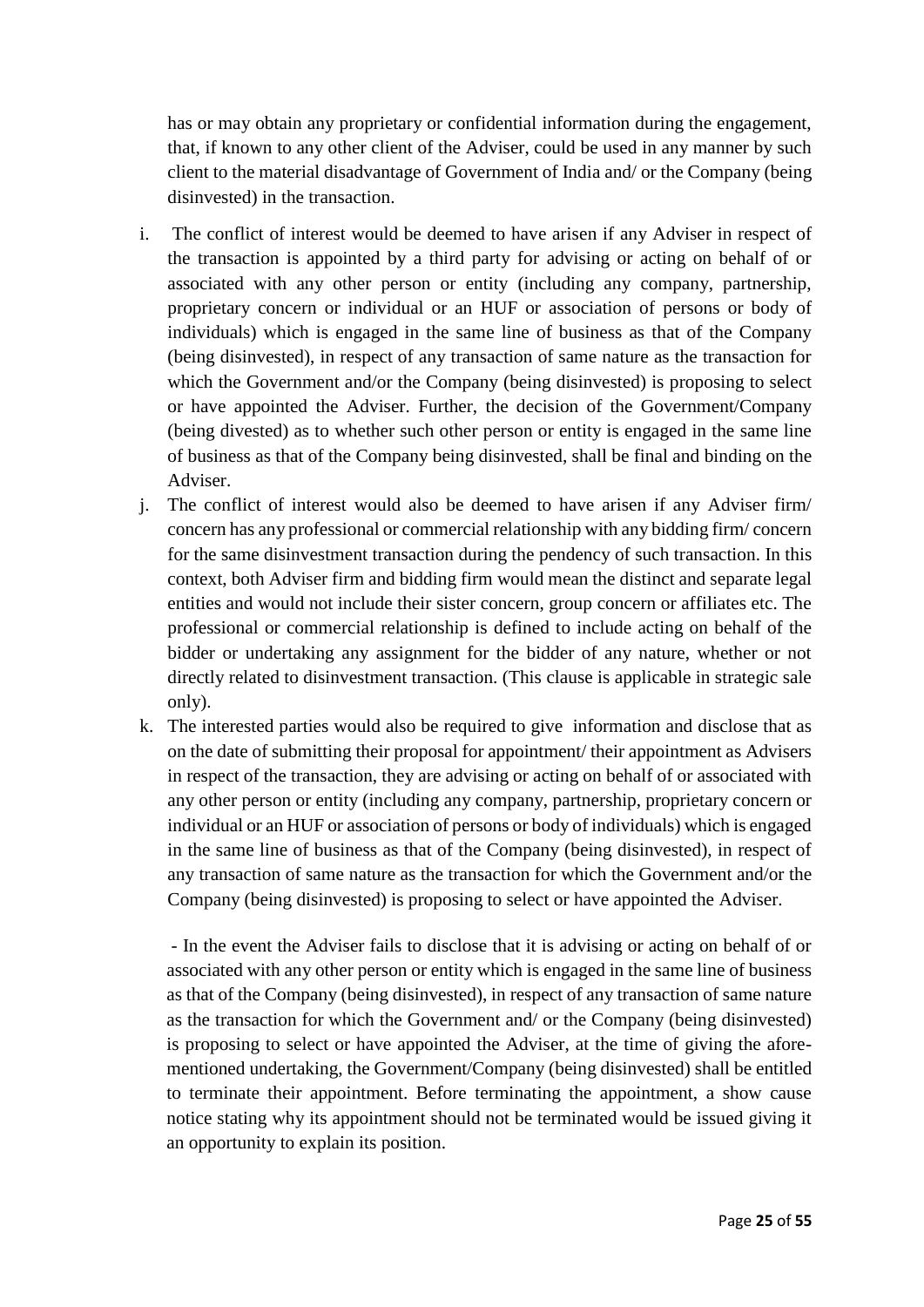has or may obtain any proprietary or confidential information during the engagement, that, if known to any other client of the Adviser, could be used in any manner by such client to the material disadvantage of Government of India and/ or the Company (being disinvested) in the transaction.

i. The conflict of interest would be deemed to have arisen if any Adviser in respect of the transaction is appointed by a third party for advising or acting on behalf of or associated with any other person or entity (including any company, partnership, proprietary concern or individual or an HUF or association of persons or body of individuals) which is engaged in the same line of business as that of the Company (being disinvested), in respect of any transaction of same nature as the transaction for which the Government and/or the Company (being disinvested) is proposing to select or have appointed the Adviser. Further, the decision of the Government/Company (being divested) as to whether such other person or entity is engaged in the same line of business as that of the Company being disinvested, shall be final and binding on the Adviser.

j. The conflict of interest would also be deemed to have arisen if any Adviser firm/ concern has any professional or commercial relationship with any bidding firm/ concern for the same disinvestment transaction during the pendency of such transaction. In this context, both Adviser firm and bidding firm would mean the distinct and separate legal entities and would not include their sister concern, group concern or affiliates etc. The professional or commercial relationship is defined to include acting on behalf of the bidder or undertaking any assignment for the bidder of any nature, whether or not directly related to disinvestment transaction. (This clause is applicable in strategic sale only).

k. The interested parties would also be required to give information and disclose that as on the date of submitting their proposal for appointment/ their appointment as Advisers in respect of the transaction, they are advising or acting on behalf of or associated with any other person or entity (including any company, partnership, proprietary concern or individual or an HUF or association of persons or body of individuals) which is engaged in the same line of business as that of the Company (being disinvested), in respect of any transaction of same nature as the transaction for which the Government and/or the Company (being disinvested) is proposing to select or have appointed the Adviser.

   - In the event the Adviser fails to disclose that it is advising or acting on behalf of or associated with any other person or entity which is engaged in the same line of business as that of the Company (being disinvested), in respect of any transaction of same nature as the transaction for which the Government and/ or the Company (being disinvested) is proposing to select or have appointed the Adviser, at the time of giving the afore-mentioned undertaking, the Government/Company (being disinvested) shall be entitled to terminate their appointment. Before terminating the appointment, a show cause notice stating why its appointment should not be terminated would be issued giving it an opportunity to explain its position.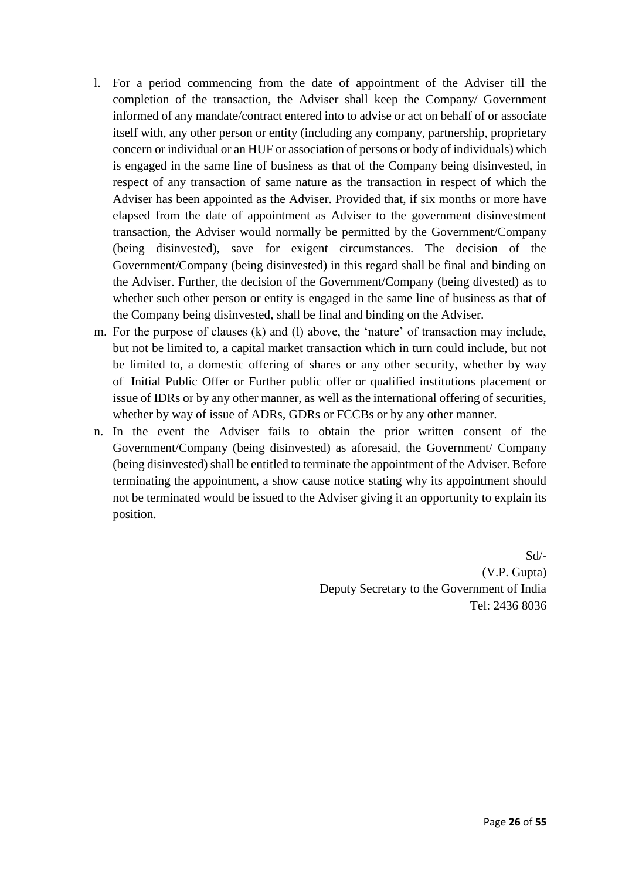l. For a period commencing from the date of appointment of the Adviser till the completion of the transaction, the Adviser shall keep the Company/ Government informed of any mandate/contract entered into to advise or act on behalf of or associate itself with, any other person or entity (including any company, partnership, proprietary concern or individual or an HUF or association of persons or body of individuals) which is engaged in the same line of business as that of the Company being disinvested, in respect of any transaction of same nature as the transaction in respect of which the Adviser has been appointed as the Adviser. Provided that, if six months or more have elapsed from the date of appointment as Adviser to the government disinvestment transaction, the Adviser would normally be permitted by the Government/Company (being disinvested), save for exigent circumstances. The decision of the Government/Company (being disinvested) in this regard shall be final and binding on the Adviser. Further, the decision of the Government/Company (being divested) as to whether such other person or entity is engaged in the same line of business as that of the Company being disinvested, shall be final and binding on the Adviser.

m. For the purpose of clauses (k) and (l) above, the 'nature' of transaction may include, but not be limited to, a capital market transaction which in turn could include, but not be limited to, a domestic offering of shares or any other security, whether by way of Initial Public Offer or Further public offer or qualified institutions placement or issue of IDRs or by any other manner, as well as the international offering of securities, whether by way of issue of ADRs, GDRs or FCCBs or by any other manner.

n. In the event the Adviser fails to obtain the prior written consent of the Government/Company (being disinvested) as aforesaid, the Government/ Company (being disinvested) shall be entitled to terminate the appointment of the Adviser. Before terminating the appointment, a show cause notice stating why its appointment should not be terminated would be issued to the Adviser giving it an opportunity to explain its position.

Sd/-
(V.P. Gupta)
Deputy Secretary to the Government of India
Tel: 2436 8036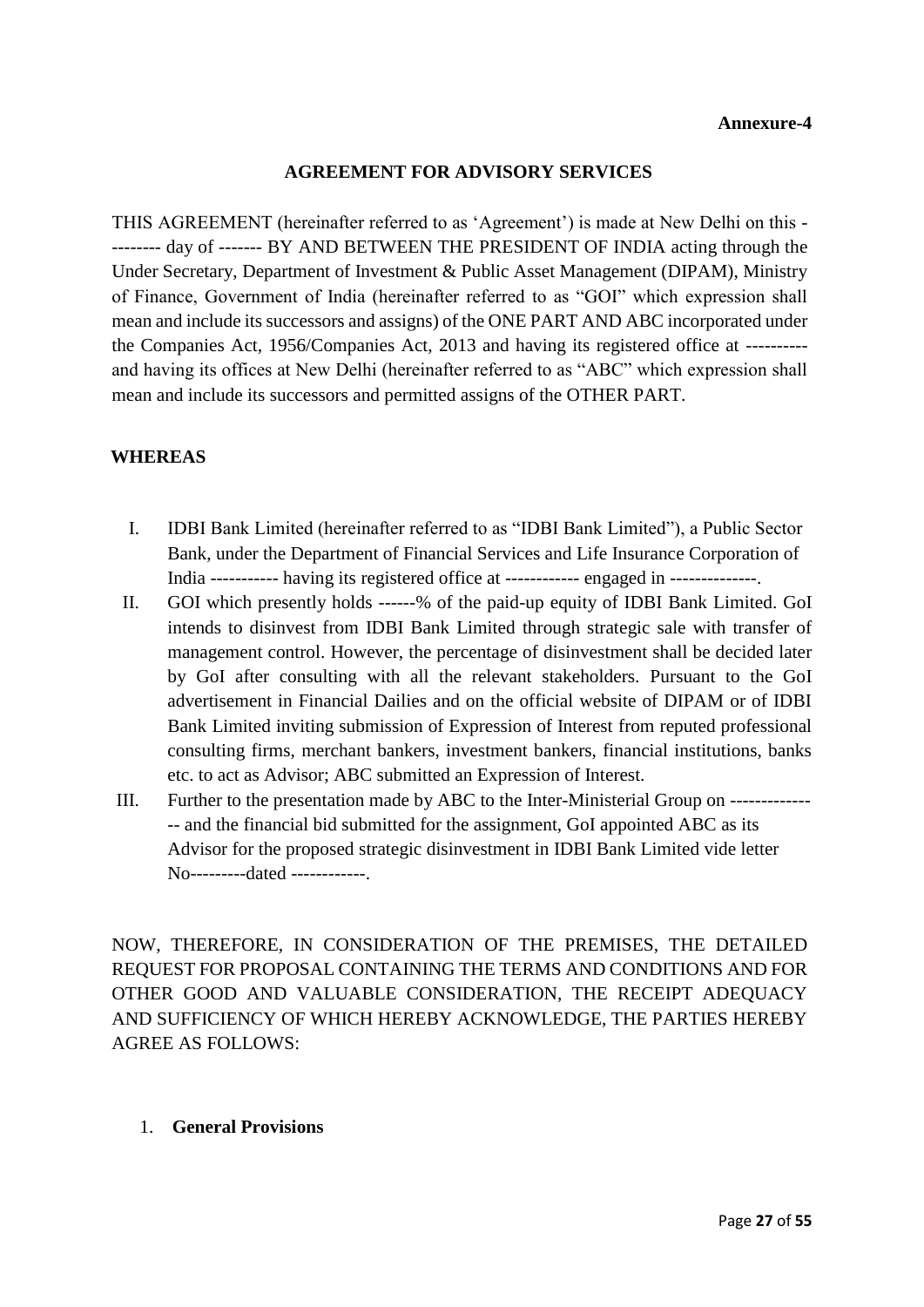**Annexure-4**

## AGREEMENT FOR ADVISORY SERVICES

THIS AGREEMENT (hereinafter referred to as 'Agreement') is made at New Delhi on this --------- day of ------- BY AND BETWEEN THE PRESIDENT OF INDIA acting through the Under Secretary, Department of Investment & Public Asset Management (DIPAM), Ministry of Finance, Government of India (hereinafter referred to as "GOI" which expression shall mean and include its successors and assigns) of the ONE PART AND ABC incorporated under the Companies Act, 1956/Companies Act, 2013 and having its registered office at ---------- and having its offices at New Delhi (hereinafter referred to as "ABC" which expression shall mean and include its successors and permitted assigns of the OTHER PART.

**WHEREAS**

I. IDBI Bank Limited (hereinafter referred to as "IDBI Bank Limited"), a Public Sector Bank, under the Department of Financial Services and Life Insurance Corporation of India ----------- having its registered office at ------------ engaged in --------------.

II. GOI which presently holds ------% of the paid-up equity of IDBI Bank Limited. GoI intends to disinvest from IDBI Bank Limited through strategic sale with transfer of management control. However, the percentage of disinvestment shall be decided later by GoI after consulting with all the relevant stakeholders. Pursuant to the GoI advertisement in Financial Dailies and on the official website of DIPAM or of IDBI Bank Limited inviting submission of Expression of Interest from reputed professional consulting firms, merchant bankers, investment bankers, financial institutions, banks etc. to act as Advisor; ABC submitted an Expression of Interest.

III. Further to the presentation made by ABC to the Inter-Ministerial Group on --------------- and the financial bid submitted for the assignment, GoI appointed ABC as its Advisor for the proposed strategic disinvestment in IDBI Bank Limited vide letter No---------dated ------------.

NOW, THEREFORE, IN CONSIDERATION OF THE PREMISES, THE DETAILED REQUEST FOR PROPOSAL CONTAINING THE TERMS AND CONDITIONS AND FOR OTHER GOOD AND VALUABLE CONSIDERATION, THE RECEIPT ADEQUACY AND SUFFICIENCY OF WHICH HEREBY ACKNOWLEDGE, THE PARTIES HEREBY AGREE AS FOLLOWS:

1. **General Provisions**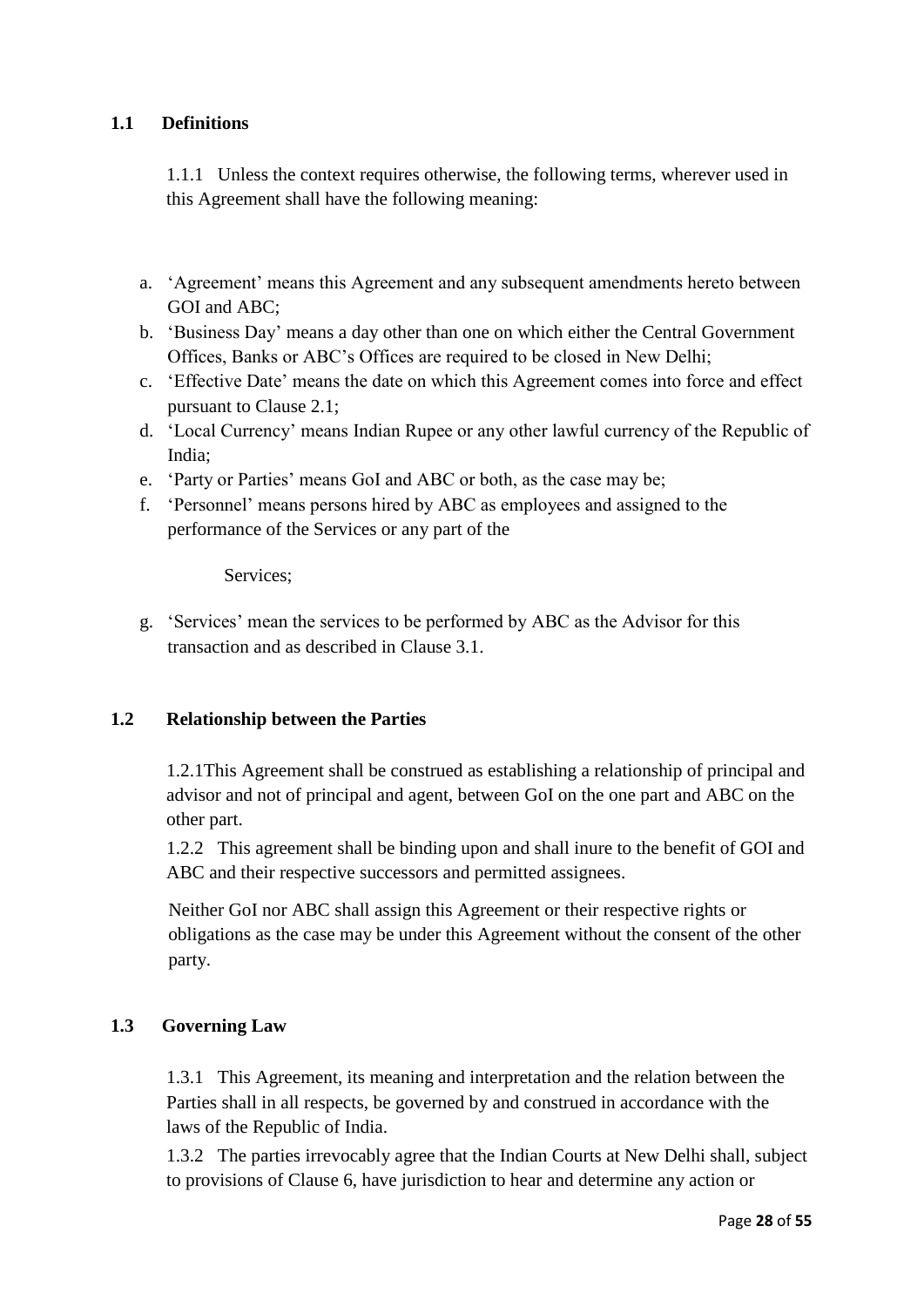## 1.1 Definitions

1.1.1 Unless the context requires otherwise, the following terms, wherever used in this Agreement shall have the following meaning:

a. 'Agreement' means this Agreement and any subsequent amendments hereto between GOI and ABC;
b. 'Business Day' means a day other than one on which either the Central Government Offices, Banks or ABC's Offices are required to be closed in New Delhi;
c. 'Effective Date' means the date on which this Agreement comes into force and effect pursuant to Clause 2.1;
d. 'Local Currency' means Indian Rupee or any other lawful currency of the Republic of India;
e. 'Party or Parties' means GoI and ABC or both, as the case may be;
f. 'Personnel' means persons hired by ABC as employees and assigned to the performance of the Services or any part of the Services;
g. 'Services' mean the services to be performed by ABC as the Advisor for this transaction and as described in Clause 3.1.

## 1.2 Relationship between the Parties

1.2.1This Agreement shall be construed as establishing a relationship of principal and advisor and not of principal and agent, between GoI on the one part and ABC on the other part.

1.2.2 This agreement shall be binding upon and shall inure to the benefit of GOI and ABC and their respective successors and permitted assignees.

Neither GoI nor ABC shall assign this Agreement or their respective rights or obligations as the case may be under this Agreement without the consent of the other party.

## 1.3 Governing Law

1.3.1 This Agreement, its meaning and interpretation and the relation between the Parties shall in all respects, be governed by and construed in accordance with the laws of the Republic of India.

1.3.2 The parties irrevocably agree that the Indian Courts at New Delhi shall, subject to provisions of Clause 6, have jurisdiction to hear and determine any action or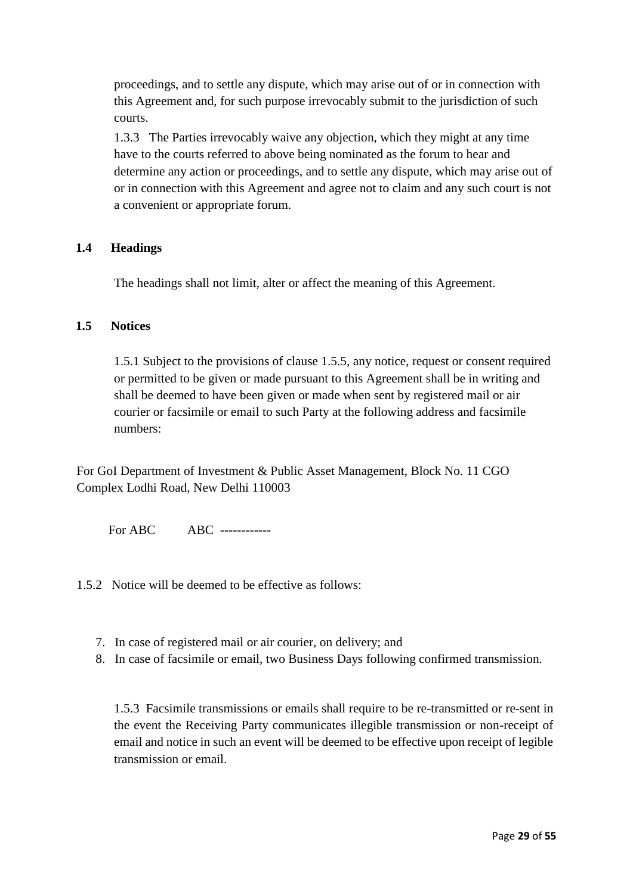proceedings, and to settle any dispute, which may arise out of or in connection with this Agreement and, for such purpose irrevocably submit to the jurisdiction of such courts.

1.3.3 The Parties irrevocably waive any objection, which they might at any time have to the courts referred to above being nominated as the forum to hear and determine any action or proceedings, and to settle any dispute, which may arise out of or in connection with this Agreement and agree not to claim and any such court is not a convenient or appropriate forum.

### 1.4 Headings

The headings shall not limit, alter or affect the meaning of this Agreement.

### 1.5 Notices

1.5.1 Subject to the provisions of clause 1.5.5, any notice, request or consent required or permitted to be given or made pursuant to this Agreement shall be in writing and shall be deemed to have been given or made when sent by registered mail or air courier or facsimile or email to such Party at the following address and facsimile numbers:

For GoI Department of Investment & Public Asset Management, Block No. 11 CGO Complex Lodhi Road, New Delhi 110003

For ABC ABC ------------

1.5.2 Notice will be deemed to be effective as follows:

7. In case of registered mail or air courier, on delivery; and
8. In case of facsimile or email, two Business Days following confirmed transmission.

1.5.3 Facsimile transmissions or emails shall require to be re-transmitted or re-sent in the event the Receiving Party communicates illegible transmission or non-receipt of email and notice in such an event will be deemed to be effective upon receipt of legible transmission or email.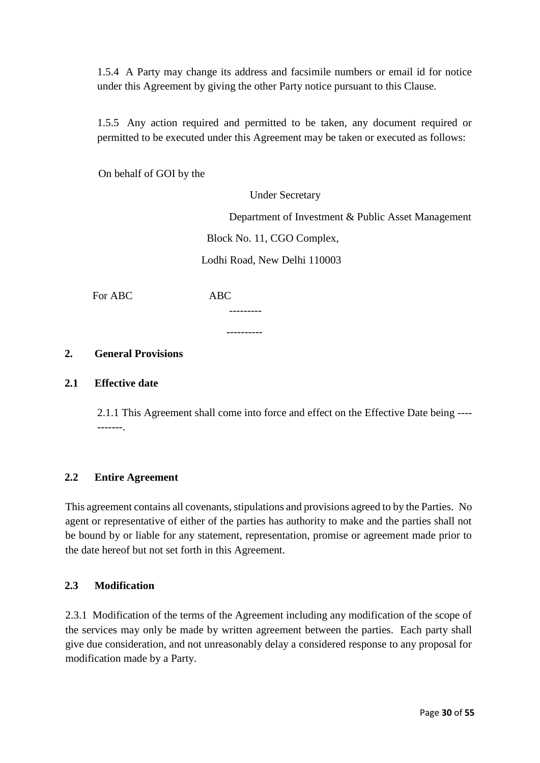1.5.4 A Party may change its address and facsimile numbers or email id for notice under this Agreement by giving the other Party notice pursuant to this Clause.

1.5.5 Any action required and permitted to be taken, any document required or permitted to be executed under this Agreement may be taken or executed as follows:

On behalf of GOI by the

Under Secretary

Department of Investment & Public Asset Management

Block No. 11, CGO Complex,

Lodhi Road, New Delhi 110003

For ABC ABC

---------

----------

## 2. General Provisions

### 2.1 Effective date

2.1.1 This Agreement shall come into force and effect on the Effective Date being -----------.

### 2.2 Entire Agreement

This agreement contains all covenants, stipulations and provisions agreed to by the Parties. No agent or representative of either of the parties has authority to make and the parties shall not be bound by or liable for any statement, representation, promise or agreement made prior to the date hereof but not set forth in this Agreement.

### 2.3 Modification

2.3.1 Modification of the terms of the Agreement including any modification of the scope of the services may only be made by written agreement between the parties. Each party shall give due consideration, and not unreasonably delay a considered response to any proposal for modification made by a Party.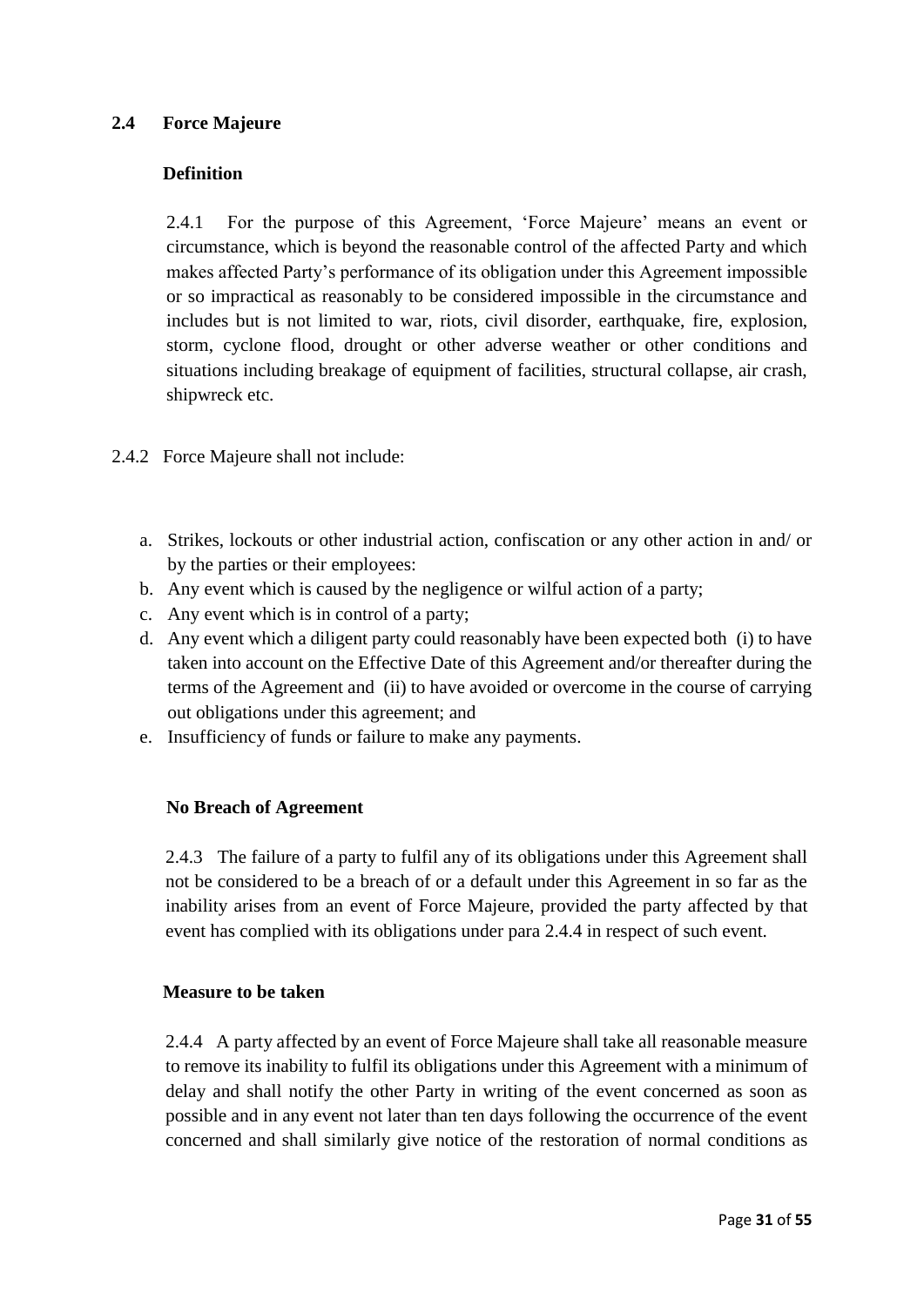## 2.4 Force Majeure

### Definition

2.4.1 For the purpose of this Agreement, 'Force Majeure' means an event or circumstance, which is beyond the reasonable control of the affected Party and which makes affected Party's performance of its obligation under this Agreement impossible or so impractical as reasonably to be considered impossible in the circumstance and includes but is not limited to war, riots, civil disorder, earthquake, fire, explosion, storm, cyclone flood, drought or other adverse weather or other conditions and situations including breakage of equipment of facilities, structural collapse, air crash, shipwreck etc.

2.4.2 Force Majeure shall not include:

a. Strikes, lockouts or other industrial action, confiscation or any other action in and/ or by the parties or their employees:
b. Any event which is caused by the negligence or wilful action of a party;
c. Any event which is in control of a party;
d. Any event which a diligent party could reasonably have been expected both (i) to have taken into account on the Effective Date of this Agreement and/or thereafter during the terms of the Agreement and (ii) to have avoided or overcome in the course of carrying out obligations under this agreement; and
e. Insufficiency of funds or failure to make any payments.

### No Breach of Agreement

2.4.3 The failure of a party to fulfil any of its obligations under this Agreement shall not be considered to be a breach of or a default under this Agreement in so far as the inability arises from an event of Force Majeure, provided the party affected by that event has complied with its obligations under para 2.4.4 in respect of such event.

### Measure to be taken

2.4.4 A party affected by an event of Force Majeure shall take all reasonable measure to remove its inability to fulfil its obligations under this Agreement with a minimum of delay and shall notify the other Party in writing of the event concerned as soon as possible and in any event not later than ten days following the occurrence of the event concerned and shall similarly give notice of the restoration of normal conditions as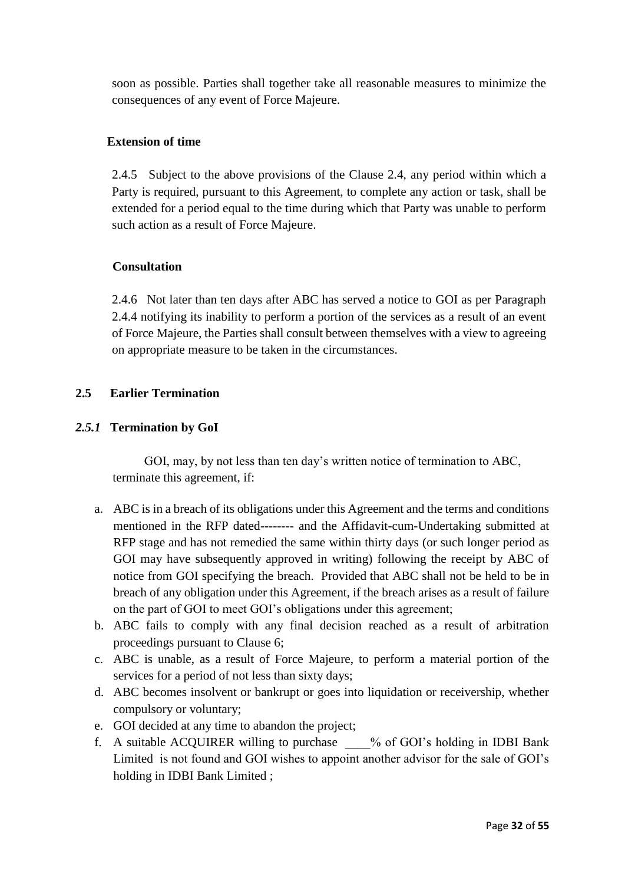soon as possible. Parties shall together take all reasonable measures to minimize the consequences of any event of Force Majeure.

**Extension of time**

2.4.5 Subject to the above provisions of the Clause 2.4, any period within which a Party is required, pursuant to this Agreement, to complete any action or task, shall be extended for a period equal to the time during which that Party was unable to perform such action as a result of Force Majeure.

**Consultation**

2.4.6 Not later than ten days after ABC has served a notice to GOI as per Paragraph 2.4.4 notifying its inability to perform a portion of the services as a result of an event of Force Majeure, the Parties shall consult between themselves with a view to agreeing on appropriate measure to be taken in the circumstances.

## 2.5 Earlier Termination

### *2.5.1* Termination by GoI

GOI, may, by not less than ten day's written notice of termination to ABC, terminate this agreement, if:

a. ABC is in a breach of its obligations under this Agreement and the terms and conditions mentioned in the RFP dated-------- and the Affidavit-cum-Undertaking submitted at RFP stage and has not remedied the same within thirty days (or such longer period as GOI may have subsequently approved in writing) following the receipt by ABC of notice from GOI specifying the breach. Provided that ABC shall not be held to be in breach of any obligation under this Agreement, if the breach arises as a result of failure on the part of GOI to meet GOI's obligations under this agreement;
b. ABC fails to comply with any final decision reached as a result of arbitration proceedings pursuant to Clause 6;
c. ABC is unable, as a result of Force Majeure, to perform a material portion of the services for a period of not less than sixty days;
d. ABC becomes insolvent or bankrupt or goes into liquidation or receivership, whether compulsory or voluntary;
e. GOI decided at any time to abandon the project;
f. A suitable ACQUIRER willing to purchase ____% of GOI's holding in IDBI Bank Limited is not found and GOI wishes to appoint another advisor for the sale of GOI's holding in IDBI Bank Limited ;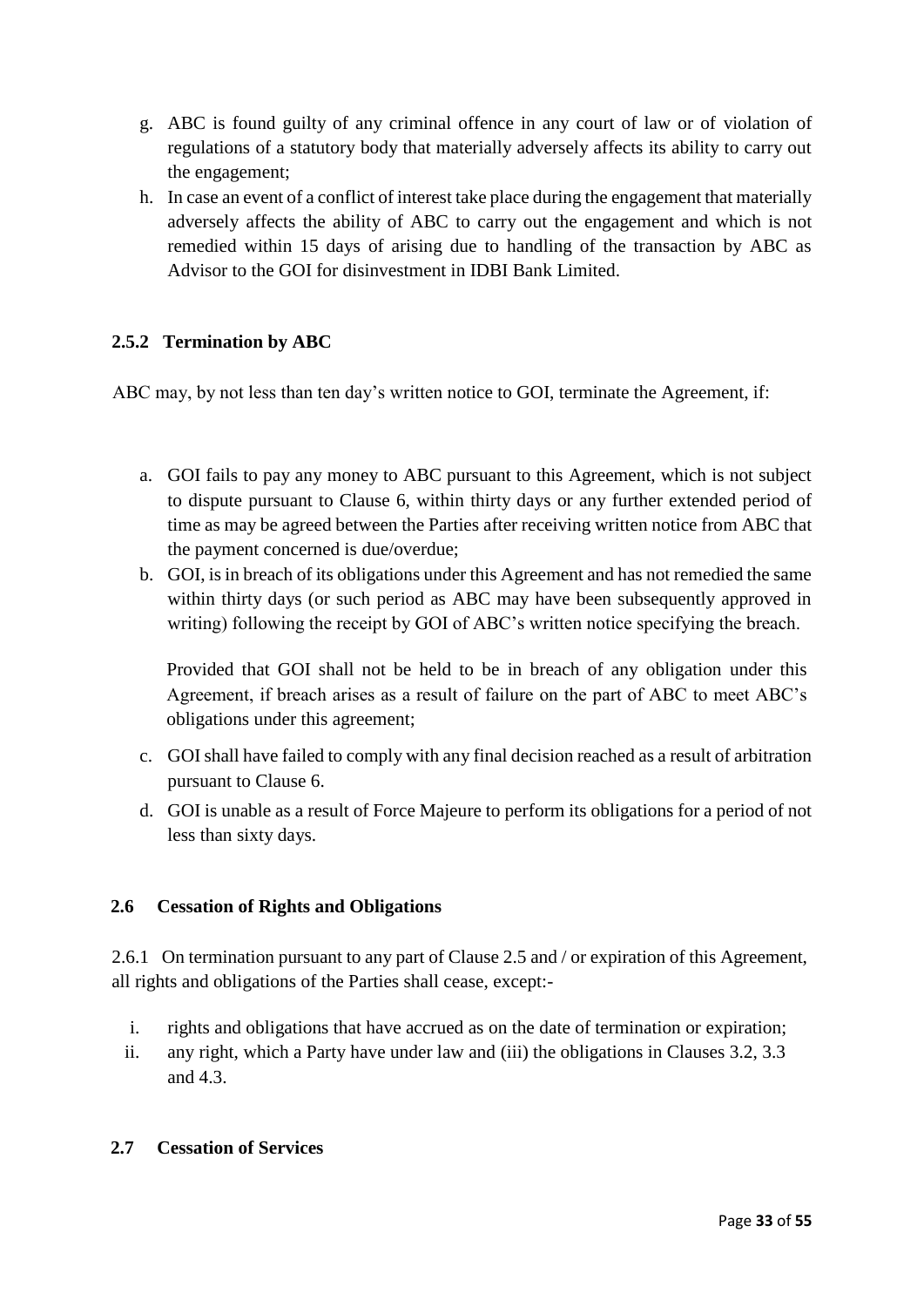g. ABC is found guilty of any criminal offence in any court of law or of violation of regulations of a statutory body that materially adversely affects its ability to carry out the engagement;
h. In case an event of a conflict of interest take place during the engagement that materially adversely affects the ability of ABC to carry out the engagement and which is not remedied within 15 days of arising due to handling of the transaction by ABC as Advisor to the GOI for disinvestment in IDBI Bank Limited.

### 2.5.2 Termination by ABC

ABC may, by not less than ten day's written notice to GOI, terminate the Agreement, if:

a. GOI fails to pay any money to ABC pursuant to this Agreement, which is not subject to dispute pursuant to Clause 6, within thirty days or any further extended period of time as may be agreed between the Parties after receiving written notice from ABC that the payment concerned is due/overdue;
b. GOI, is in breach of its obligations under this Agreement and has not remedied the same within thirty days (or such period as ABC may have been subsequently approved in writing) following the receipt by GOI of ABC's written notice specifying the breach.

   Provided that GOI shall not be held to be in breach of any obligation under this Agreement, if breach arises as a result of failure on the part of ABC to meet ABC's obligations under this agreement;

c. GOI shall have failed to comply with any final decision reached as a result of arbitration pursuant to Clause 6.
d. GOI is unable as a result of Force Majeure to perform its obligations for a period of not less than sixty days.

### 2.6 Cessation of Rights and Obligations

2.6.1 On termination pursuant to any part of Clause 2.5 and / or expiration of this Agreement, all rights and obligations of the Parties shall cease, except:-

i. rights and obligations that have accrued as on the date of termination or expiration;
ii. any right, which a Party have under law and (iii) the obligations in Clauses 3.2, 3.3 and 4.3.

### 2.7 Cessation of Services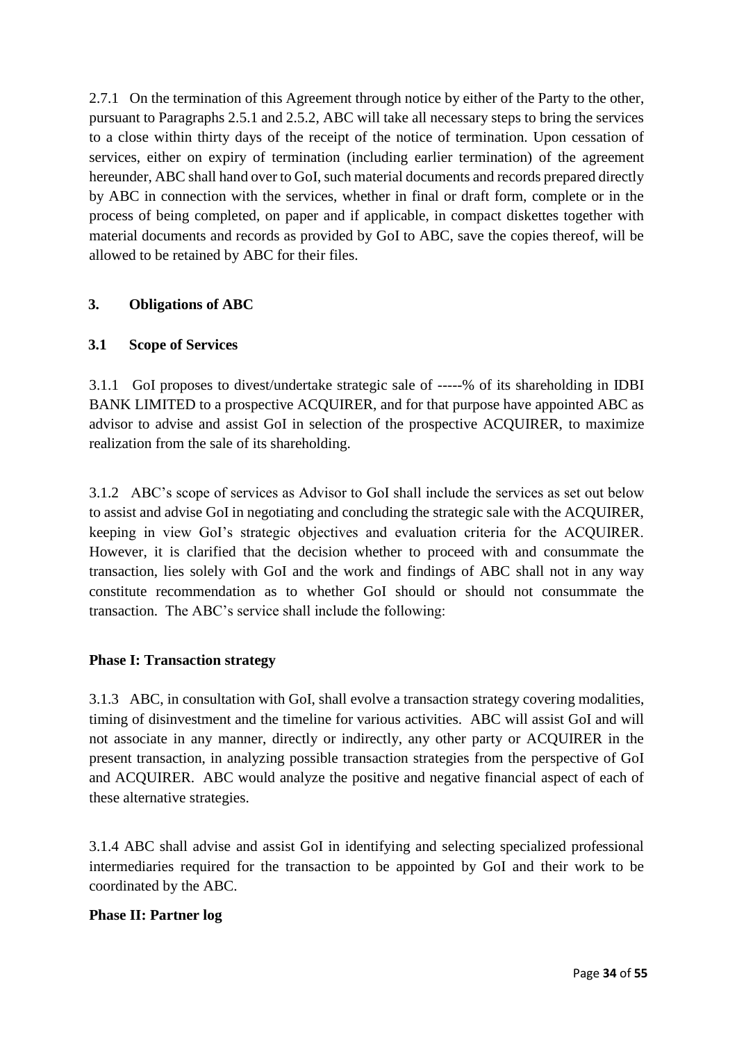2.7.1 On the termination of this Agreement through notice by either of the Party to the other, pursuant to Paragraphs 2.5.1 and 2.5.2, ABC will take all necessary steps to bring the services to a close within thirty days of the receipt of the notice of termination. Upon cessation of services, either on expiry of termination (including earlier termination) of the agreement hereunder, ABC shall hand over to GoI, such material documents and records prepared directly by ABC in connection with the services, whether in final or draft form, complete or in the process of being completed, on paper and if applicable, in compact diskettes together with material documents and records as provided by GoI to ABC, save the copies thereof, will be allowed to be retained by ABC for their files.

## 3. Obligations of ABC

### 3.1 Scope of Services

3.1.1 GoI proposes to divest/undertake strategic sale of -----% of its shareholding in IDBI BANK LIMITED to a prospective ACQUIRER, and for that purpose have appointed ABC as advisor to advise and assist GoI in selection of the prospective ACQUIRER, to maximize realization from the sale of its shareholding.

3.1.2 ABC's scope of services as Advisor to GoI shall include the services as set out below to assist and advise GoI in negotiating and concluding the strategic sale with the ACQUIRER, keeping in view GoI's strategic objectives and evaluation criteria for the ACQUIRER. However, it is clarified that the decision whether to proceed with and consummate the transaction, lies solely with GoI and the work and findings of ABC shall not in any way constitute recommendation as to whether GoI should or should not consummate the transaction. The ABC's service shall include the following:

**Phase I: Transaction strategy**

3.1.3 ABC, in consultation with GoI, shall evolve a transaction strategy covering modalities, timing of disinvestment and the timeline for various activities. ABC will assist GoI and will not associate in any manner, directly or indirectly, any other party or ACQUIRER in the present transaction, in analyzing possible transaction strategies from the perspective of GoI and ACQUIRER. ABC would analyze the positive and negative financial aspect of each of these alternative strategies.

3.1.4 ABC shall advise and assist GoI in identifying and selecting specialized professional intermediaries required for the transaction to be appointed by GoI and their work to be coordinated by the ABC.

**Phase II: Partner log**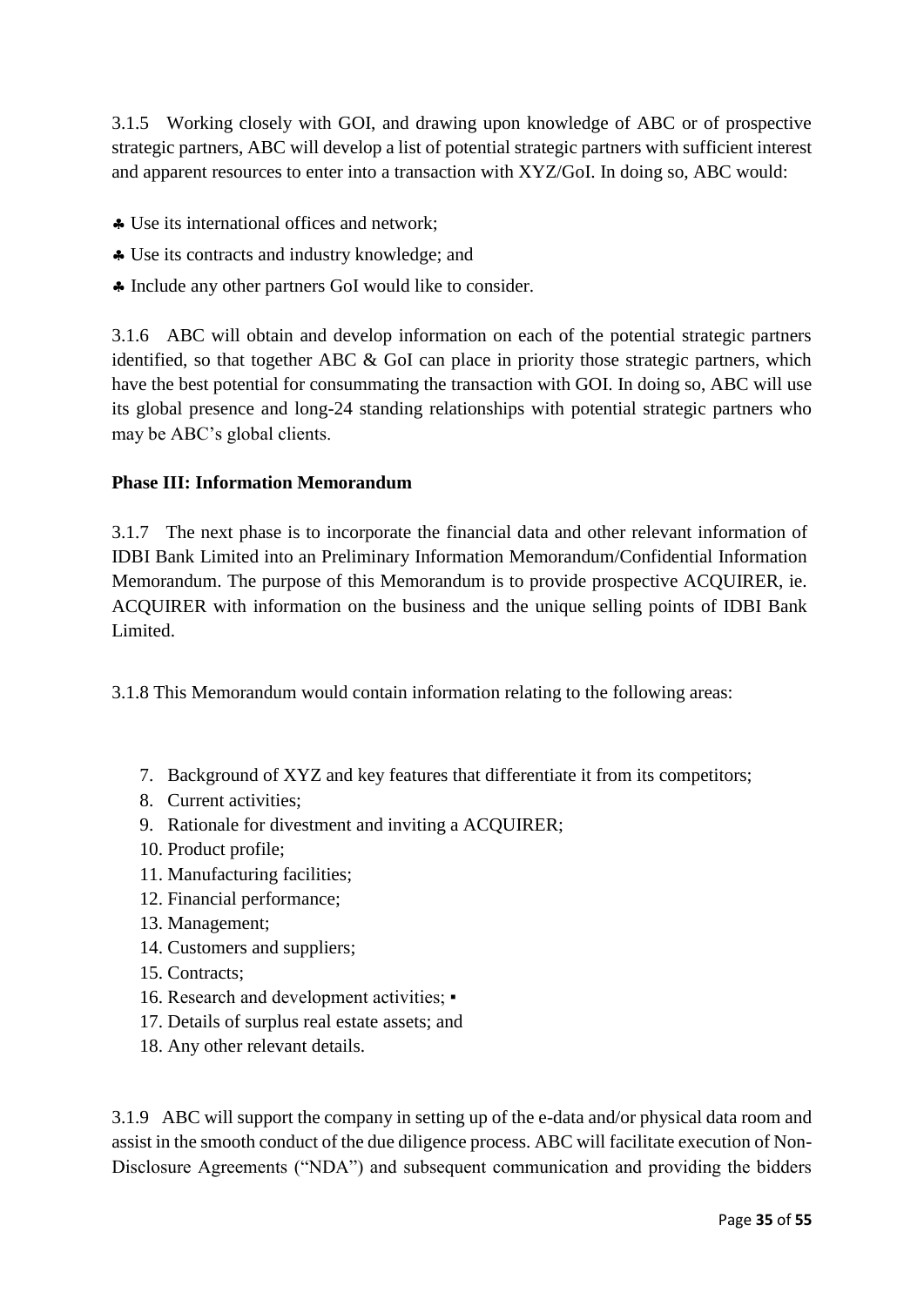3.1.5 Working closely with GOI, and drawing upon knowledge of ABC or of prospective strategic partners, ABC will develop a list of potential strategic partners with sufficient interest and apparent resources to enter into a transaction with XYZ/GoI. In doing so, ABC would:

- ♣ Use its international offices and network;
- ♣ Use its contracts and industry knowledge; and
- ♣ Include any other partners GoI would like to consider.

3.1.6 ABC will obtain and develop information on each of the potential strategic partners identified, so that together ABC & GoI can place in priority those strategic partners, which have the best potential for consummating the transaction with GOI. In doing so, ABC will use its global presence and long-24 standing relationships with potential strategic partners who may be ABC's global clients.

**Phase III: Information Memorandum**

3.1.7 The next phase is to incorporate the financial data and other relevant information of IDBI Bank Limited into an Preliminary Information Memorandum/Confidential Information Memorandum. The purpose of this Memorandum is to provide prospective ACQUIRER, ie. ACQUIRER with information on the business and the unique selling points of IDBI Bank Limited.

3.1.8 This Memorandum would contain information relating to the following areas:

7. Background of XYZ and key features that differentiate it from its competitors;
8. Current activities;
9. Rationale for divestment and inviting a ACQUIRER;
10. Product profile;
11. Manufacturing facilities;
12. Financial performance;
13. Management;
14. Customers and suppliers;
15. Contracts;
16. Research and development activities; ▪
17. Details of surplus real estate assets; and
18. Any other relevant details.

3.1.9 ABC will support the company in setting up of the e-data and/or physical data room and assist in the smooth conduct of the due diligence process. ABC will facilitate execution of Non-Disclosure Agreements ("NDA") and subsequent communication and providing the bidders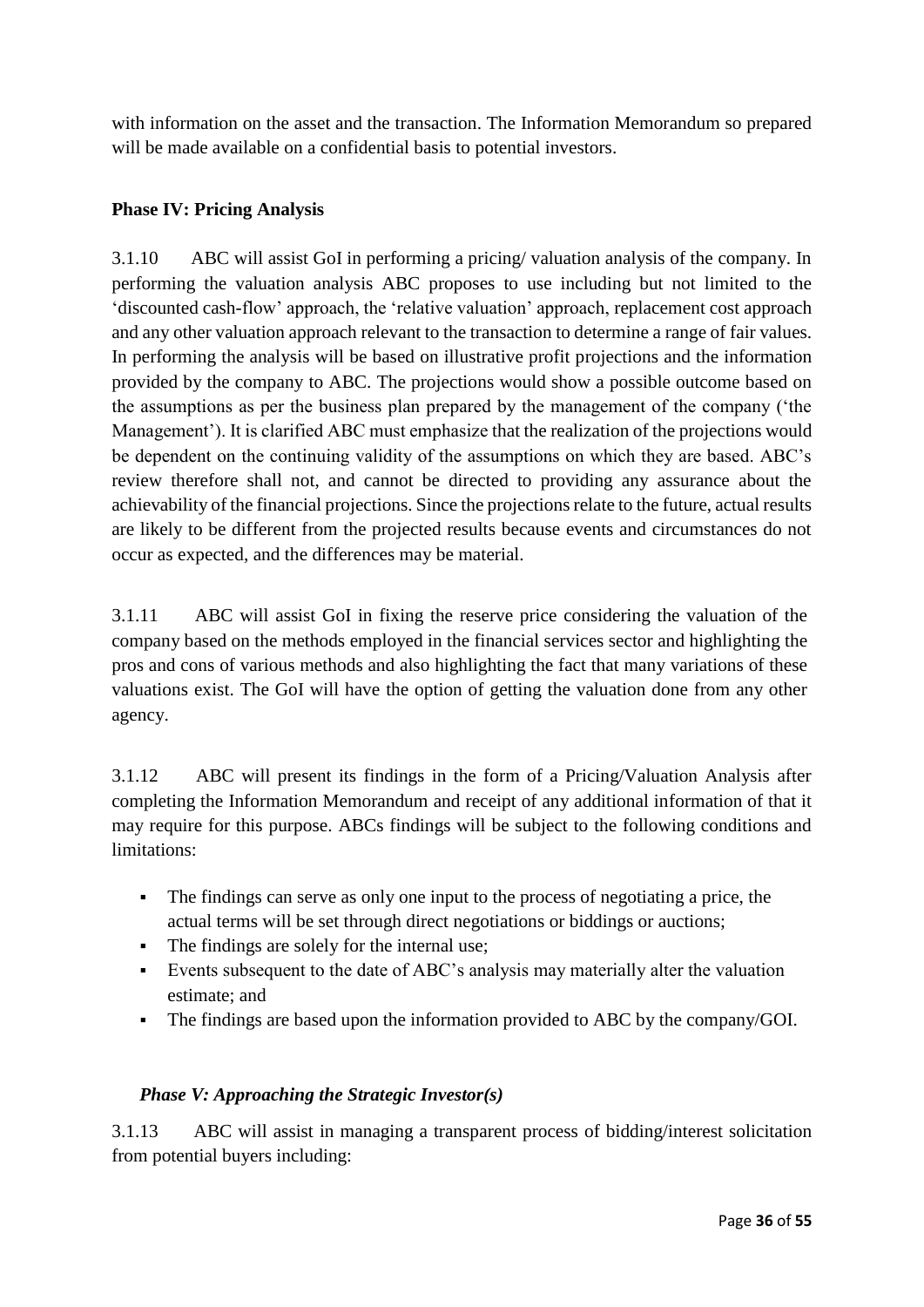with information on the asset and the transaction. The Information Memorandum so prepared will be made available on a confidential basis to potential investors.

**Phase IV: Pricing Analysis**

3.1.10 ABC will assist GoI in performing a pricing/ valuation analysis of the company. In performing the valuation analysis ABC proposes to use including but not limited to the 'discounted cash-flow' approach, the 'relative valuation' approach, replacement cost approach and any other valuation approach relevant to the transaction to determine a range of fair values. In performing the analysis will be based on illustrative profit projections and the information provided by the company to ABC. The projections would show a possible outcome based on the assumptions as per the business plan prepared by the management of the company ('the Management'). It is clarified ABC must emphasize that the realization of the projections would be dependent on the continuing validity of the assumptions on which they are based. ABC's review therefore shall not, and cannot be directed to providing any assurance about the achievability of the financial projections. Since the projections relate to the future, actual results are likely to be different from the projected results because events and circumstances do not occur as expected, and the differences may be material.

3.1.11 ABC will assist GoI in fixing the reserve price considering the valuation of the company based on the methods employed in the financial services sector and highlighting the pros and cons of various methods and also highlighting the fact that many variations of these valuations exist. The GoI will have the option of getting the valuation done from any other agency.

3.1.12 ABC will present its findings in the form of a Pricing/Valuation Analysis after completing the Information Memorandum and receipt of any additional information of that it may require for this purpose. ABCs findings will be subject to the following conditions and limitations:

- The findings can serve as only one input to the process of negotiating a price, the actual terms will be set through direct negotiations or biddings or auctions;
- The findings are solely for the internal use;
- Events subsequent to the date of ABC's analysis may materially alter the valuation estimate; and
- The findings are based upon the information provided to ABC by the company/GOI.

***Phase V: Approaching the Strategic Investor(s)***

3.1.13 ABC will assist in managing a transparent process of bidding/interest solicitation from potential buyers including: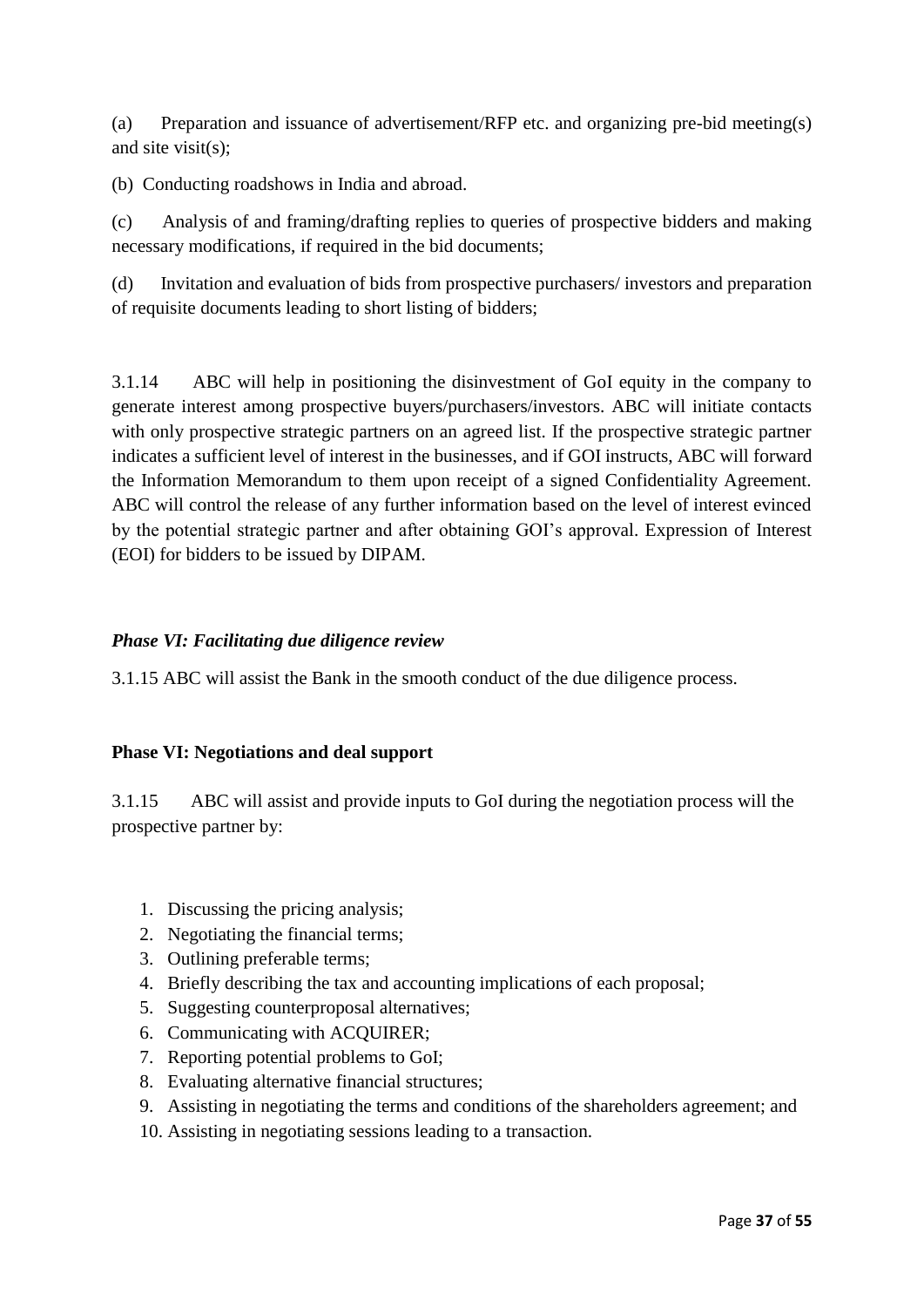(a) Preparation and issuance of advertisement/RFP etc. and organizing pre-bid meeting(s) and site visit(s);

(b) Conducting roadshows in India and abroad.

(c) Analysis of and framing/drafting replies to queries of prospective bidders and making necessary modifications, if required in the bid documents;

(d) Invitation and evaluation of bids from prospective purchasers/ investors and preparation of requisite documents leading to short listing of bidders;

3.1.14 ABC will help in positioning the disinvestment of GoI equity in the company to generate interest among prospective buyers/purchasers/investors. ABC will initiate contacts with only prospective strategic partners on an agreed list. If the prospective strategic partner indicates a sufficient level of interest in the businesses, and if GOI instructs, ABC will forward the Information Memorandum to them upon receipt of a signed Confidentiality Agreement. ABC will control the release of any further information based on the level of interest evinced by the potential strategic partner and after obtaining GOI's approval. Expression of Interest (EOI) for bidders to be issued by DIPAM.

### *Phase VI: Facilitating due diligence review*

3.1.15 ABC will assist the Bank in the smooth conduct of the due diligence process.

### **Phase VI: Negotiations and deal support**

3.1.15 ABC will assist and provide inputs to GoI during the negotiation process will the prospective partner by:

1. Discussing the pricing analysis;
2. Negotiating the financial terms;
3. Outlining preferable terms;
4. Briefly describing the tax and accounting implications of each proposal;
5. Suggesting counterproposal alternatives;
6. Communicating with ACQUIRER;
7. Reporting potential problems to GoI;
8. Evaluating alternative financial structures;
9. Assisting in negotiating the terms and conditions of the shareholders agreement; and
10. Assisting in negotiating sessions leading to a transaction.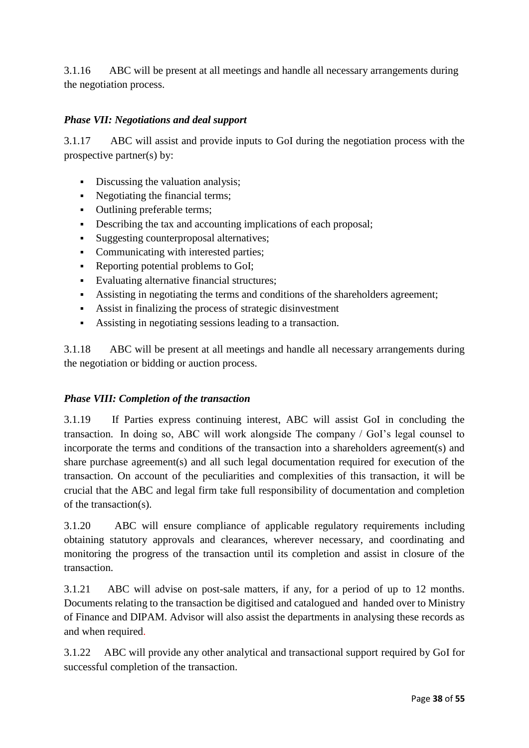3.1.16 ABC will be present at all meetings and handle all necessary arrangements during the negotiation process.

### *Phase VII: Negotiations and deal support*

3.1.17 ABC will assist and provide inputs to GoI during the negotiation process with the prospective partner(s) by:

- Discussing the valuation analysis;
- Negotiating the financial terms;
- Outlining preferable terms;
- Describing the tax and accounting implications of each proposal;
- Suggesting counterproposal alternatives;
- Communicating with interested parties;
- Reporting potential problems to GoI;
- Evaluating alternative financial structures;
- Assisting in negotiating the terms and conditions of the shareholders agreement;
- Assist in finalizing the process of strategic disinvestment
- Assisting in negotiating sessions leading to a transaction.

3.1.18 ABC will be present at all meetings and handle all necessary arrangements during the negotiation or bidding or auction process.

### *Phase VIII: Completion of the transaction*

3.1.19 If Parties express continuing interest, ABC will assist GoI in concluding the transaction. In doing so, ABC will work alongside The company / GoI's legal counsel to incorporate the terms and conditions of the transaction into a shareholders agreement(s) and share purchase agreement(s) and all such legal documentation required for execution of the transaction. On account of the peculiarities and complexities of this transaction, it will be crucial that the ABC and legal firm take full responsibility of documentation and completion of the transaction(s).

3.1.20 ABC will ensure compliance of applicable regulatory requirements including obtaining statutory approvals and clearances, wherever necessary, and coordinating and monitoring the progress of the transaction until its completion and assist in closure of the transaction.

3.1.21 ABC will advise on post-sale matters, if any, for a period of up to 12 months. Documents relating to the transaction be digitised and catalogued and handed over to Ministry of Finance and DIPAM. Advisor will also assist the departments in analysing these records as and when required.

3.1.22 ABC will provide any other analytical and transactional support required by GoI for successful completion of the transaction.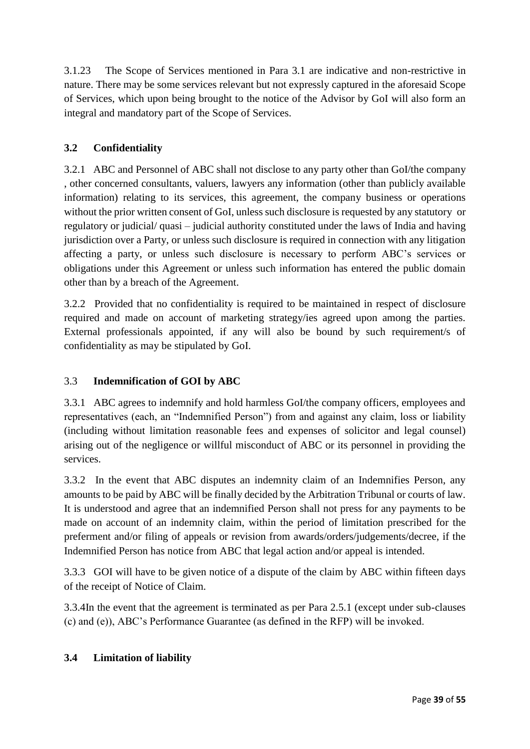3.1.23 The Scope of Services mentioned in Para 3.1 are indicative and non-restrictive in nature. There may be some services relevant but not expressly captured in the aforesaid Scope of Services, which upon being brought to the notice of the Advisor by GoI will also form an integral and mandatory part of the Scope of Services.

### 3.2 Confidentiality

3.2.1 ABC and Personnel of ABC shall not disclose to any party other than GoI/the company , other concerned consultants, valuers, lawyers any information (other than publicly available information) relating to its services, this agreement, the company business or operations without the prior written consent of GoI, unless such disclosure is requested by any statutory or regulatory or judicial/ quasi – judicial authority constituted under the laws of India and having jurisdiction over a Party, or unless such disclosure is required in connection with any litigation affecting a party, or unless such disclosure is necessary to perform ABC's services or obligations under this Agreement or unless such information has entered the public domain other than by a breach of the Agreement.

3.2.2 Provided that no confidentiality is required to be maintained in respect of disclosure required and made on account of marketing strategy/ies agreed upon among the parties. External professionals appointed, if any will also be bound by such requirement/s of confidentiality as may be stipulated by GoI.

### 3.3 Indemnification of GOI by ABC

3.3.1 ABC agrees to indemnify and hold harmless GoI/the company officers, employees and representatives (each, an "Indemnified Person") from and against any claim, loss or liability (including without limitation reasonable fees and expenses of solicitor and legal counsel) arising out of the negligence or willful misconduct of ABC or its personnel in providing the services.

3.3.2 In the event that ABC disputes an indemnity claim of an Indemnifies Person, any amounts to be paid by ABC will be finally decided by the Arbitration Tribunal or courts of law. It is understood and agree that an indemnified Person shall not press for any payments to be made on account of an indemnity claim, within the period of limitation prescribed for the preferment and/or filing of appeals or revision from awards/orders/judgements/decree, if the Indemnified Person has notice from ABC that legal action and/or appeal is intended.

3.3.3 GOI will have to be given notice of a dispute of the claim by ABC within fifteen days of the receipt of Notice of Claim.

3.3.4In the event that the agreement is terminated as per Para 2.5.1 (except under sub-clauses (c) and (e)), ABC's Performance Guarantee (as defined in the RFP) will be invoked.

### 3.4 Limitation of liability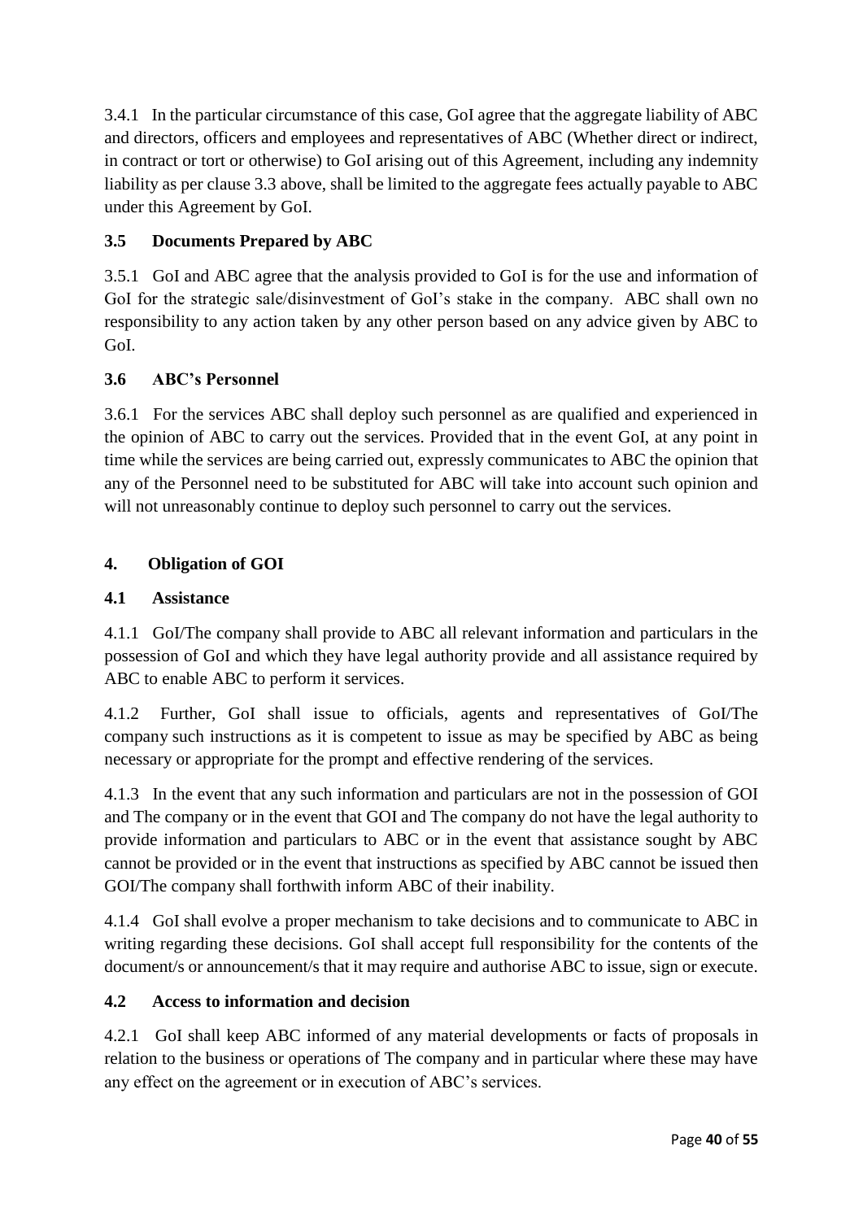3.4.1 In the particular circumstance of this case, GoI agree that the aggregate liability of ABC and directors, officers and employees and representatives of ABC (Whether direct or indirect, in contract or tort or otherwise) to GoI arising out of this Agreement, including any indemnity liability as per clause 3.3 above, shall be limited to the aggregate fees actually payable to ABC under this Agreement by GoI.

### 3.5 Documents Prepared by ABC

3.5.1 GoI and ABC agree that the analysis provided to GoI is for the use and information of GoI for the strategic sale/disinvestment of GoI's stake in the company. ABC shall own no responsibility to any action taken by any other person based on any advice given by ABC to GoI.

### 3.6 ABC's Personnel

3.6.1 For the services ABC shall deploy such personnel as are qualified and experienced in the opinion of ABC to carry out the services. Provided that in the event GoI, at any point in time while the services are being carried out, expressly communicates to ABC the opinion that any of the Personnel need to be substituted for ABC will take into account such opinion and will not unreasonably continue to deploy such personnel to carry out the services.

## 4. Obligation of GOI

### 4.1 Assistance

4.1.1 GoI/The company shall provide to ABC all relevant information and particulars in the possession of GoI and which they have legal authority provide and all assistance required by ABC to enable ABC to perform it services.

4.1.2 Further, GoI shall issue to officials, agents and representatives of GoI/The company such instructions as it is competent to issue as may be specified by ABC as being necessary or appropriate for the prompt and effective rendering of the services.

4.1.3 In the event that any such information and particulars are not in the possession of GOI and The company or in the event that GOI and The company do not have the legal authority to provide information and particulars to ABC or in the event that assistance sought by ABC cannot be provided or in the event that instructions as specified by ABC cannot be issued then GOI/The company shall forthwith inform ABC of their inability.

4.1.4 GoI shall evolve a proper mechanism to take decisions and to communicate to ABC in writing regarding these decisions. GoI shall accept full responsibility for the contents of the document/s or announcement/s that it may require and authorise ABC to issue, sign or execute.

### 4.2 Access to information and decision

4.2.1 GoI shall keep ABC informed of any material developments or facts of proposals in relation to the business or operations of The company and in particular where these may have any effect on the agreement or in execution of ABC's services.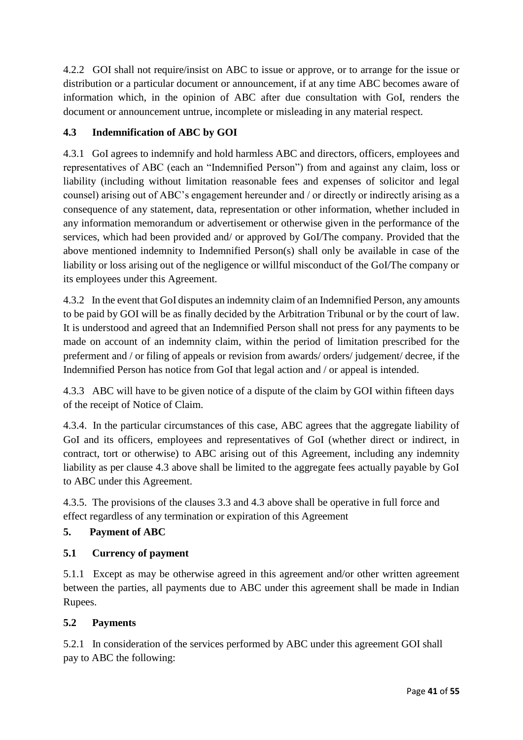4.2.2 GOI shall not require/insist on ABC to issue or approve, or to arrange for the issue or distribution or a particular document or announcement, if at any time ABC becomes aware of information which, in the opinion of ABC after due consultation with GoI, renders the document or announcement untrue, incomplete or misleading in any material respect.

## 4.3 Indemnification of ABC by GOI

4.3.1 GoI agrees to indemnify and hold harmless ABC and directors, officers, employees and representatives of ABC (each an "Indemnified Person") from and against any claim, loss or liability (including without limitation reasonable fees and expenses of solicitor and legal counsel) arising out of ABC's engagement hereunder and / or directly or indirectly arising as a consequence of any statement, data, representation or other information, whether included in any information memorandum or advertisement or otherwise given in the performance of the services, which had been provided and/ or approved by GoI/The company. Provided that the above mentioned indemnity to Indemnified Person(s) shall only be available in case of the liability or loss arising out of the negligence or willful misconduct of the GoI/The company or its employees under this Agreement.

4.3.2 In the event that GoI disputes an indemnity claim of an Indemnified Person, any amounts to be paid by GOI will be as finally decided by the Arbitration Tribunal or by the court of law. It is understood and agreed that an Indemnified Person shall not press for any payments to be made on account of an indemnity claim, within the period of limitation prescribed for the preferment and / or filing of appeals or revision from awards/ orders/ judgement/ decree, if the Indemnified Person has notice from GoI that legal action and / or appeal is intended.

4.3.3 ABC will have to be given notice of a dispute of the claim by GOI within fifteen days of the receipt of Notice of Claim.

4.3.4. In the particular circumstances of this case, ABC agrees that the aggregate liability of GoI and its officers, employees and representatives of GoI (whether direct or indirect, in contract, tort or otherwise) to ABC arising out of this Agreement, including any indemnity liability as per clause 4.3 above shall be limited to the aggregate fees actually payable by GoI to ABC under this Agreement.

4.3.5. The provisions of the clauses 3.3 and 4.3 above shall be operative in full force and effect regardless of any termination or expiration of this Agreement

# 5. Payment of ABC

## 5.1 Currency of payment

5.1.1 Except as may be otherwise agreed in this agreement and/or other written agreement between the parties, all payments due to ABC under this agreement shall be made in Indian Rupees.

## 5.2 Payments

5.2.1 In consideration of the services performed by ABC under this agreement GOI shall pay to ABC the following: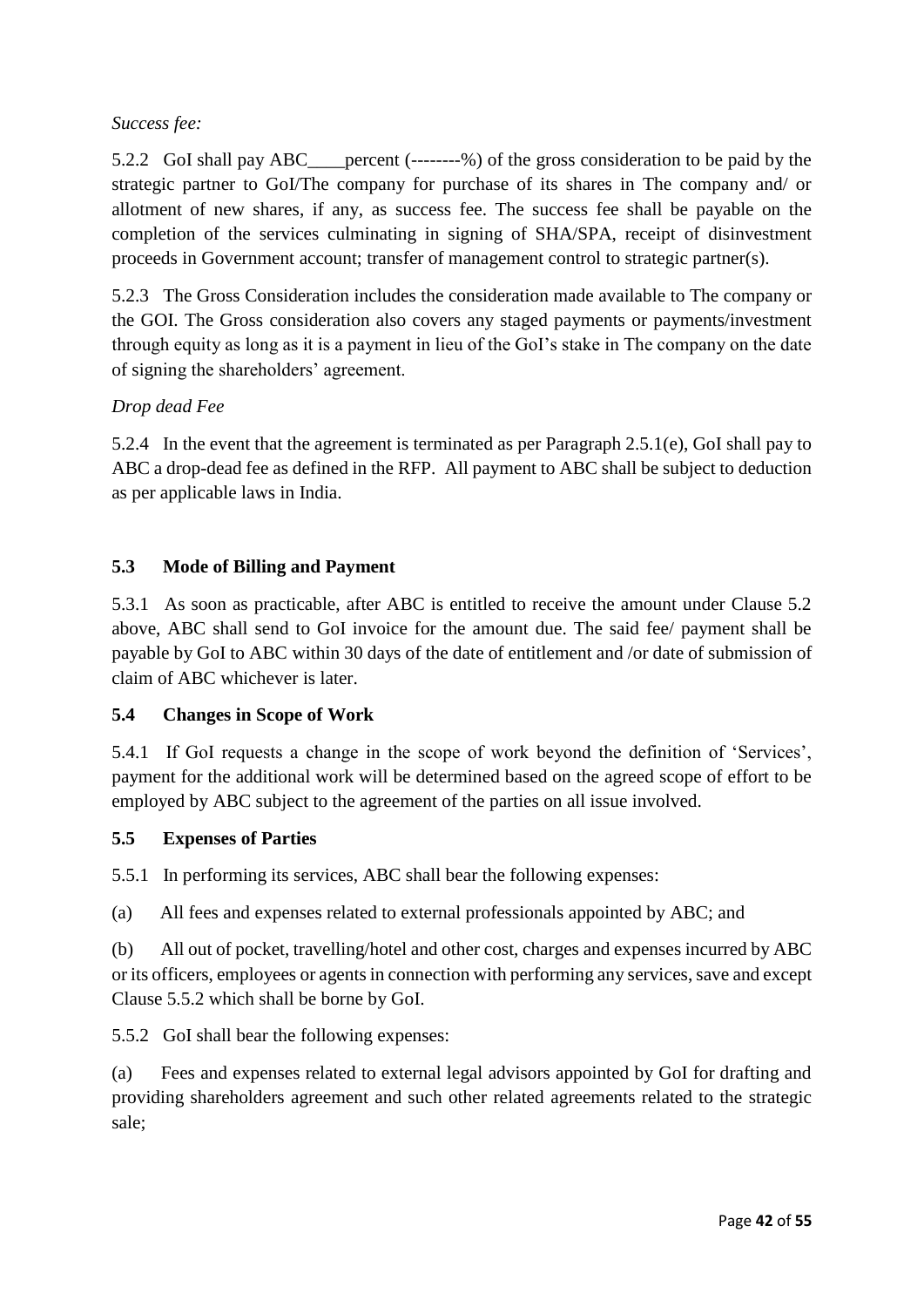*Success fee:*

5.2.2 GoI shall pay ABC____percent (--------%) of the gross consideration to be paid by the strategic partner to GoI/The company for purchase of its shares in The company and/ or allotment of new shares, if any, as success fee. The success fee shall be payable on the completion of the services culminating in signing of SHA/SPA, receipt of disinvestment proceeds in Government account; transfer of management control to strategic partner(s).

5.2.3 The Gross Consideration includes the consideration made available to The company or the GOI. The Gross consideration also covers any staged payments or payments/investment through equity as long as it is a payment in lieu of the GoI's stake in The company on the date of signing the shareholders' agreement.

*Drop dead Fee*

5.2.4 In the event that the agreement is terminated as per Paragraph 2.5.1(e), GoI shall pay to ABC a drop-dead fee as defined in the RFP. All payment to ABC shall be subject to deduction as per applicable laws in India.

### 5.3 Mode of Billing and Payment

5.3.1 As soon as practicable, after ABC is entitled to receive the amount under Clause 5.2 above, ABC shall send to GoI invoice for the amount due. The said fee/ payment shall be payable by GoI to ABC within 30 days of the date of entitlement and /or date of submission of claim of ABC whichever is later.

### 5.4 Changes in Scope of Work

5.4.1 If GoI requests a change in the scope of work beyond the definition of 'Services', payment for the additional work will be determined based on the agreed scope of effort to be employed by ABC subject to the agreement of the parties on all issue involved.

### 5.5 Expenses of Parties

5.5.1 In performing its services, ABC shall bear the following expenses:

(a) All fees and expenses related to external professionals appointed by ABC; and

(b) All out of pocket, travelling/hotel and other cost, charges and expenses incurred by ABC or its officers, employees or agents in connection with performing any services, save and except Clause 5.5.2 which shall be borne by GoI.

5.5.2 GoI shall bear the following expenses:

(a) Fees and expenses related to external legal advisors appointed by GoI for drafting and providing shareholders agreement and such other related agreements related to the strategic sale;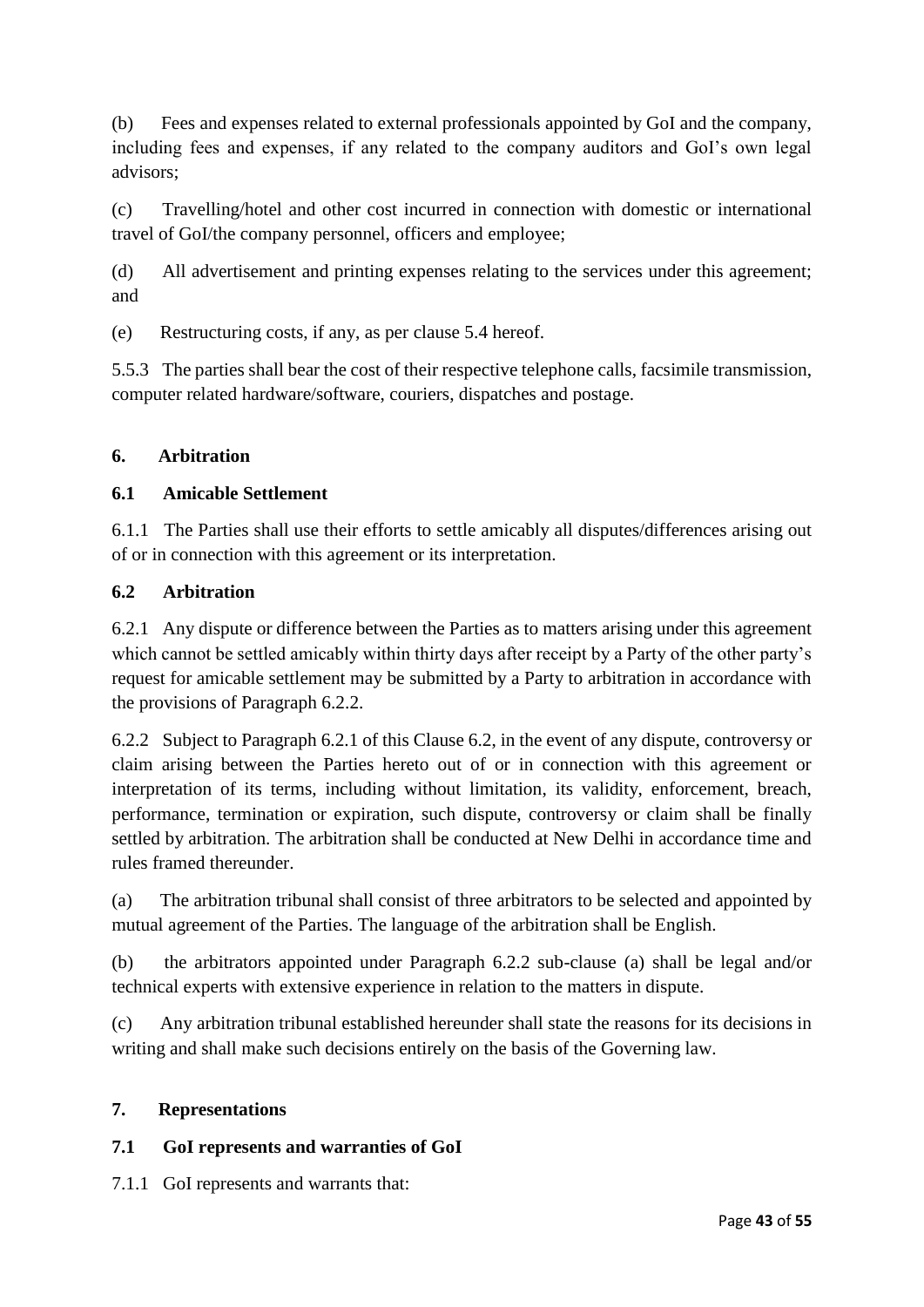(b) Fees and expenses related to external professionals appointed by GoI and the company, including fees and expenses, if any related to the company auditors and GoI's own legal advisors;

(c) Travelling/hotel and other cost incurred in connection with domestic or international travel of GoI/the company personnel, officers and employee;

(d) All advertisement and printing expenses relating to the services under this agreement; and

(e) Restructuring costs, if any, as per clause 5.4 hereof.

5.5.3 The parties shall bear the cost of their respective telephone calls, facsimile transmission, computer related hardware/software, couriers, dispatches and postage.

### 6. Arbitration

#### 6.1 Amicable Settlement

6.1.1 The Parties shall use their efforts to settle amicably all disputes/differences arising out of or in connection with this agreement or its interpretation.

#### 6.2 Arbitration

6.2.1 Any dispute or difference between the Parties as to matters arising under this agreement which cannot be settled amicably within thirty days after receipt by a Party of the other party's request for amicable settlement may be submitted by a Party to arbitration in accordance with the provisions of Paragraph 6.2.2.

6.2.2 Subject to Paragraph 6.2.1 of this Clause 6.2, in the event of any dispute, controversy or claim arising between the Parties hereto out of or in connection with this agreement or interpretation of its terms, including without limitation, its validity, enforcement, breach, performance, termination or expiration, such dispute, controversy or claim shall be finally settled by arbitration. The arbitration shall be conducted at New Delhi in accordance time and rules framed thereunder.

(a) The arbitration tribunal shall consist of three arbitrators to be selected and appointed by mutual agreement of the Parties. The language of the arbitration shall be English.

(b) the arbitrators appointed under Paragraph 6.2.2 sub-clause (a) shall be legal and/or technical experts with extensive experience in relation to the matters in dispute.

(c) Any arbitration tribunal established hereunder shall state the reasons for its decisions in writing and shall make such decisions entirely on the basis of the Governing law.

### 7. Representations

#### 7.1 GoI represents and warranties of GoI

7.1.1 GoI represents and warrants that: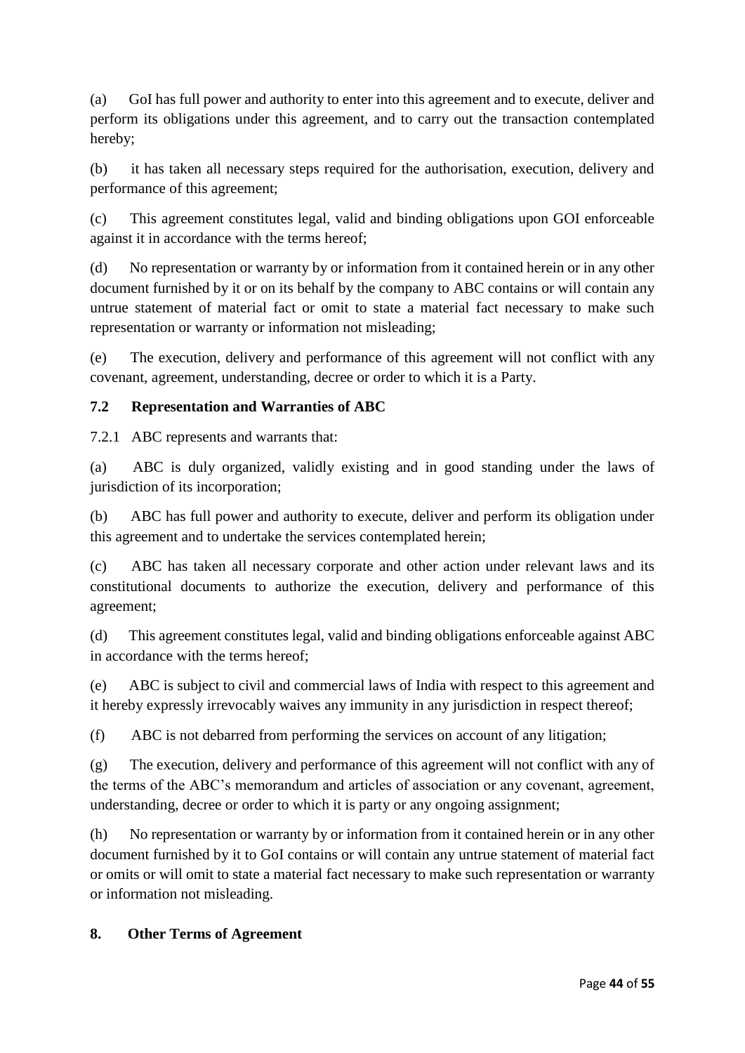(a) GoI has full power and authority to enter into this agreement and to execute, deliver and perform its obligations under this agreement, and to carry out the transaction contemplated hereby;

(b) it has taken all necessary steps required for the authorisation, execution, delivery and performance of this agreement;

(c) This agreement constitutes legal, valid and binding obligations upon GOI enforceable against it in accordance with the terms hereof;

(d) No representation or warranty by or information from it contained herein or in any other document furnished by it or on its behalf by the company to ABC contains or will contain any untrue statement of material fact or omit to state a material fact necessary to make such representation or warranty or information not misleading;

(e) The execution, delivery and performance of this agreement will not conflict with any covenant, agreement, understanding, decree or order to which it is a Party.

### 7.2 Representation and Warranties of ABC

7.2.1 ABC represents and warrants that:

(a) ABC is duly organized, validly existing and in good standing under the laws of jurisdiction of its incorporation;

(b) ABC has full power and authority to execute, deliver and perform its obligation under this agreement and to undertake the services contemplated herein;

(c) ABC has taken all necessary corporate and other action under relevant laws and its constitutional documents to authorize the execution, delivery and performance of this agreement;

(d) This agreement constitutes legal, valid and binding obligations enforceable against ABC in accordance with the terms hereof;

(e) ABC is subject to civil and commercial laws of India with respect to this agreement and it hereby expressly irrevocably waives any immunity in any jurisdiction in respect thereof;

(f) ABC is not debarred from performing the services on account of any litigation;

(g) The execution, delivery and performance of this agreement will not conflict with any of the terms of the ABC's memorandum and articles of association or any covenant, agreement, understanding, decree or order to which it is party or any ongoing assignment;

(h) No representation or warranty by or information from it contained herein or in any other document furnished by it to GoI contains or will contain any untrue statement of material fact or omits or will omit to state a material fact necessary to make such representation or warranty or information not misleading.

## 8. Other Terms of Agreement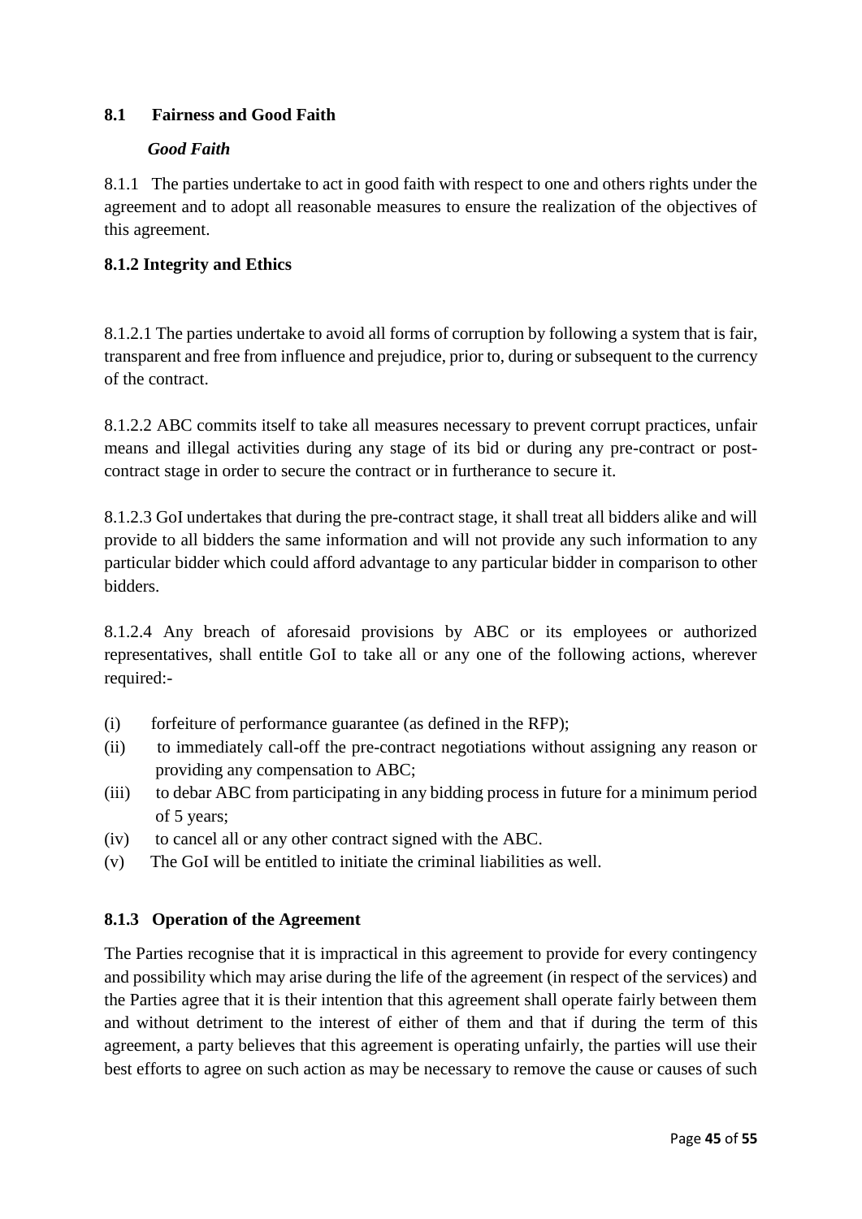## 8.1 Fairness and Good Faith

*Good Faith*

8.1.1 The parties undertake to act in good faith with respect to one and others rights under the agreement and to adopt all reasonable measures to ensure the realization of the objectives of this agreement.

### 8.1.2 Integrity and Ethics

8.1.2.1 The parties undertake to avoid all forms of corruption by following a system that is fair, transparent and free from influence and prejudice, prior to, during or subsequent to the currency of the contract.

8.1.2.2 ABC commits itself to take all measures necessary to prevent corrupt practices, unfair means and illegal activities during any stage of its bid or during any pre-contract or post-contract stage in order to secure the contract or in furtherance to secure it.

8.1.2.3 GoI undertakes that during the pre-contract stage, it shall treat all bidders alike and will provide to all bidders the same information and will not provide any such information to any particular bidder which could afford advantage to any particular bidder in comparison to other bidders.

8.1.2.4 Any breach of aforesaid provisions by ABC or its employees or authorized representatives, shall entitle GoI to take all or any one of the following actions, wherever required:-

(i) forfeiture of performance guarantee (as defined in the RFP);
(ii) to immediately call-off the pre-contract negotiations without assigning any reason or providing any compensation to ABC;
(iii) to debar ABC from participating in any bidding process in future for a minimum period of 5 years;
(iv) to cancel all or any other contract signed with the ABC.
(v) The GoI will be entitled to initiate the criminal liabilities as well.

### 8.1.3 Operation of the Agreement

The Parties recognise that it is impractical in this agreement to provide for every contingency and possibility which may arise during the life of the agreement (in respect of the services) and the Parties agree that it is their intention that this agreement shall operate fairly between them and without detriment to the interest of either of them and that if during the term of this agreement, a party believes that this agreement is operating unfairly, the parties will use their best efforts to agree on such action as may be necessary to remove the cause or causes of such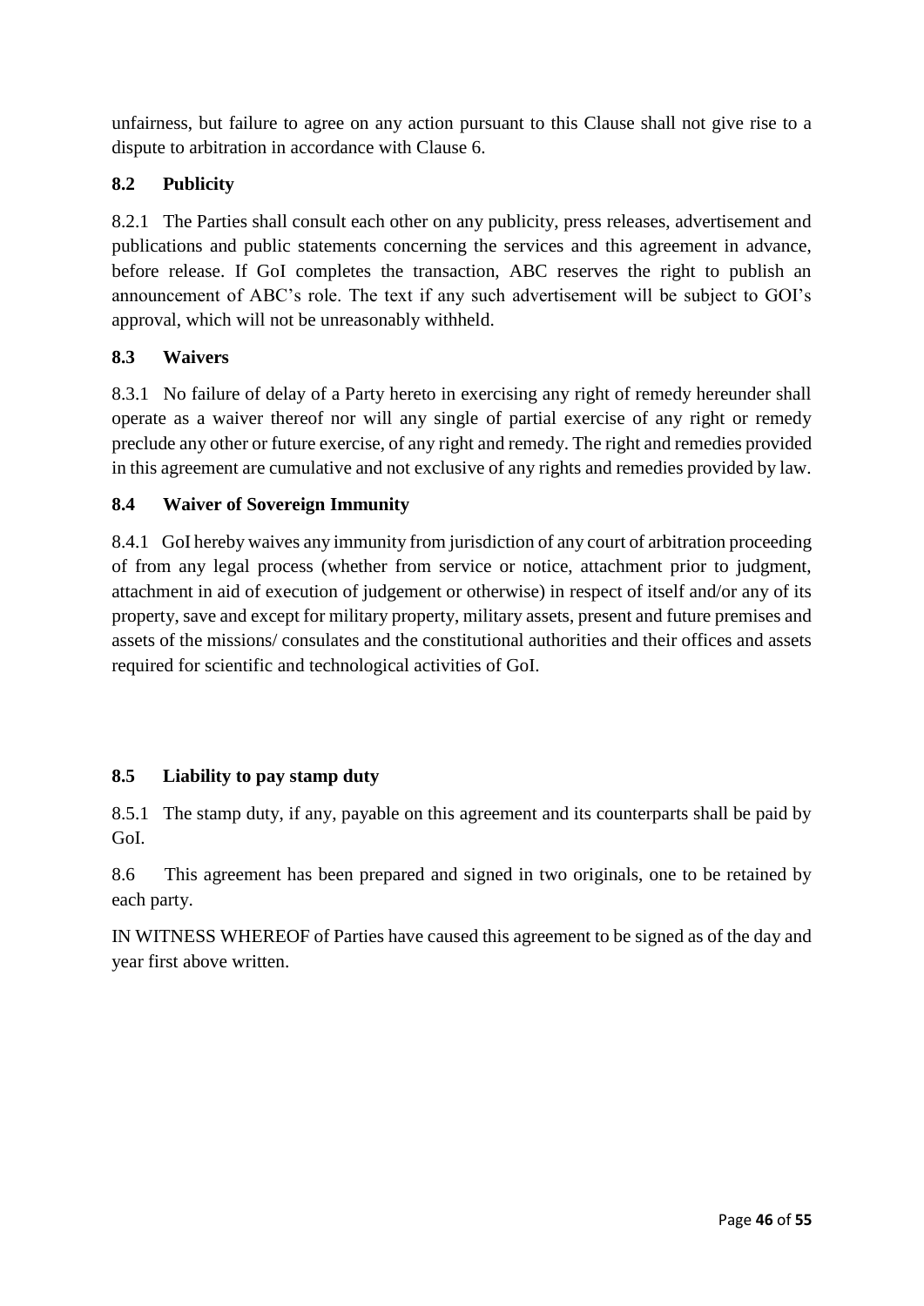unfairness, but failure to agree on any action pursuant to this Clause shall not give rise to a dispute to arbitration in accordance with Clause 6.

## 8.2 Publicity

8.2.1 The Parties shall consult each other on any publicity, press releases, advertisement and publications and public statements concerning the services and this agreement in advance, before release. If GoI completes the transaction, ABC reserves the right to publish an announcement of ABC's role. The text if any such advertisement will be subject to GOI's approval, which will not be unreasonably withheld.

## 8.3 Waivers

8.3.1 No failure of delay of a Party hereto in exercising any right of remedy hereunder shall operate as a waiver thereof nor will any single of partial exercise of any right or remedy preclude any other or future exercise, of any right and remedy. The right and remedies provided in this agreement are cumulative and not exclusive of any rights and remedies provided by law.

## 8.4 Waiver of Sovereign Immunity

8.4.1 GoI hereby waives any immunity from jurisdiction of any court of arbitration proceeding of from any legal process (whether from service or notice, attachment prior to judgment, attachment in aid of execution of judgement or otherwise) in respect of itself and/or any of its property, save and except for military property, military assets, present and future premises and assets of the missions/ consulates and the constitutional authorities and their offices and assets required for scientific and technological activities of GoI.

## 8.5 Liability to pay stamp duty

8.5.1 The stamp duty, if any, payable on this agreement and its counterparts shall be paid by GoI.

8.6 This agreement has been prepared and signed in two originals, one to be retained by each party.

IN WITNESS WHEREOF of Parties have caused this agreement to be signed as of the day and year first above written.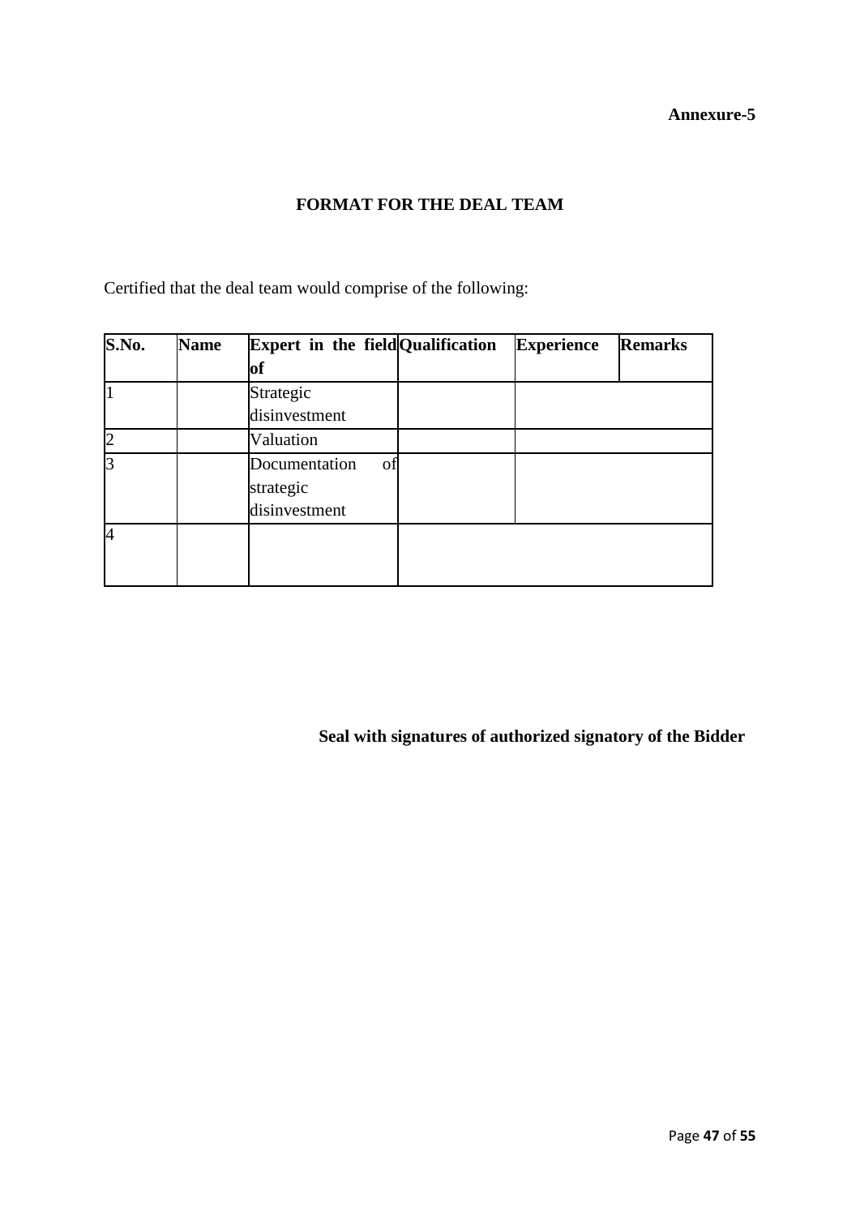**Annexure-5**

## FORMAT FOR THE DEAL TEAM

Certified that the deal team would comprise of the following:

| S.No. | Name | Expert in the field of | Qualification | Experience | Remarks |
|---|---|---|---|---|---|
| 1 | | Strategic disinvestment | | | |
| 2 | | Valuation | | | |
| 3 | | Documentation of strategic disinvestment | | | |
| 4 | | | | | |

**Seal with signatures of authorized signatory of the Bidder**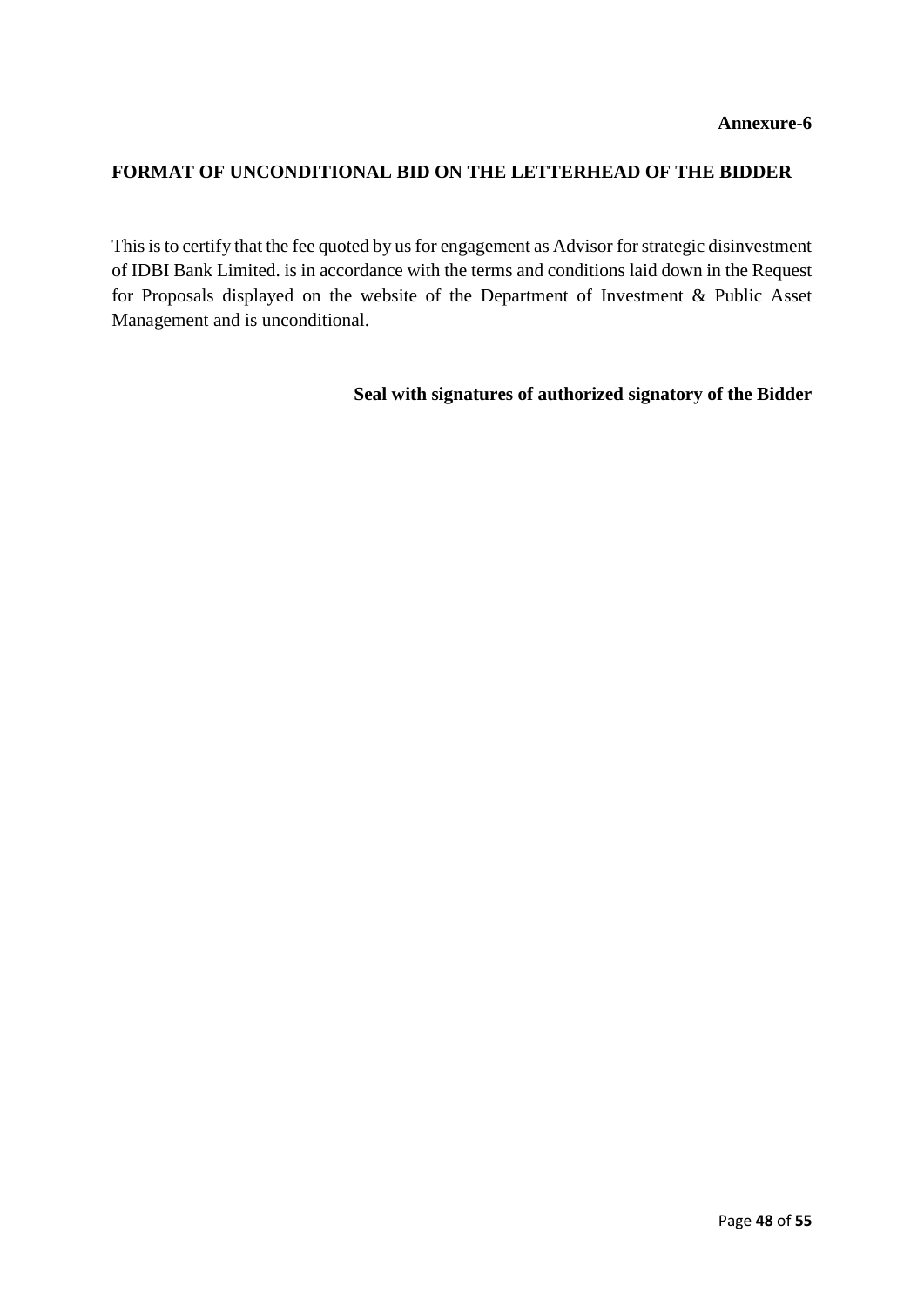**Annexure-6**

## FORMAT OF UNCONDITIONAL BID ON THE LETTERHEAD OF THE BIDDER

This is to certify that the fee quoted by us for engagement as Advisor for strategic disinvestment of IDBI Bank Limited. is in accordance with the terms and conditions laid down in the Request for Proposals displayed on the website of the Department of Investment & Public Asset Management and is unconditional.

**Seal with signatures of authorized signatory of the Bidder**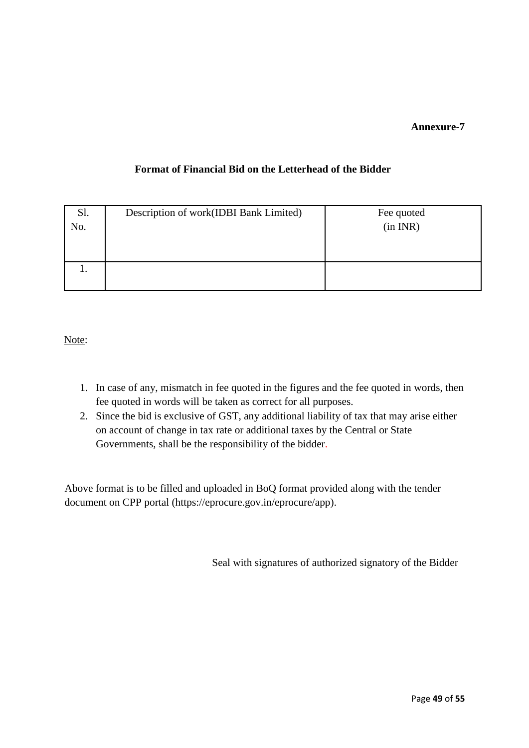**Annexure-7**

## Format of Financial Bid on the Letterhead of the Bidder

| Sl. No. | Description of work(IDBI Bank Limited) | Fee quoted (in INR) |
| --- | --- | --- |
| 1. | | |

Note:

1. In case of any, mismatch in fee quoted in the figures and the fee quoted in words, then fee quoted in words will be taken as correct for all purposes.
2. Since the bid is exclusive of GST, any additional liability of tax that may arise either on account of change in tax rate or additional taxes by the Central or State Governments, shall be the responsibility of the bidder.

Above format is to be filled and uploaded in BoQ format provided along with the tender document on CPP portal (https://eprocure.gov.in/eprocure/app).

Seal with signatures of authorized signatory of the Bidder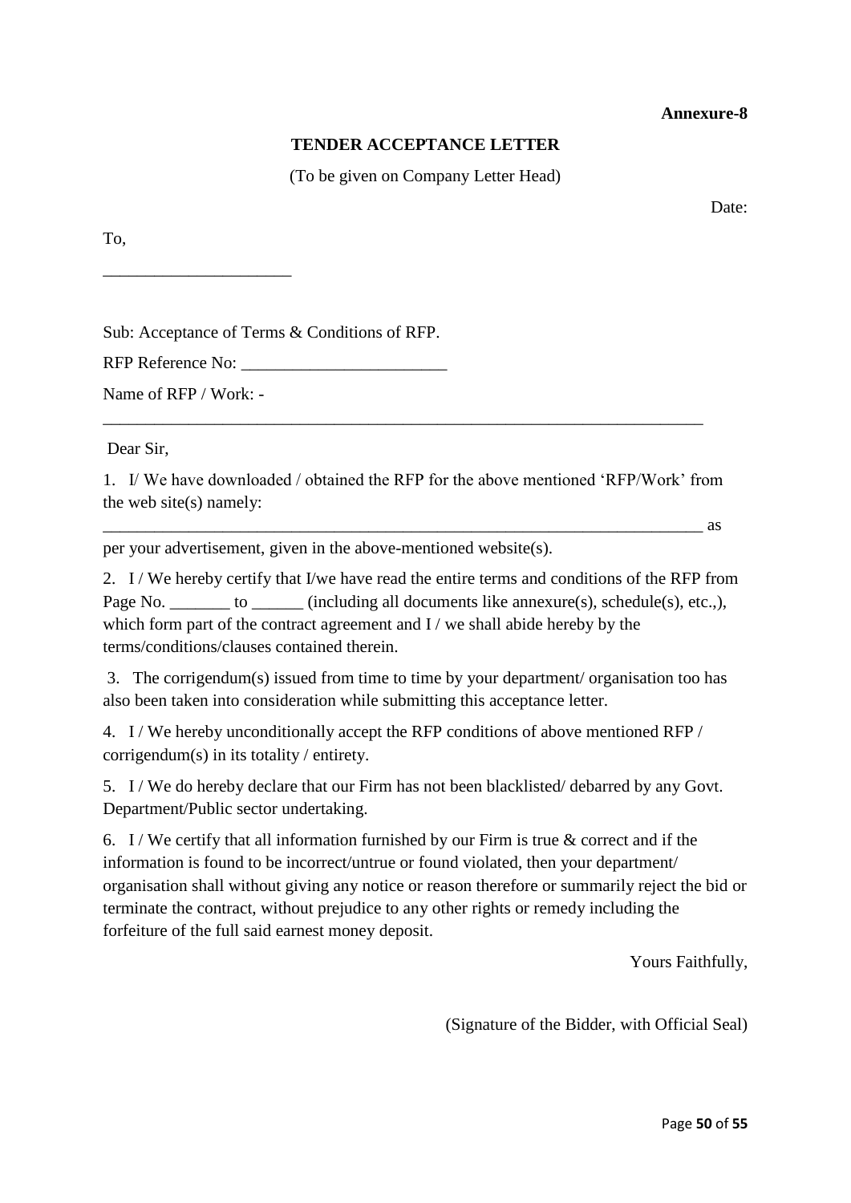**Annexure-8**

## TENDER ACCEPTANCE LETTER

(To be given on Company Letter Head)

Date:

To,

______________________

Sub: Acceptance of Terms & Conditions of RFP.

RFP Reference No: ________________________

Name of RFP / Work: -

________________________________________________________________________

Dear Sir,

1. I/ We have downloaded / obtained the RFP for the above mentioned 'RFP/Work' from the web site(s) namely: ________________________________________________________________________ as per your advertisement, given in the above-mentioned website(s).

2. I / We hereby certify that I/we have read the entire terms and conditions of the RFP from Page No. _______ to ______ (including all documents like annexure(s), schedule(s), etc.,), which form part of the contract agreement and I / we shall abide hereby by the terms/conditions/clauses contained therein.

3. The corrigendum(s) issued from time to time by your department/ organisation too has also been taken into consideration while submitting this acceptance letter.

4. I / We hereby unconditionally accept the RFP conditions of above mentioned RFP / corrigendum(s) in its totality / entirety.

5. I / We do hereby declare that our Firm has not been blacklisted/ debarred by any Govt. Department/Public sector undertaking.

6. I / We certify that all information furnished by our Firm is true & correct and if the information is found to be incorrect/untrue or found violated, then your department/ organisation shall without giving any notice or reason therefore or summarily reject the bid or terminate the contract, without prejudice to any other rights or remedy including the forfeiture of the full said earnest money deposit.

Yours Faithfully,

(Signature of the Bidder, with Official Seal)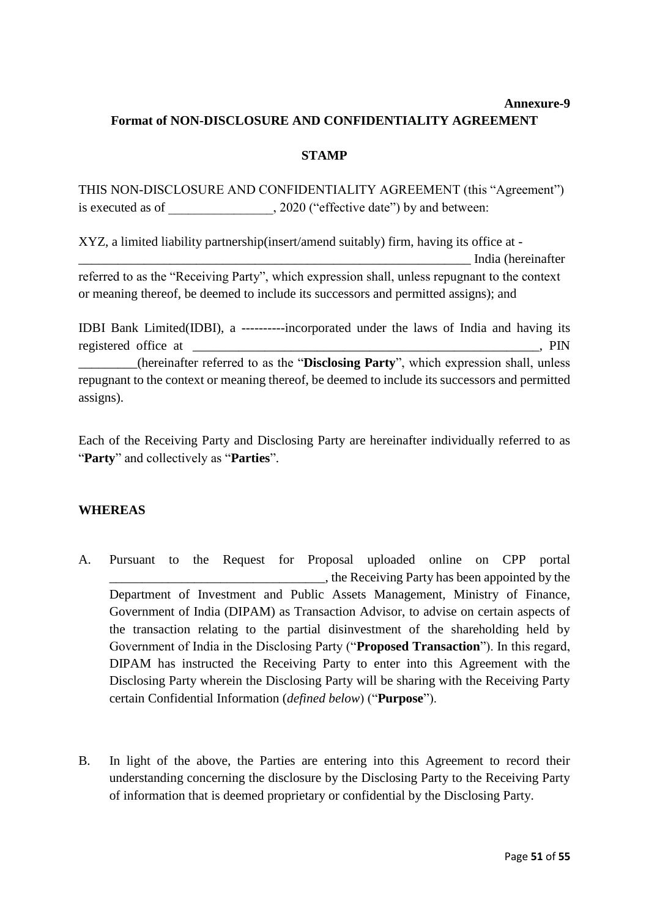**Annexure-9**

**Format of NON-DISCLOSURE AND CONFIDENTIALITY AGREEMENT**

**STAMP**

THIS NON-DISCLOSURE AND CONFIDENTIALITY AGREEMENT (this "Agreement") is executed as of ________________, 2020 ("effective date") by and between:

XYZ, a limited liability partnership(insert/amend suitably) firm, having its office at - ______________________________________________________________ India (hereinafter referred to as the "Receiving Party", which expression shall, unless repugnant to the context or meaning thereof, be deemed to include its successors and permitted assigns); and

IDBI Bank Limited(IDBI), a ----------incorporated under the laws of India and having its registered office at ________________________________________________________, PIN _________(hereinafter referred to as the "**Disclosing Party**", which expression shall, unless repugnant to the context or meaning thereof, be deemed to include its successors and permitted assigns).

Each of the Receiving Party and Disclosing Party are hereinafter individually referred to as "**Party**" and collectively as "**Parties**".

**WHEREAS**

A. Pursuant to the Request for Proposal uploaded online on CPP portal _________________________________, the Receiving Party has been appointed by the Department of Investment and Public Assets Management, Ministry of Finance, Government of India (DIPAM) as Transaction Advisor, to advise on certain aspects of the transaction relating to the partial disinvestment of the shareholding held by Government of India in the Disclosing Party ("**Proposed Transaction**"). In this regard, DIPAM has instructed the Receiving Party to enter into this Agreement with the Disclosing Party wherein the Disclosing Party will be sharing with the Receiving Party certain Confidential Information (*defined below*) ("**Purpose**").

B. In light of the above, the Parties are entering into this Agreement to record their understanding concerning the disclosure by the Disclosing Party to the Receiving Party of information that is deemed proprietary or confidential by the Disclosing Party.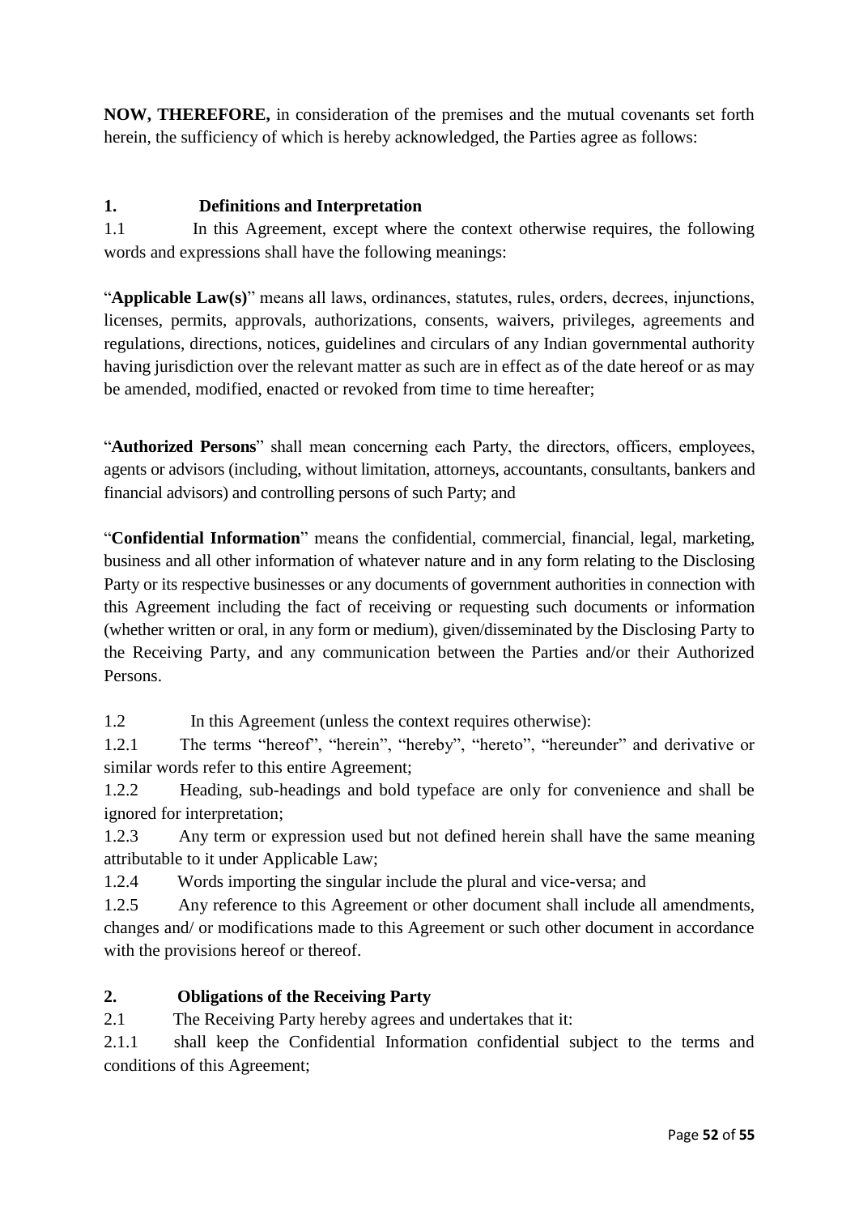**NOW, THEREFORE,** in consideration of the premises and the mutual covenants set forth herein, the sufficiency of which is hereby acknowledged, the Parties agree as follows:

## 1. Definitions and Interpretation

1.1 In this Agreement, except where the context otherwise requires, the following words and expressions shall have the following meanings:

"**Applicable Law(s)**" means all laws, ordinances, statutes, rules, orders, decrees, injunctions, licenses, permits, approvals, authorizations, consents, waivers, privileges, agreements and regulations, directions, notices, guidelines and circulars of any Indian governmental authority having jurisdiction over the relevant matter as such are in effect as of the date hereof or as may be amended, modified, enacted or revoked from time to time hereafter;

"**Authorized Persons**" shall mean concerning each Party, the directors, officers, employees, agents or advisors (including, without limitation, attorneys, accountants, consultants, bankers and financial advisors) and controlling persons of such Party; and

"**Confidential Information**" means the confidential, commercial, financial, legal, marketing, business and all other information of whatever nature and in any form relating to the Disclosing Party or its respective businesses or any documents of government authorities in connection with this Agreement including the fact of receiving or requesting such documents or information (whether written or oral, in any form or medium), given/disseminated by the Disclosing Party to the Receiving Party, and any communication between the Parties and/or their Authorized Persons.

1.2 In this Agreement (unless the context requires otherwise):

1.2.1 The terms "hereof", "herein", "hereby", "hereto", "hereunder" and derivative or similar words refer to this entire Agreement;

1.2.2 Heading, sub-headings and bold typeface are only for convenience and shall be ignored for interpretation;

1.2.3 Any term or expression used but not defined herein shall have the same meaning attributable to it under Applicable Law;

1.2.4 Words importing the singular include the plural and vice-versa; and

1.2.5 Any reference to this Agreement or other document shall include all amendments, changes and/ or modifications made to this Agreement or such other document in accordance with the provisions hereof or thereof.

## 2. Obligations of the Receiving Party

2.1 The Receiving Party hereby agrees and undertakes that it:

2.1.1 shall keep the Confidential Information confidential subject to the terms and conditions of this Agreement;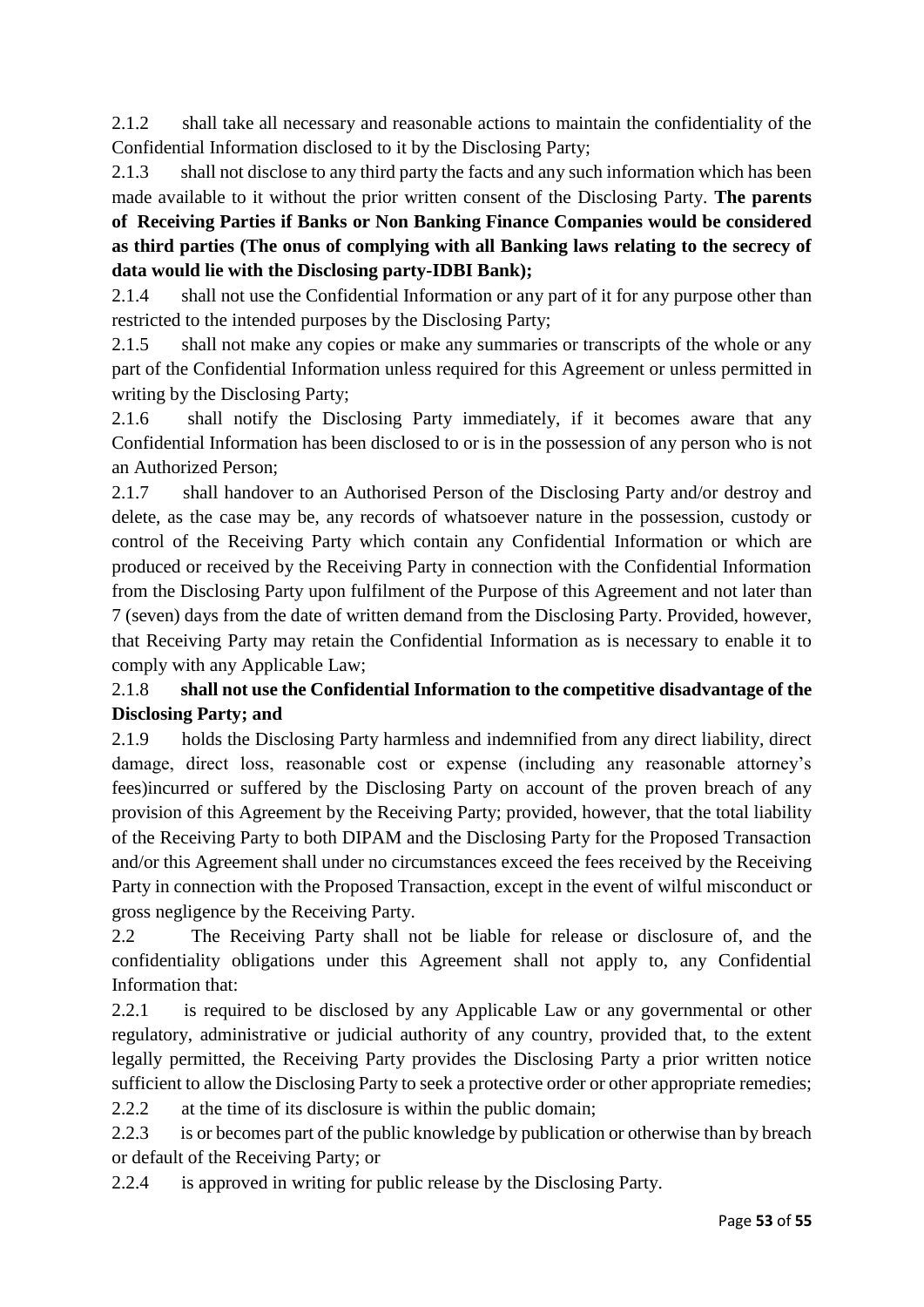2.1.2 shall take all necessary and reasonable actions to maintain the confidentiality of the Confidential Information disclosed to it by the Disclosing Party;

2.1.3 shall not disclose to any third party the facts and any such information which has been made available to it without the prior written consent of the Disclosing Party. **The parents of Receiving Parties if Banks or Non Banking Finance Companies would be considered as third parties (The onus of complying with all Banking laws relating to the secrecy of data would lie with the Disclosing party-IDBI Bank);**

2.1.4 shall not use the Confidential Information or any part of it for any purpose other than restricted to the intended purposes by the Disclosing Party;

2.1.5 shall not make any copies or make any summaries or transcripts of the whole or any part of the Confidential Information unless required for this Agreement or unless permitted in writing by the Disclosing Party;

2.1.6 shall notify the Disclosing Party immediately, if it becomes aware that any Confidential Information has been disclosed to or is in the possession of any person who is not an Authorized Person;

2.1.7 shall handover to an Authorised Person of the Disclosing Party and/or destroy and delete, as the case may be, any records of whatsoever nature in the possession, custody or control of the Receiving Party which contain any Confidential Information or which are produced or received by the Receiving Party in connection with the Confidential Information from the Disclosing Party upon fulfilment of the Purpose of this Agreement and not later than 7 (seven) days from the date of written demand from the Disclosing Party. Provided, however, that Receiving Party may retain the Confidential Information as is necessary to enable it to comply with any Applicable Law;

2.1.8 **shall not use the Confidential Information to the competitive disadvantage of the Disclosing Party; and**

2.1.9 holds the Disclosing Party harmless and indemnified from any direct liability, direct damage, direct loss, reasonable cost or expense (including any reasonable attorney's fees)incurred or suffered by the Disclosing Party on account of the proven breach of any provision of this Agreement by the Receiving Party; provided, however, that the total liability of the Receiving Party to both DIPAM and the Disclosing Party for the Proposed Transaction and/or this Agreement shall under no circumstances exceed the fees received by the Receiving Party in connection with the Proposed Transaction, except in the event of wilful misconduct or gross negligence by the Receiving Party.

2.2 The Receiving Party shall not be liable for release or disclosure of, and the confidentiality obligations under this Agreement shall not apply to, any Confidential Information that:

2.2.1 is required to be disclosed by any Applicable Law or any governmental or other regulatory, administrative or judicial authority of any country, provided that, to the extent legally permitted, the Receiving Party provides the Disclosing Party a prior written notice sufficient to allow the Disclosing Party to seek a protective order or other appropriate remedies;

2.2.2 at the time of its disclosure is within the public domain;

2.2.3 is or becomes part of the public knowledge by publication or otherwise than by breach or default of the Receiving Party; or

2.2.4 is approved in writing for public release by the Disclosing Party.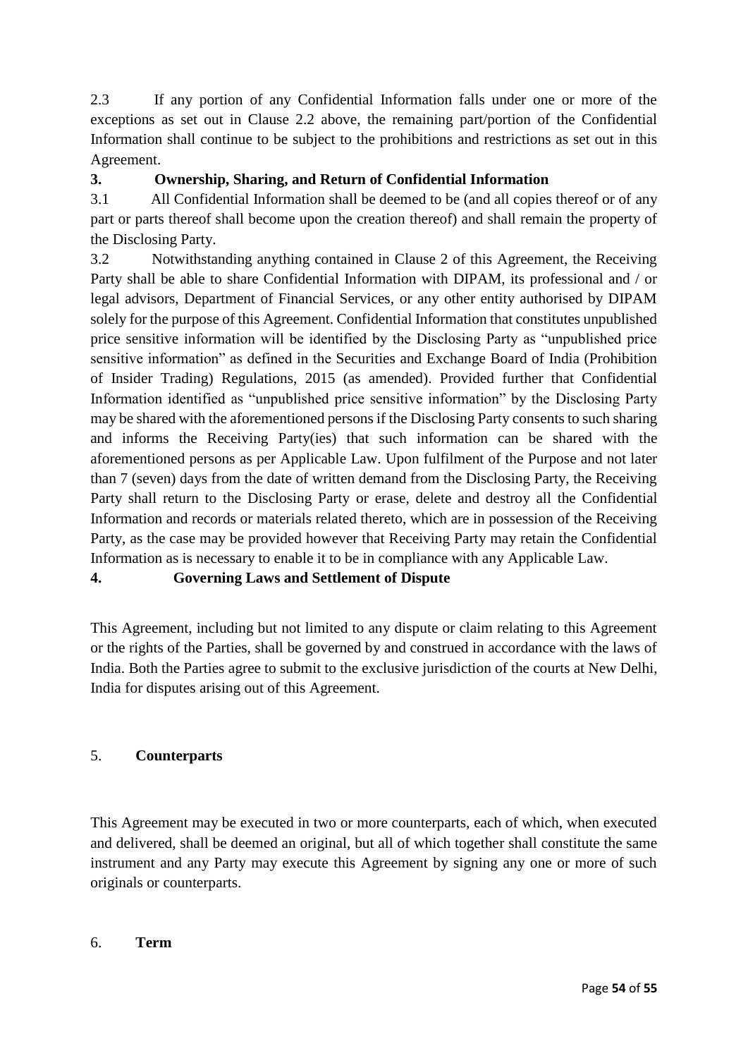2.3 If any portion of any Confidential Information falls under one or more of the exceptions as set out in Clause 2.2 above, the remaining part/portion of the Confidential Information shall continue to be subject to the prohibitions and restrictions as set out in this Agreement.

**3. Ownership, Sharing, and Return of Confidential Information**

3.1 All Confidential Information shall be deemed to be (and all copies thereof or of any part or parts thereof shall become upon the creation thereof) and shall remain the property of the Disclosing Party.

3.2 Notwithstanding anything contained in Clause 2 of this Agreement, the Receiving Party shall be able to share Confidential Information with DIPAM, its professional and / or legal advisors, Department of Financial Services, or any other entity authorised by DIPAM solely for the purpose of this Agreement. Confidential Information that constitutes unpublished price sensitive information will be identified by the Disclosing Party as "unpublished price sensitive information" as defined in the Securities and Exchange Board of India (Prohibition of Insider Trading) Regulations, 2015 (as amended). Provided further that Confidential Information identified as "unpublished price sensitive information" by the Disclosing Party may be shared with the aforementioned persons if the Disclosing Party consents to such sharing and informs the Receiving Party(ies) that such information can be shared with the aforementioned persons as per Applicable Law. Upon fulfilment of the Purpose and not later than 7 (seven) days from the date of written demand from the Disclosing Party, the Receiving Party shall return to the Disclosing Party or erase, delete and destroy all the Confidential Information and records or materials related thereto, which are in possession of the Receiving Party, as the case may be provided however that Receiving Party may retain the Confidential Information as is necessary to enable it to be in compliance with any Applicable Law.

**4. Governing Laws and Settlement of Dispute**

This Agreement, including but not limited to any dispute or claim relating to this Agreement or the rights of the Parties, shall be governed by and construed in accordance with the laws of India. Both the Parties agree to submit to the exclusive jurisdiction of the courts at New Delhi, India for disputes arising out of this Agreement.

5. **Counterparts**

This Agreement may be executed in two or more counterparts, each of which, when executed and delivered, shall be deemed an original, but all of which together shall constitute the same instrument and any Party may execute this Agreement by signing any one or more of such originals or counterparts.

6. **Term**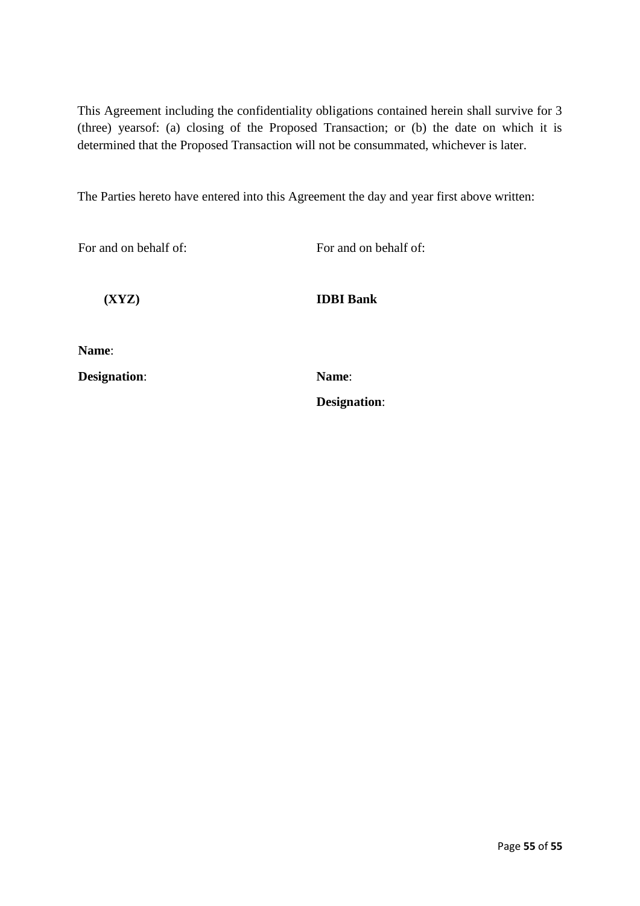This Agreement including the confidentiality obligations contained herein shall survive for 3 (three) yearsof: (a) closing of the Proposed Transaction; or (b) the date on which it is determined that the Proposed Transaction will not be consummated, whichever is later.

The Parties hereto have entered into this Agreement the day and year first above written:

| | |
|---|---|
| For and on behalf of: | For and on behalf of: |
| **(XYZ)** | **IDBI Bank** |
| **Name**: | |
| **Designation**: | **Name**: |
| | **Designation**: |